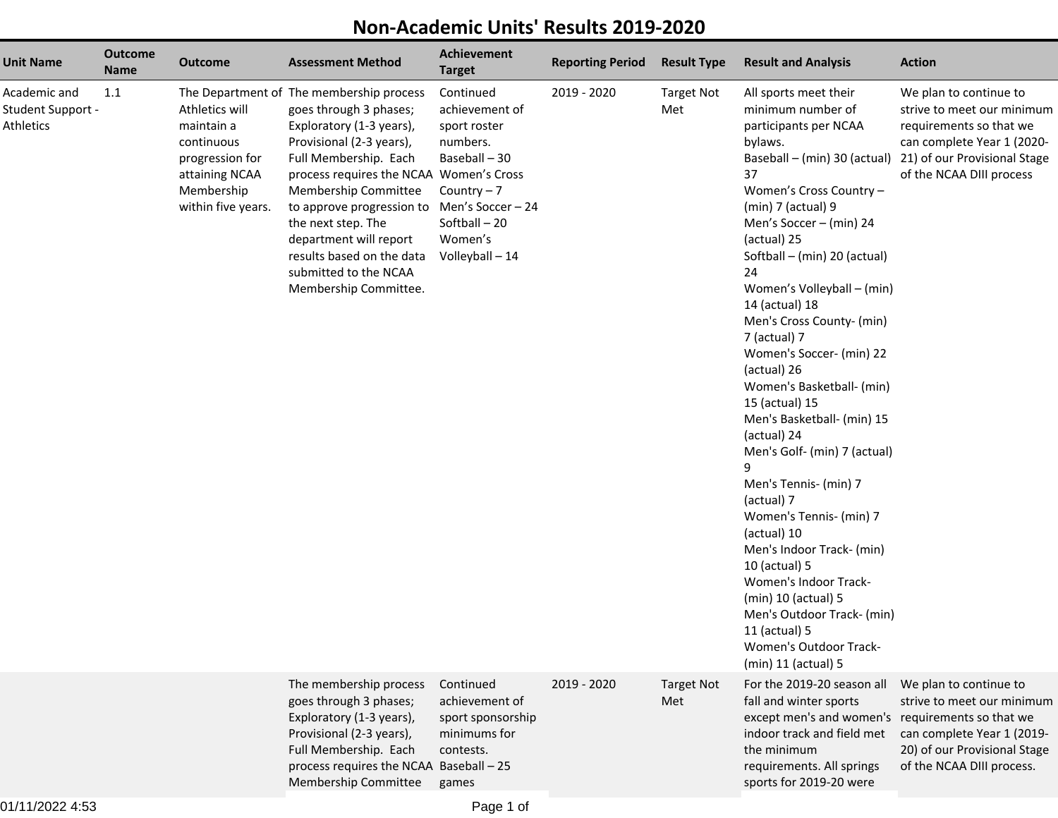# Non-Academic Units' Results 2019-2020

| Unit Name | Outcome Name | Outcome | Assessment Method | Achievement Target | Reporting Period | Result Type | Result and Analysis | Action |
|---|---|---|---|---|---|---|---|---|
| Academic and Student Support - Athletics | 1.1 | The Department of Athletics will maintain a continuous progression for attaining NCAA Membership within five years. | The membership process goes through 3 phases; Exploratory (1-3 years), Provisional (2-3 years), Full Membership. Each process requires the NCAA Membership Committee to approve progression to the next step. The department will report results based on the data submitted to the NCAA Membership Committee. | Continued achievement of sport roster numbers.<br>Baseball – 30<br>Women's Cross Country – 7<br>Men's Soccer – 24<br>Softball – 20<br>Women's Volleyball – 14 | 2019 - 2020 | Target Not Met | All sports meet their minimum number of participants per NCAA bylaws.<br>Baseball – (min) 30 (actual) 37<br>Women's Cross Country – (min) 7 (actual) 9<br>Men's Soccer – (min) 24 (actual) 25<br>Softball – (min) 20 (actual) 24<br>Women's Volleyball – (min) 14 (actual) 18<br>Men's Cross County- (min) 7 (actual) 7<br>Women's Soccer- (min) 22 (actual) 26<br>Women's Basketball- (min) 15 (actual) 15<br>Men's Basketball- (min) 15 (actual) 24<br>Men's Golf- (min) 7 (actual) 9<br>Men's Tennis- (min) 7 (actual) 7<br>Women's Tennis- (min) 7 (actual) 10<br>Men's Indoor Track- (min) 10 (actual) 5<br>Women's Indoor Track- (min) 10 (actual) 5<br>Men's Outdoor Track- (min) 11 (actual) 5<br>Women's Outdoor Track- (min) 11 (actual) 5 | We plan to continue to strive to meet our minimum requirements so that we can complete Year 1 (2020-21) of our Provisional Stage of the NCAA DIII process |
| | | | The membership process goes through 3 phases; Exploratory (1-3 years), Provisional (2-3 years), Full Membership. Each process requires the NCAA Membership Committee | Continued achievement of sport sponsorship minimums for contests.<br>Baseball – 25 games | 2019 - 2020 | Target Not Met | For the 2019-20 season all fall and winter sports except men's and women's indoor track and field met the minimum requirements. All springs sports for 2019-20 were | We plan to continue to strive to meet our minimum requirements so that we can complete Year 1 (2019-20) of our Provisional Stage of the NCAA DIII process. |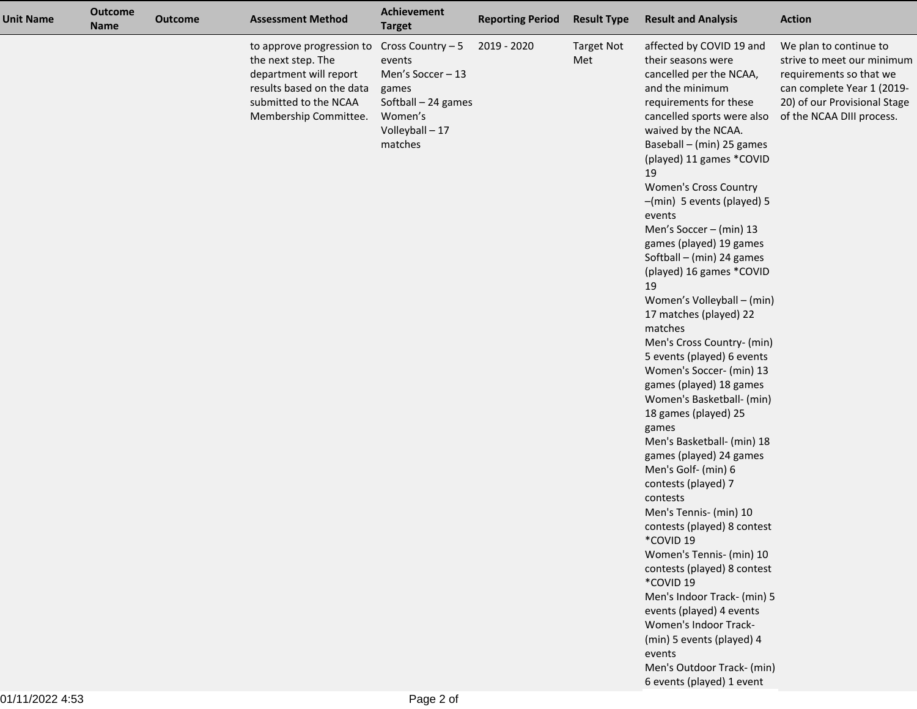| Unit Name | Outcome Name | Outcome | Assessment Method | Achievement Target | Reporting Period | Result Type | Result and Analysis | Action |
|---|---|---|---|---|---|---|---|---|
| | | | to approve progression to the next step. The department will report results based on the data submitted to the NCAA Membership Committee. | Cross Country – 5 events<br>Men's Soccer – 13 games<br>Softball – 24 games<br>Women's Volleyball – 17 matches | 2019 - 2020 | Target Not Met | affected by COVID 19 and their seasons were cancelled per the NCAA, and the minimum requirements for these cancelled sports were also waived by the NCAA.<br>Baseball – (min) 25 games (played) 11 games *COVID 19<br>Women's Cross Country –(min) 5 events (played) 5 events<br>Men's Soccer – (min) 13 games (played) 19 games<br>Softball – (min) 24 games (played) 16 games *COVID 19<br>Women's Volleyball – (min) 17 matches (played) 22 matches<br>Men's Cross Country- (min) 5 events (played) 6 events<br>Women's Soccer- (min) 13 games (played) 18 games<br>Women's Basketball- (min) 18 games (played) 25 games<br>Men's Basketball- (min) 18 games (played) 24 games<br>Men's Golf- (min) 6 contests (played) 7 contests<br>Men's Tennis- (min) 10 contests (played) 8 contest *COVID 19<br>Women's Tennis- (min) 10 contests (played) 8 contest *COVID 19<br>Men's Indoor Track- (min) 5 events (played) 4 events<br>Women's Indoor Track- (min) 5 events (played) 4 events<br>Men's Outdoor Track- (min) 6 events (played) 1 event | We plan to continue to strive to meet our minimum requirements so that we can complete Year 1 (2019-20) of our Provisional Stage of the NCAA DIII process. |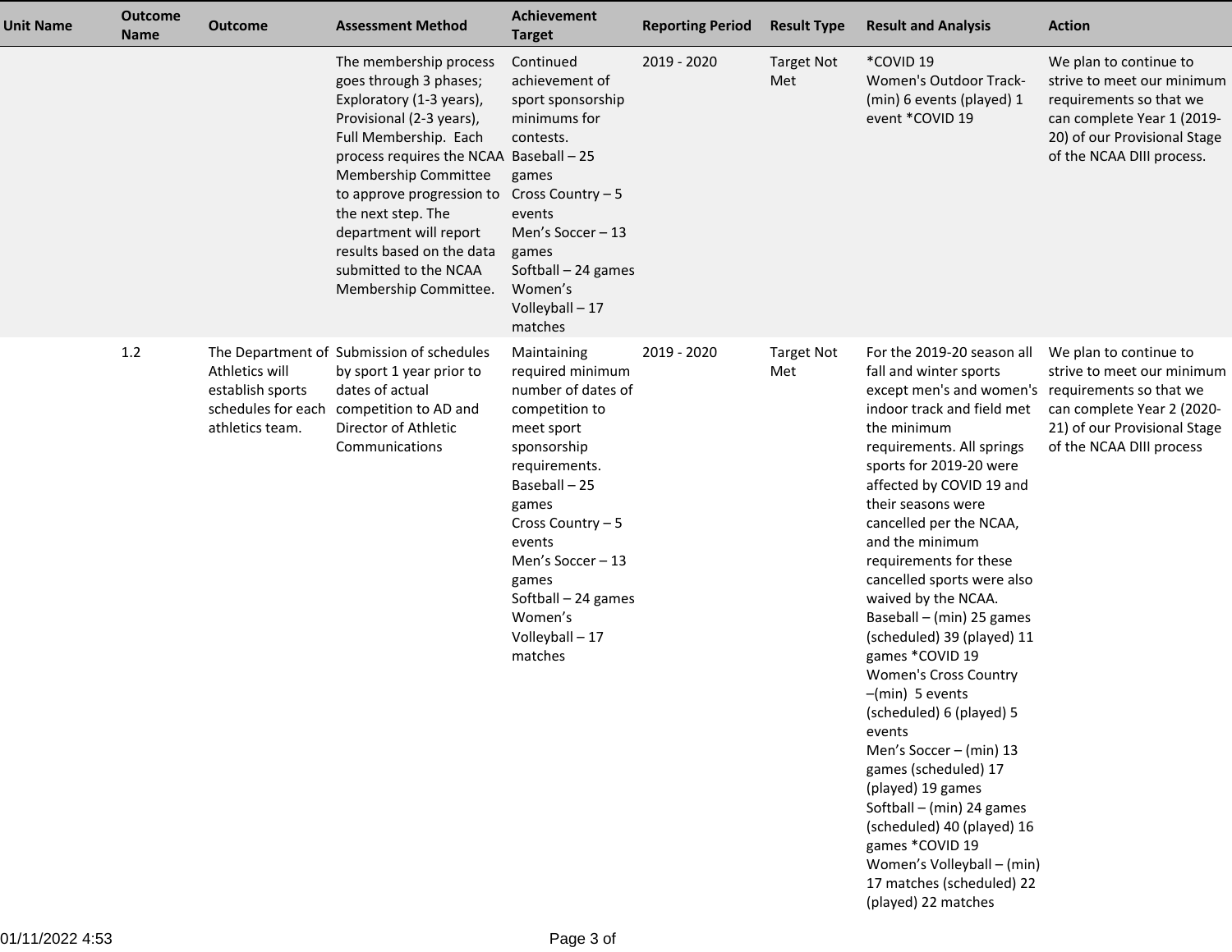| Unit Name | Outcome Name | Outcome | Assessment Method | Achievement Target | Reporting Period | Result Type | Result and Analysis | Action |
|---|---|---|---|---|---|---|---|---|
| | | | The membership process goes through 3 phases; Exploratory (1-3 years), Provisional (2-3 years), Full Membership. Each process requires the NCAA Membership Committee to approve progression to the next step. The department will report results based on the data submitted to the NCAA Membership Committee. | Continued achievement of sport sponsorship minimums for contests.<br>Baseball – 25 games<br>Cross Country – 5 events<br>Men's Soccer – 13 games<br>Softball – 24 games<br>Women's Volleyball – 17 matches | 2019 - 2020 | Target Not Met | *COVID 19<br>Women's Outdoor Track- (min) 6 events (played) 1 event *COVID 19 | We plan to continue to strive to meet our minimum requirements so that we can complete Year 1 (2019-20) of our Provisional Stage of the NCAA DIII process. |
| | 1.2 | The Department of Athletics will establish sports schedules for each athletics team. | Submission of schedules by sport 1 year prior to dates of actual competition to AD and Director of Athletic Communications | Maintaining required minimum number of dates of competition to meet sport sponsorship requirements.<br>Baseball – 25 games<br>Cross Country – 5 events<br>Men's Soccer – 13 games<br>Softball – 24 games<br>Women's Volleyball – 17 matches | 2019 - 2020 | Target Not Met | For the 2019-20 season all fall and winter sports except men's and women's indoor track and field met the minimum requirements. All springs sports for 2019-20 were affected by COVID 19 and their seasons were cancelled per the NCAA, and the minimum requirements for these cancelled sports were also waived by the NCAA.<br>Baseball – (min) 25 games (scheduled) 39 (played) 11 games *COVID 19<br>Women's Cross Country –(min) 5 events (scheduled) 6 (played) 5 events<br>Men's Soccer – (min) 13 games (scheduled) 17 (played) 19 games<br>Softball – (min) 24 games (scheduled) 40 (played) 16 games *COVID 19<br>Women's Volleyball – (min) 17 matches (scheduled) 22 (played) 22 matches | We plan to continue to strive to meet our minimum requirements so that we can complete Year 2 (2020-21) of our Provisional Stage of the NCAA DIII process |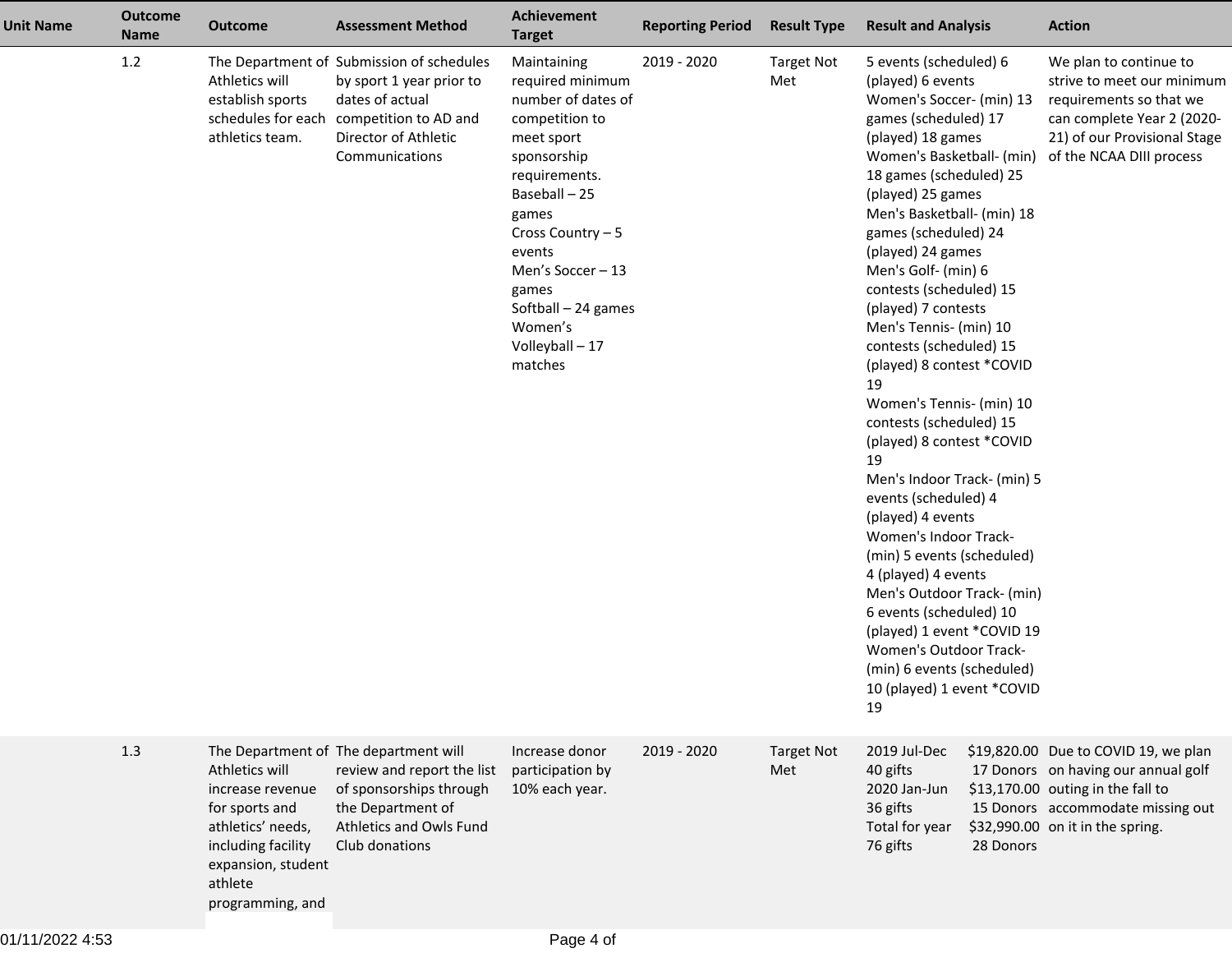| Unit Name | Outcome Name | Outcome | Assessment Method | Achievement Target | Reporting Period | Result Type | Result and Analysis | Action |
|---|---|---|---|---|---|---|---|---|
| | 1.2 | The Department of Athletics will establish sports schedules for each athletics team. | Submission of schedules by sport 1 year prior to dates of actual competition to AD and Director of Athletic Communications | Maintaining required minimum number of dates of competition to meet sport sponsorship requirements.<br>Baseball – 25 games<br>Cross Country – 5 events<br>Men's Soccer – 13 games<br>Softball – 24 games<br>Women's Volleyball – 17 matches | 2019 - 2020 | Target Not Met | 5 events (scheduled) 6 (played) 6 events<br>Women's Soccer- (min) 13 games (scheduled) 17 (played) 18 games<br>Women's Basketball- (min) 18 games (scheduled) 25 (played) 25 games<br>Men's Basketball- (min) 18 games (scheduled) 24 (played) 24 games<br>Men's Golf- (min) 6 contests (scheduled) 15 (played) 7 contests<br>Men's Tennis- (min) 10 contests (scheduled) 15 (played) 8 contest *COVID 19<br>Women's Tennis- (min) 10 contests (scheduled) 15 (played) 8 contest *COVID 19<br>Men's Indoor Track- (min) 5 events (scheduled) 4 (played) 4 events<br>Women's Indoor Track- (min) 5 events (scheduled) 4 (played) 4 events<br>Men's Outdoor Track- (min) 6 events (scheduled) 10 (played) 1 event *COVID 19<br>Women's Outdoor Track- (min) 6 events (scheduled) 10 (played) 1 event *COVID 19 | We plan to continue to strive to meet our minimum requirements so that we can complete Year 2 (2020-21) of our Provisional Stage of the NCAA DIII process |
| | 1.3 | The Department of Athletics will increase revenue for sports and athletics' needs, including facility expansion, student athlete programming, and | The department will review and report the list of sponsorships through the Department of Athletics and Owls Fund Club donations | Increase donor participation by 10% each year. | 2019 - 2020 | Target Not Met | 2019 Jul-Dec $19,820.00<br>40 gifts 17 Donors<br>2020 Jan-Jun $13,170.00<br>36 gifts 15 Donors<br>Total for year $32,990.00<br>76 gifts 28 Donors | Due to COVID 19, we plan on having our annual golf outing in the fall to accommodate missing out on it in the spring. |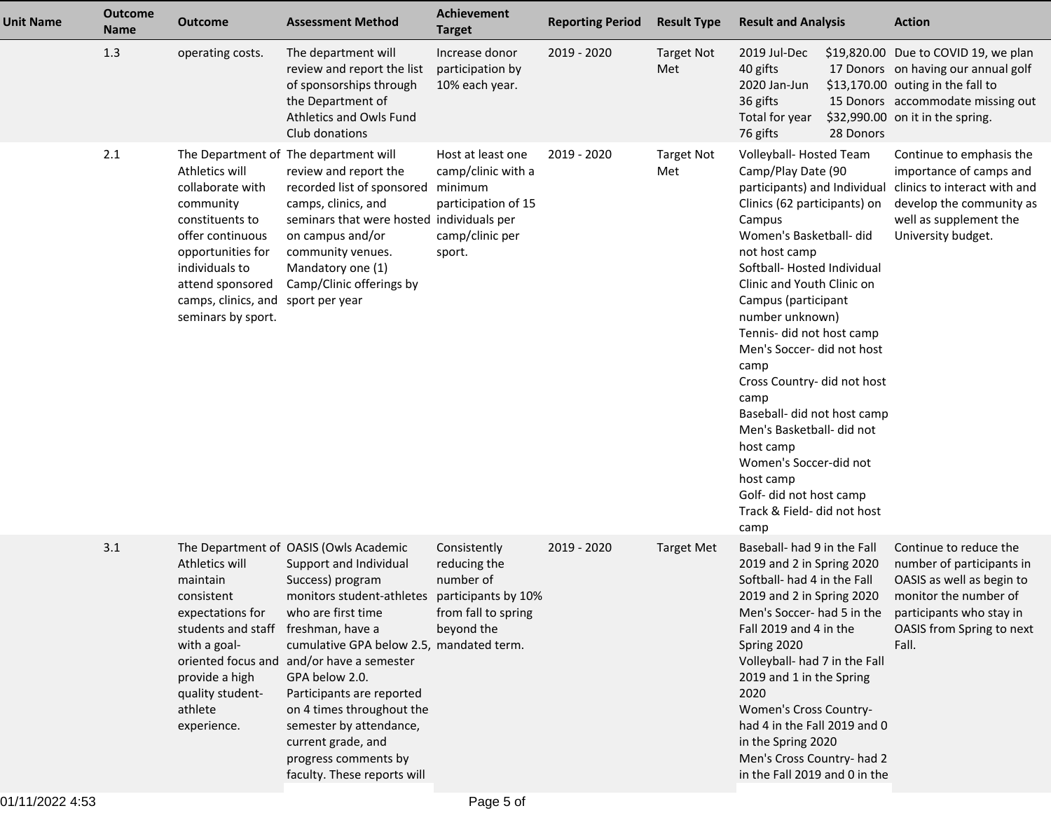| Unit Name | Outcome Name | Outcome | Assessment Method | Achievement Target | Reporting Period | Result Type | Result and Analysis | Action |
|---|---|---|---|---|---|---|---|---|
| | 1.3 | operating costs. | The department will review and report the list of sponsorships through the Department of Athletics and Owls Fund Club donations | Increase donor participation by 10% each year. | 2019 - 2020 | Target Not Met | 2019 Jul-Dec $19,820.00 40 gifts 17 Donors 2020 Jan-Jun $13,170.00 36 gifts 15 Donors Total for year $32,990.00 76 gifts 28 Donors | Due to COVID 19, we plan on having our annual golf outing in the fall to accommodate missing out on it in the spring. |
| | 2.1 | The Department of Athletics will collaborate with community constituents to offer continuous opportunities for individuals to attend sponsored camps, clinics, and seminars by sport. | The department will review and report the recorded list of sponsored camps, clinics, and seminars that were hosted on campus and/or community venues. Mandatory one (1) Camp/Clinic offerings by sport per year | Host at least one camp/clinic with a minimum participation of 15 individuals per camp/clinic per sport. | 2019 - 2020 | Target Not Met | Volleyball- Hosted Team Camp/Play Date (90 participants) and Individual Clinics (62 participants) on Campus<br>Women's Basketball- did not host camp<br>Softball- Hosted Individual Clinic and Youth Clinic on Campus (participant number unknown)<br>Tennis- did not host camp<br>Men's Soccer- did not host camp<br>Cross Country- did not host camp<br>Baseball- did not host camp<br>Men's Basketball- did not host camp<br>Women's Soccer-did not host camp<br>Golf- did not host camp<br>Track & Field- did not host camp | Continue to emphasis the importance of camps and clinics to interact with and develop the community as well as supplement the University budget. |
| | 3.1 | The Department of Athletics will maintain consistent expectations for students and staff with a goal-oriented focus and provide a high quality student-athlete experience. | OASIS (Owls Academic Support and Individual Success) program monitors student-athletes who are first time freshman, have a cumulative GPA below 2.5, and/or have a semester GPA below 2.0. Participants are reported on 4 times throughout the semester by attendance, current grade, and progress comments by faculty. These reports will | Consistently reducing the number of participants by 10% from fall to spring beyond the mandated term. | 2019 - 2020 | Target Met | Baseball- had 9 in the Fall 2019 and 2 in Spring 2020<br>Softball- had 4 in the Fall 2019 and 2 in Spring 2020<br>Men's Soccer- had 5 in the Fall 2019 and 4 in the Spring 2020<br>Volleyball- had 7 in the Fall 2019 and 1 in the Spring 2020<br>Women's Cross Country- had 4 in the Fall 2019 and 0 in the Spring 2020<br>Men's Cross Country- had 2 in the Fall 2019 and 0 in the | Continue to reduce the number of participants in OASIS as well as begin to monitor the number of participants who stay in OASIS from Spring to next Fall. |

01/11/2022 4:53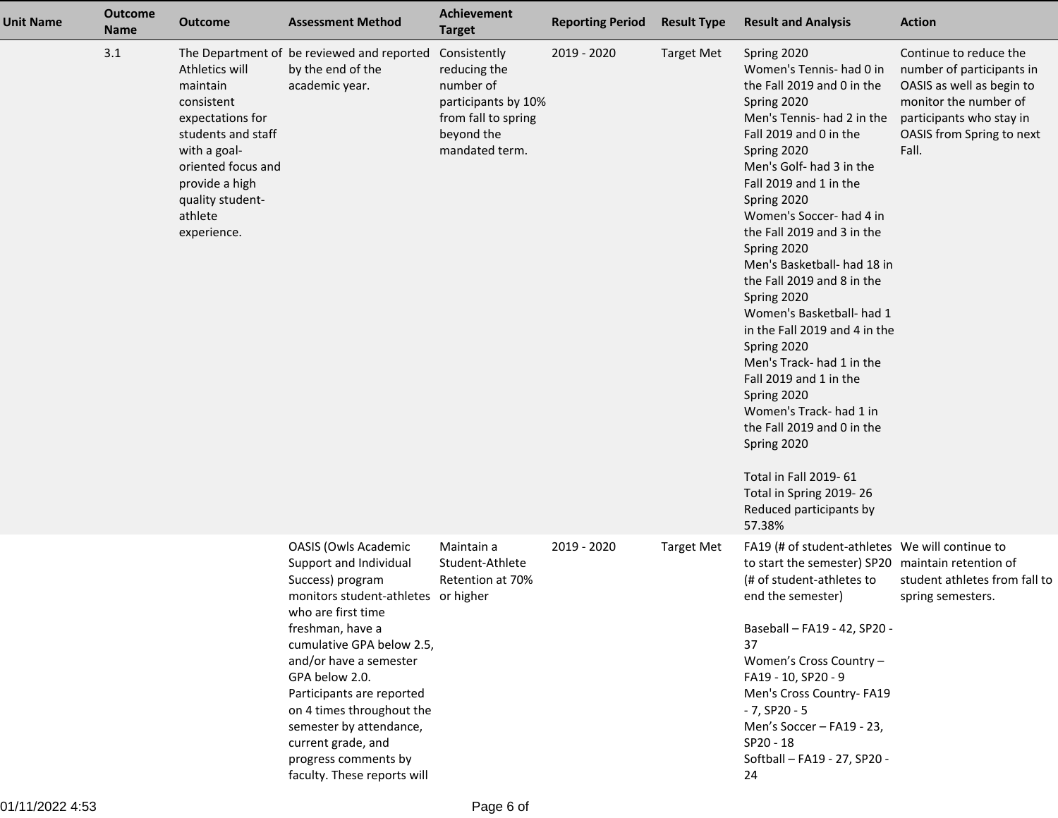| Unit Name | Outcome Name | Outcome | Assessment Method | Achievement Target | Reporting Period | Result Type | Result and Analysis | Action |
|---|---|---|---|---|---|---|---|---|
| | 3.1 | The Department of Athletics will maintain consistent expectations for students and staff with a goal-oriented focus and provide a high quality student-athlete experience. | be reviewed and reported by the end of the academic year. | Consistently reducing the number of participants by 10% from fall to spring beyond the mandated term. | 2019 - 2020 | Target Met | Spring 2020<br>Women's Tennis- had 0 in the Fall 2019 and 0 in the Spring 2020<br>Men's Tennis- had 2 in the Fall 2019 and 0 in the Spring 2020<br>Men's Golf- had 3 in the Fall 2019 and 1 in the Spring 2020<br>Women's Soccer- had 4 in the Fall 2019 and 3 in the Spring 2020<br>Men's Basketball- had 18 in the Fall 2019 and 8 in the Spring 2020<br>Women's Basketball- had 1 in the Fall 2019 and 4 in the Spring 2020<br>Men's Track- had 1 in the Fall 2019 and 1 in the Spring 2020<br>Women's Track- had 1 in the Fall 2019 and 0 in the Spring 2020<br><br>Total in Fall 2019- 61<br>Total in Spring 2019- 26<br>Reduced participants by 57.38% | Continue to reduce the number of participants in OASIS as well as begin to monitor the number of participants who stay in OASIS from Spring to next Fall. |
| | | | OASIS (Owls Academic Support and Individual Success) program monitors student-athletes who are first time freshman, have a cumulative GPA below 2.5, and/or have a semester GPA below 2.0. Participants are reported on 4 times throughout the semester by attendance, current grade, and progress comments by faculty. These reports will | Maintain a Student-Athlete Retention at 70% or higher | 2019 - 2020 | Target Met | FA19 (# of student-athletes to start the semester) SP20 (# of student-athletes to end the semester)<br><br>Baseball – FA19 - 42, SP20 - 37<br>Women's Cross Country – FA19 - 10, SP20 - 9<br>Men's Cross Country- FA19 - 7, SP20 - 5<br>Men's Soccer – FA19 - 23, SP20 - 18<br>Softball – FA19 - 27, SP20 - 24 | We will continue to maintain retention of student athletes from fall to spring semesters. |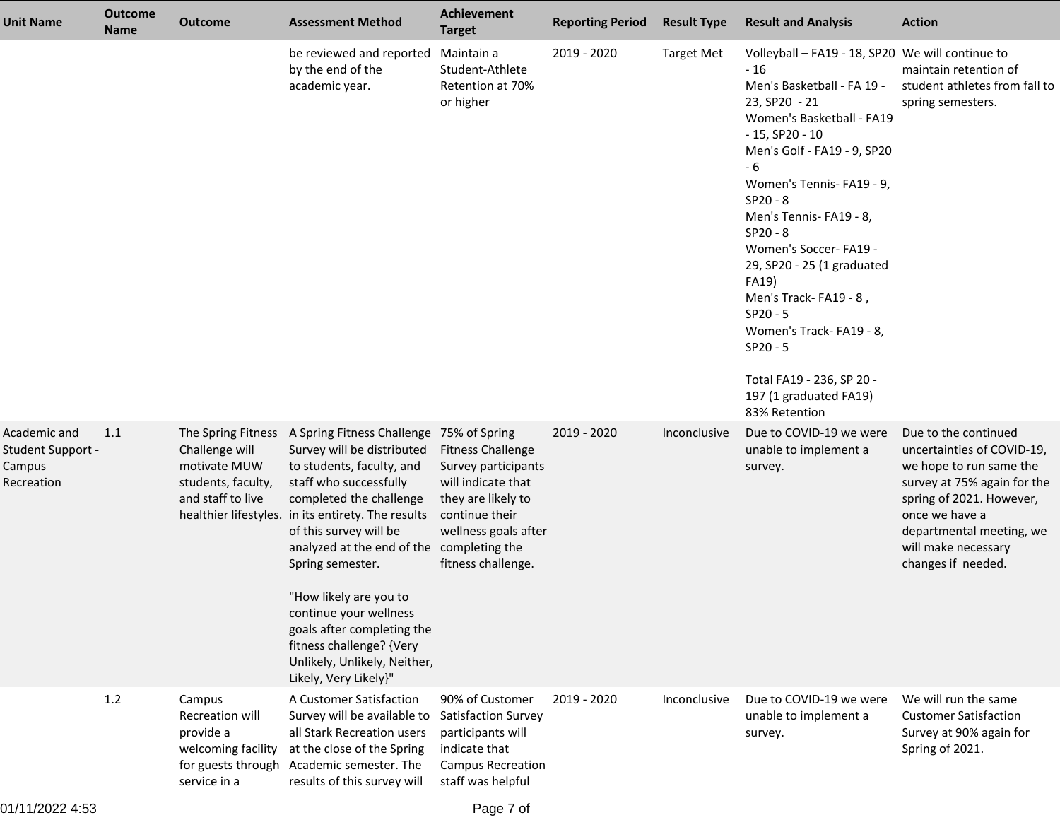| Unit Name | Outcome Name | Outcome | Assessment Method | Achievement Target | Reporting Period | Result Type | Result and Analysis | Action |
|---|---|---|---|---|---|---|---|---|
| | | | be reviewed and reported by the end of the academic year. | Maintain a Student-Athlete Retention at 70% or higher | 2019 - 2020 | Target Met | Volleyball – FA19 - 18, SP20 - 16<br>Men's Basketball - FA 19 - 23, SP20 - 21<br>Women's Basketball - FA19 - 15, SP20 - 10<br>Men's Golf - FA19 - 9, SP20 - 6<br>Women's Tennis- FA19 - 9, SP20 - 8<br>Men's Tennis- FA19 - 8, SP20 - 8<br>Women's Soccer- FA19 - 29, SP20 - 25 (1 graduated FA19)<br>Men's Track- FA19 - 8 , SP20 - 5<br>Women's Track- FA19 - 8, SP20 - 5<br><br>Total FA19 - 236, SP 20 - 197 (1 graduated FA19)<br>83% Retention | We will continue to maintain retention of student athletes from fall to spring semesters. |
| Academic and Student Support - Campus Recreation | 1.1 | The Spring Fitness Challenge will motivate MUW students, faculty, and staff to live healthier lifestyles. | A Spring Fitness Challenge Survey will be distributed to students, faculty, and staff who successfully completed the challenge in its entirety. The results of this survey will be analyzed at the end of the Spring semester.<br><br>"How likely are you to continue your wellness goals after completing the fitness challenge? {Very Unlikely, Unlikely, Neither, Likely, Very Likely}" | 75% of Spring Fitness Challenge Survey participants will indicate that they are likely to continue their wellness goals after completing the fitness challenge. | 2019 - 2020 | Inconclusive | Due to COVID-19 we were unable to implement a survey. | Due to the continued uncertainties of COVID-19, we hope to run same the survey at 75% again for the spring of 2021. However, once we have a departmental meeting, we will make necessary changes if needed. |
| | 1.2 | Campus Recreation will provide a welcoming facility for guests through service in a | A Customer Satisfaction Survey will be available to all Stark Recreation users at the close of the Spring Academic semester. The results of this survey will | 90% of Customer Satisfaction Survey participants will indicate that Campus Recreation staff was helpful | 2019 - 2020 | Inconclusive | Due to COVID-19 we were unable to implement a survey. | We will run the same Customer Satisfaction Survey at 90% again for Spring of 2021. |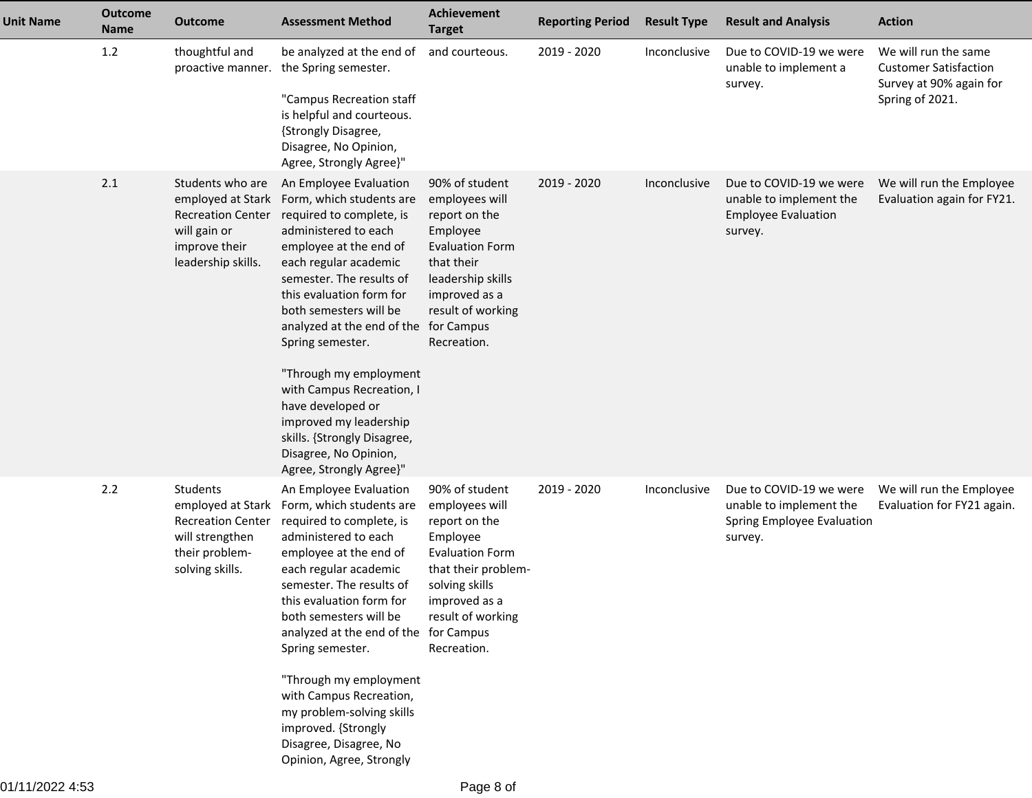| Unit Name | Outcome Name | Outcome | Assessment Method | Achievement Target | Reporting Period | Result Type | Result and Analysis | Action |
|---|---|---|---|---|---|---|---|---|
| | 1.2 | thoughtful and proactive manner. | be analyzed at the end of the Spring semester.<br><br>"Campus Recreation staff is helpful and courteous. {Strongly Disagree, Disagree, No Opinion, Agree, Strongly Agree}" | and courteous. | 2019 - 2020 | Inconclusive | Due to COVID-19 we were unable to implement a survey. | We will run the same Customer Satisfaction Survey at 90% again for Spring of 2021. |
| | 2.1 | Students who are employed at Stark Recreation Center will gain or improve their leadership skills. | An Employee Evaluation Form, which students are required to complete, is administered to each employee at the end of each regular academic semester. The results of this evaluation form for both semesters will be analyzed at the end of the Spring semester.<br><br>"Through my employment with Campus Recreation, I have developed or improved my leadership skills. {Strongly Disagree, Disagree, No Opinion, Agree, Strongly Agree}" | 90% of student employees will report on the Employee Evaluation Form that their leadership skills improved as a result of working for Campus Recreation. | 2019 - 2020 | Inconclusive | Due to COVID-19 we were unable to implement the Employee Evaluation survey. | We will run the Employee Evaluation again for FY21. |
| | 2.2 | Students employed at Stark Recreation Center will strengthen their problem-solving skills. | An Employee Evaluation Form, which students are required to complete, is administered to each employee at the end of each regular academic semester. The results of this evaluation form for both semesters will be analyzed at the end of the Spring semester.<br><br>"Through my employment with Campus Recreation, my problem-solving skills improved. {Strongly Disagree, Disagree, No Opinion, Agree, Strongly | 90% of student employees will report on the Employee Evaluation Form that their problem-solving skills improved as a result of working for Campus Recreation. | 2019 - 2020 | Inconclusive | Due to COVID-19 we were unable to implement the Spring Employee Evaluation survey. | We will run the Employee Evaluation for FY21 again. |

01/11/2022 4:53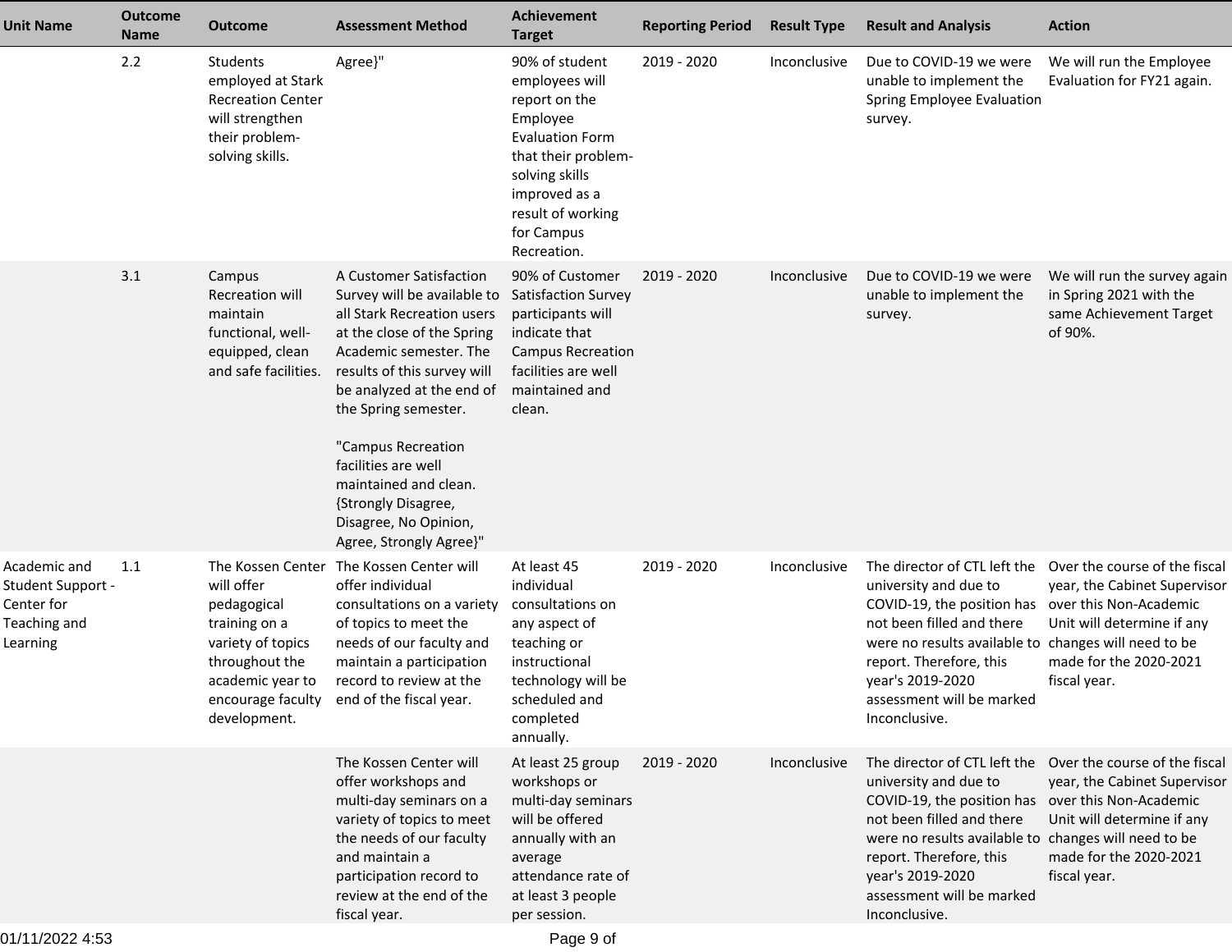| Unit Name | Outcome Name | Outcome | Assessment Method | Achievement Target | Reporting Period | Result Type | Result and Analysis | Action |
|---|---|---|---|---|---|---|---|---|
| | 2.2 | Students employed at Stark Recreation Center will strengthen their problem-solving skills. | Agree}" | 90% of student employees will report on the Employee Evaluation Form that their problem-solving skills improved as a result of working for Campus Recreation. | 2019 - 2020 | Inconclusive | Due to COVID-19 we were unable to implement the Spring Employee Evaluation survey. | We will run the Employee Evaluation for FY21 again. |
| | 3.1 | Campus Recreation will maintain functional, well-equipped, clean and safe facilities. | A Customer Satisfaction Survey will be available to all Stark Recreation users at the close of the Spring Academic semester. The results of this survey will be analyzed at the end of the Spring semester.<br><br>"Campus Recreation facilities are well maintained and clean. {Strongly Disagree, Disagree, No Opinion, Agree, Strongly Agree}" | 90% of Customer Satisfaction Survey participants will indicate that Campus Recreation facilities are well maintained and clean. | 2019 - 2020 | Inconclusive | Due to COVID-19 we were unable to implement the survey. | We will run the survey again in Spring 2021 with the same Achievement Target of 90%. |
| Academic and Student Support - Center for Teaching and Learning | 1.1 | The Kossen Center will offer pedagogical training on a variety of topics throughout the academic year to encourage faculty development. | The Kossen Center will offer individual consultations on a variety of topics to meet the needs of our faculty and maintain a participation record to review at the end of the fiscal year. | At least 45 individual consultations on any aspect of teaching or instructional technology will be scheduled and completed annually. | 2019 - 2020 | Inconclusive | The director of CTL left the university and due to COVID-19, the position has not been filled and there were no results available to report. Therefore, this year's 2019-2020 assessment will be marked Inconclusive. | Over the course of the fiscal year, the Cabinet Supervisor over this Non-Academic Unit will determine if any changes will need to be made for the 2020-2021 fiscal year. |
| | | | The Kossen Center will offer workshops and multi-day seminars on a variety of topics to meet the needs of our faculty and maintain a participation record to review at the end of the fiscal year. | At least 25 group workshops or multi-day seminars will be offered annually with an average attendance rate of at least 3 people per session. | 2019 - 2020 | Inconclusive | The director of CTL left the university and due to COVID-19, the position has not been filled and there were no results available to report. Therefore, this year's 2019-2020 assessment will be marked Inconclusive. | Over the course of the fiscal year, the Cabinet Supervisor over this Non-Academic Unit will determine if any changes will need to be made for the 2020-2021 fiscal year. |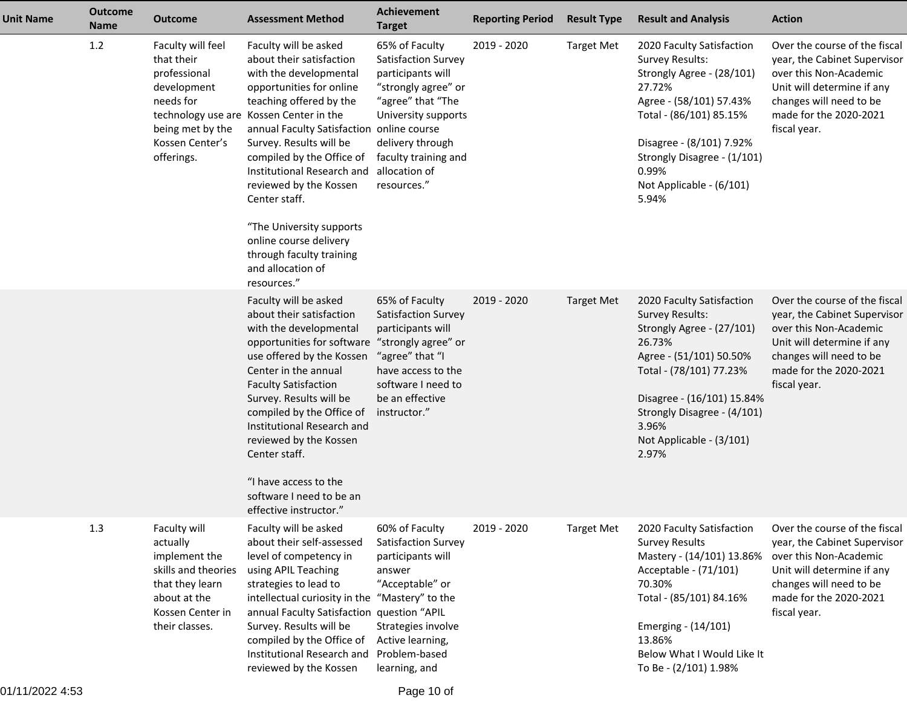| Unit Name | Outcome Name | Outcome | Assessment Method | Achievement Target | Reporting Period | Result Type | Result and Analysis | Action |
|---|---|---|---|---|---|---|---|---|
| | 1.2 | Faculty will feel that their professional development needs for technology use are being met by the Kossen Center's offerings. | Faculty will be asked about their satisfaction with the developmental opportunities for online teaching offered by the Kossen Center in the annual Faculty Satisfaction Survey. Results will be compiled by the Office of Institutional Research and reviewed by the Kossen Center staff.<br><br>"The University supports online course delivery through faculty training and allocation of resources." | 65% of Faculty Satisfaction Survey participants will "strongly agree" or "agree" that "The University supports online course delivery through faculty training and allocation of resources." | 2019 - 2020 | Target Met | 2020 Faculty Satisfaction Survey Results:<br>Strongly Agree - (28/101) 27.72%<br>Agree - (58/101) 57.43%<br>Total - (86/101) 85.15%<br><br>Disagree - (8/101) 7.92%<br>Strongly Disagree - (1/101) 0.99%<br>Not Applicable - (6/101) 5.94% | Over the course of the fiscal year, the Cabinet Supervisor over this Non-Academic Unit will determine if any changes will need to be made for the 2020-2021 fiscal year. |
| | | | Faculty will be asked about their satisfaction with the developmental opportunities for software use offered by the Kossen Center in the annual Faculty Satisfaction Survey. Results will be compiled by the Office of Institutional Research and reviewed by the Kossen Center staff.<br><br>"I have access to the software I need to be an effective instructor." | 65% of Faculty Satisfaction Survey participants will "strongly agree" or "agree" that "I have access to the software I need to be an effective instructor." | 2019 - 2020 | Target Met | 2020 Faculty Satisfaction Survey Results:<br>Strongly Agree - (27/101) 26.73%<br>Agree - (51/101) 50.50%<br>Total - (78/101) 77.23%<br><br>Disagree - (16/101) 15.84%<br>Strongly Disagree - (4/101) 3.96%<br>Not Applicable - (3/101) 2.97% | Over the course of the fiscal year, the Cabinet Supervisor over this Non-Academic Unit will determine if any changes will need to be made for the 2020-2021 fiscal year. |
| | 1.3 | Faculty will actually implement the skills and theories that they learn about at the Kossen Center in their classes. | Faculty will be asked about their self-assessed level of competency in using APIL Teaching strategies to lead to intellectual curiosity in the annual Faculty Satisfaction Survey. Results will be compiled by the Office of Institutional Research and reviewed by the Kossen | 60% of Faculty Satisfaction Survey participants will answer "Acceptable" or "Mastery" to the question "APIL Strategies involve Active learning, Problem-based learning, and | 2019 - 2020 | Target Met | 2020 Faculty Satisfaction Survey Results<br>Mastery - (14/101) 13.86%<br>Acceptable - (71/101) 70.30%<br>Total - (85/101) 84.16%<br><br>Emerging - (14/101) 13.86%<br>Below What I Would Like It To Be - (2/101) 1.98% | Over the course of the fiscal year, the Cabinet Supervisor over this Non-Academic Unit will determine if any changes will need to be made for the 2020-2021 fiscal year. |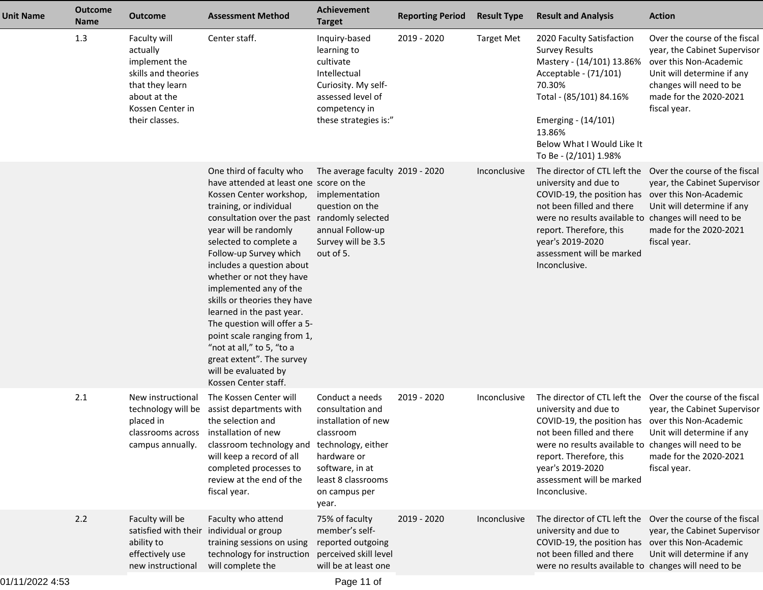| Unit Name | Outcome Name | Outcome | Assessment Method | Achievement Target | Reporting Period | Result Type | Result and Analysis | Action |
|---|---|---|---|---|---|---|---|---|
| | 1.3 | Faculty will actually implement the skills and theories that they learn about at the Kossen Center in their classes. | Center staff. | Inquiry-based learning to cultivate Intellectual Curiosity. My self-assessed level of competency in these strategies is:" | 2019 - 2020 | Target Met | 2020 Faculty Satisfaction Survey Results<br>Mastery - (14/101) 13.86%<br>Acceptable - (71/101) 70.30%<br>Total - (85/101) 84.16%<br><br>Emerging - (14/101) 13.86%<br>Below What I Would Like It To Be - (2/101) 1.98% | Over the course of the fiscal year, the Cabinet Supervisor over this Non-Academic Unit will determine if any changes will need to be made for the 2020-2021 fiscal year. |
| | | | One third of faculty who have attended at least one Kossen Center workshop, training, or individual consultation over the past year will be randomly selected to complete a Follow-up Survey which includes a question about whether or not they have implemented any of the skills or theories they have learned in the past year. The question will offer a 5-point scale ranging from 1, "not at all," to 5, "to a great extent". The survey will be evaluated by Kossen Center staff. | The average faculty score on the implementation question on the randomly selected annual Follow-up Survey will be 3.5 out of 5. | 2019 - 2020 | Inconclusive | The director of CTL left the university and due to COVID-19, the position has not been filled and there were no results available to report. Therefore, this year's 2019-2020 assessment will be marked Inconclusive. | Over the course of the fiscal year, the Cabinet Supervisor over this Non-Academic Unit will determine if any changes will need to be made for the 2020-2021 fiscal year. |
| | 2.1 | New instructional technology will be placed in classrooms across campus annually. | The Kossen Center will assist departments with the selection and installation of new classroom technology and will keep a record of all completed processes to review at the end of the fiscal year. | Conduct a needs consultation and installation of new classroom technology, either hardware or software, in at least 8 classrooms on campus per year. | 2019 - 2020 | Inconclusive | The director of CTL left the university and due to COVID-19, the position has not been filled and there were no results available to report. Therefore, this year's 2019-2020 assessment will be marked Inconclusive. | Over the course of the fiscal year, the Cabinet Supervisor over this Non-Academic Unit will determine if any changes will need to be made for the 2020-2021 fiscal year. |
| | 2.2 | Faculty will be satisfied with their ability to effectively use new instructional | Faculty who attend individual or group training sessions on using technology for instruction will complete the | 75% of faculty member's self-reported outgoing perceived skill level will be at least one | 2019 - 2020 | Inconclusive | The director of CTL left the university and due to COVID-19, the position has not been filled and there were no results available to | Over the course of the fiscal year, the Cabinet Supervisor over this Non-Academic Unit will determine if any changes will need to be |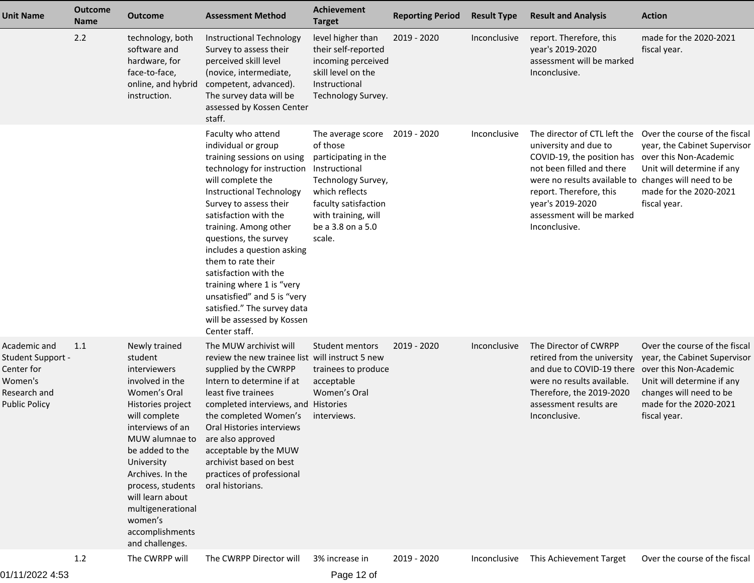| Unit Name | Outcome Name | Outcome | Assessment Method | Achievement Target | Reporting Period | Result Type | Result and Analysis | Action |
|---|---|---|---|---|---|---|---|---|
| | 2.2 | technology, both software and hardware, for face-to-face, online, and hybrid instruction. | Instructional Technology Survey to assess their perceived skill level (novice, intermediate, competent, advanced). The survey data will be assessed by Kossen Center staff. | level higher than their self-reported incoming perceived skill level on the Instructional Technology Survey. | 2019 - 2020 | Inconclusive | report. Therefore, this year's 2019-2020 assessment will be marked Inconclusive. | made for the 2020-2021 fiscal year. |
| | | | Faculty who attend individual or group training sessions on using technology for instruction will complete the Instructional Technology Survey to assess their satisfaction with the training. Among other questions, the survey includes a question asking them to rate their satisfaction with the training where 1 is "very unsatisfied" and 5 is "very satisfied." The survey data will be assessed by Kossen Center staff. | The average score of those participating in the Instructional Technology Survey, which reflects faculty satisfaction with training, will be a 3.8 on a 5.0 scale. | 2019 - 2020 | Inconclusive | The director of CTL left the university and due to COVID-19, the position has not been filled and there were no results available to report. Therefore, this year's 2019-2020 assessment will be marked Inconclusive. | Over the course of the fiscal year, the Cabinet Supervisor over this Non-Academic Unit will determine if any changes will need to be made for the 2020-2021 fiscal year. |
| Academic and Student Support - Center for Women's Research and Public Policy | 1.1 | Newly trained student interviewers involved in the Women's Oral Histories project will complete interviews of an MUW alumnae to be added to the University Archives. In the process, students will learn about multigenerational women's accomplishments and challenges. | The MUW archivist will review the new trainee list supplied by the CWRPP Intern to determine if at least five trainees completed interviews, and the completed Women's Oral Histories interviews are also approved acceptable by the MUW archivist based on best practices of professional oral historians. | Student mentors will instruct 5 new trainees to produce acceptable Women's Oral Histories interviews. | 2019 - 2020 | Inconclusive | The Director of CWRPP retired from the university and due to COVID-19 there were no results available. Therefore, the 2019-2020 assessment results are Inconclusive. | Over the course of the fiscal year, the Cabinet Supervisor over this Non-Academic Unit will determine if any changes will need to be made for the 2020-2021 fiscal year. |
| | 1.2 | The CWRPP will | The CWRPP Director will | 3% increase in | 2019 - 2020 | Inconclusive | This Achievement Target | Over the course of the fiscal |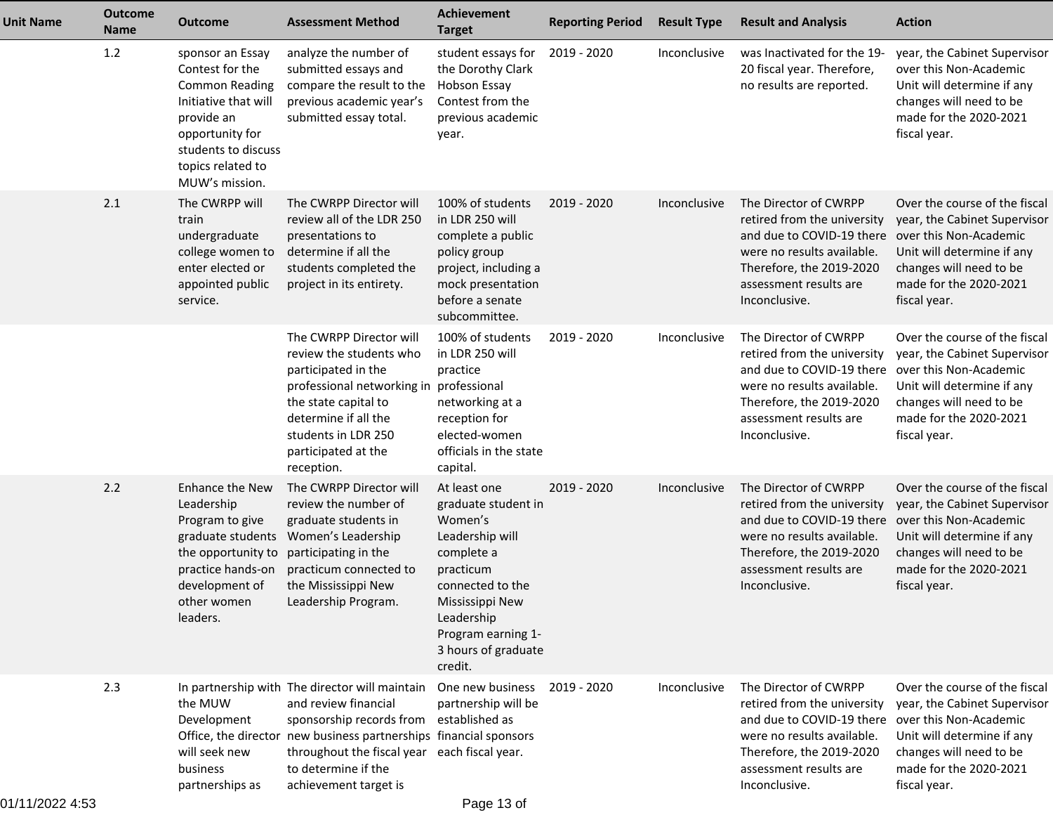| Unit Name | Outcome Name | Outcome | Assessment Method | Achievement Target | Reporting Period | Result Type | Result and Analysis | Action |
|---|---|---|---|---|---|---|---|---|
| | 1.2 | sponsor an Essay Contest for the Common Reading Initiative that will provide an opportunity for students to discuss topics related to MUW's mission. | analyze the number of submitted essays and compare the result to the previous academic year's submitted essay total. | student essays for the Dorothy Clark Hobson Essay Contest from the previous academic year. | 2019 - 2020 | Inconclusive | was Inactivated for the 19-20 fiscal year. Therefore, no results are reported. | year, the Cabinet Supervisor over this Non-Academic Unit will determine if any changes will need to be made for the 2020-2021 fiscal year. |
| | 2.1 | The CWRPP will train undergraduate college women to enter elected or appointed public service. | The CWRPP Director will review all of the LDR 250 presentations to determine if all the students completed the project in its entirety. | 100% of students in LDR 250 will complete a public policy group project, including a mock presentation before a senate subcommittee. | 2019 - 2020 | Inconclusive | The Director of CWRPP retired from the university and due to COVID-19 there were no results available. Therefore, the 2019-2020 assessment results are Inconclusive. | Over the course of the fiscal year, the Cabinet Supervisor over this Non-Academic Unit will determine if any changes will need to be made for the 2020-2021 fiscal year. |
| | | | The CWRPP Director will review the students who participated in the professional networking in the state capital to determine if all the students in LDR 250 participated at the reception. | 100% of students in LDR 250 will practice professional networking at a reception for elected-women officials in the state capital. | 2019 - 2020 | Inconclusive | The Director of CWRPP retired from the university and due to COVID-19 there were no results available. Therefore, the 2019-2020 assessment results are Inconclusive. | Over the course of the fiscal year, the Cabinet Supervisor over this Non-Academic Unit will determine if any changes will need to be made for the 2020-2021 fiscal year. |
| | 2.2 | Enhance the New Leadership Program to give graduate students the opportunity to practice hands-on development of other women leaders. | The CWRPP Director will review the number of graduate students in Women's Leadership participating in the practicum connected to the Mississippi New Leadership Program. | At least one graduate student in Women's Leadership will complete a practicum connected to the Mississippi New Leadership Program earning 1-3 hours of graduate credit. | 2019 - 2020 | Inconclusive | The Director of CWRPP retired from the university and due to COVID-19 there were no results available. Therefore, the 2019-2020 assessment results are Inconclusive. | Over the course of the fiscal year, the Cabinet Supervisor over this Non-Academic Unit will determine if any changes will need to be made for the 2020-2021 fiscal year. |
| | 2.3 | In partnership with the MUW Development Office, the director will seek new business partnerships as | The director will maintain and review financial sponsorship records from new business partnerships throughout the fiscal year to determine if the achievement target is | One new business partnership will be established as financial sponsors each fiscal year. | 2019 - 2020 | Inconclusive | The Director of CWRPP retired from the university and due to COVID-19 there were no results available. Therefore, the 2019-2020 assessment results are Inconclusive. | Over the course of the fiscal year, the Cabinet Supervisor over this Non-Academic Unit will determine if any changes will need to be made for the 2020-2021 fiscal year. |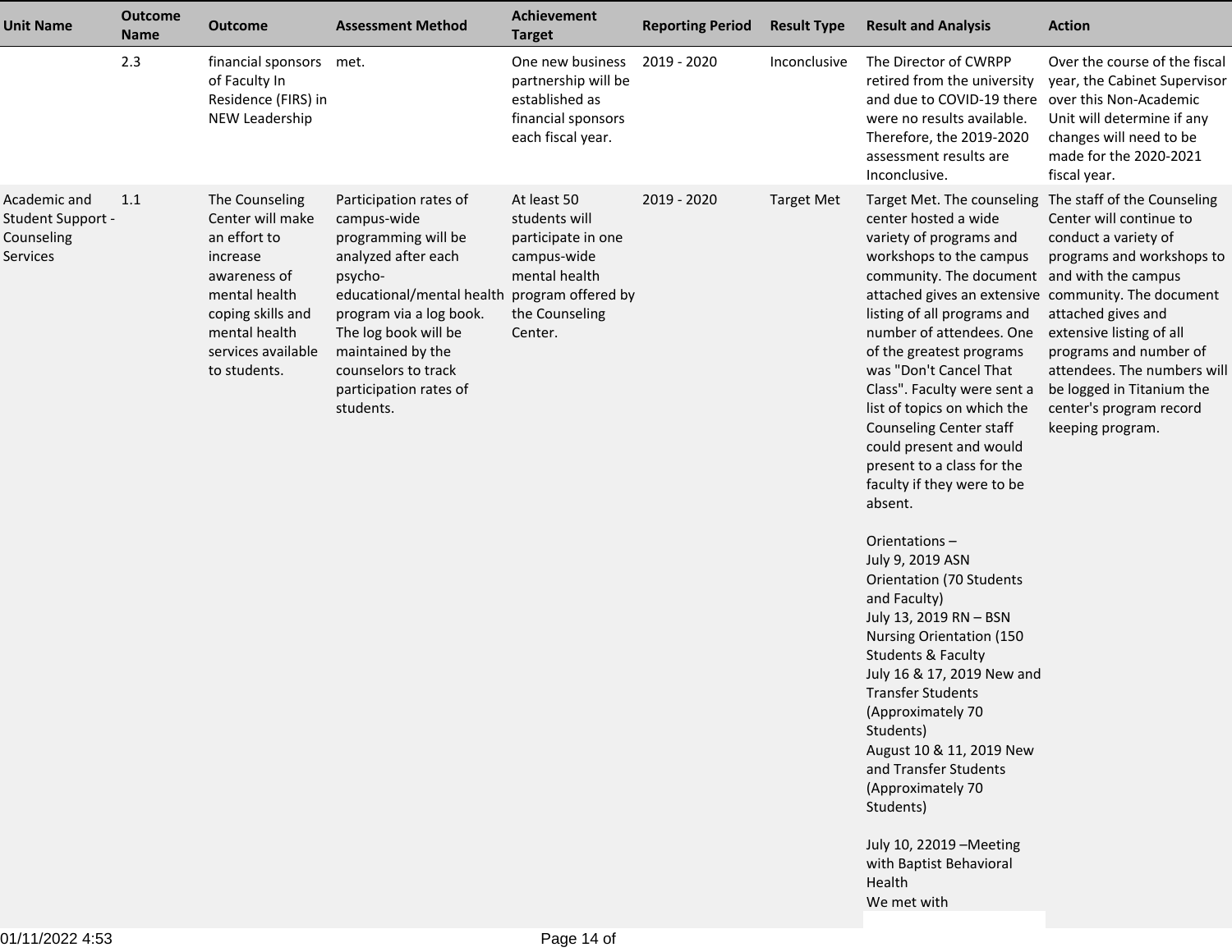| Unit Name | Outcome Name | Outcome | Assessment Method | Achievement Target | Reporting Period | Result Type | Result and Analysis | Action |
|---|---|---|---|---|---|---|---|---|
| | 2.3 | financial sponsors of Faculty In Residence (FIRS) in NEW Leadership | met. | One new business partnership will be established as financial sponsors each fiscal year. | 2019 - 2020 | Inconclusive | The Director of CWRPP retired from the university and due to COVID-19 there were no sponsors available. Therefore, the 2019-2020 assessment results are Inconclusive. | Over the course of the fiscal year, the Cabinet Supervisor over this Non-Academic Unit will determine if any changes will need to be made for the 2020-2021 fiscal year. |
| Academic and Student Support - Counseling Services | 1.1 | The Counseling Center will make an effort to increase awareness of mental health coping skills and mental health services available to students. | Participation rates of campus-wide programming will be analyzed after each psycho-educational/mental health program via a log book. The log book will be maintained by the counselors to track participation rates of students. | At least 50 students will participate in one campus-wide mental health program offered by the Counseling Center. | 2019 - 2020 | Target Met | Target Met. The counseling center hosted a wide variety of programs and workshops to the campus community. The document attached gives an extensive listing of all programs and number of attendees. One of the greatest programs was "Don't Cancel That Class". Faculty were sent a list of topics on which the Counseling Center staff could present and would present to a class for the faculty if they were to be absent.<br><br>Orientations –<br>July 9, 2019 ASN Orientation (70 Students and Faculty)<br>July 13, 2019 RN – BSN Nursing Orientation (150 Students & Faculty<br>July 16 & 17, 2019 New and Transfer Students (Approximately 70 Students)<br>August 10 & 11, 2019 New and Transfer Students (Approximately 70 Students)<br><br>July 10, 22019 –Meeting with Baptist Behavioral Health<br>We met with | The staff of the Counseling Center will continue to conduct a variety of programs and workshops to and with the campus community. The document attached gives and extensive listing of all programs and number of attendees. The numbers will be logged in Titanium the center's program record keeping program. |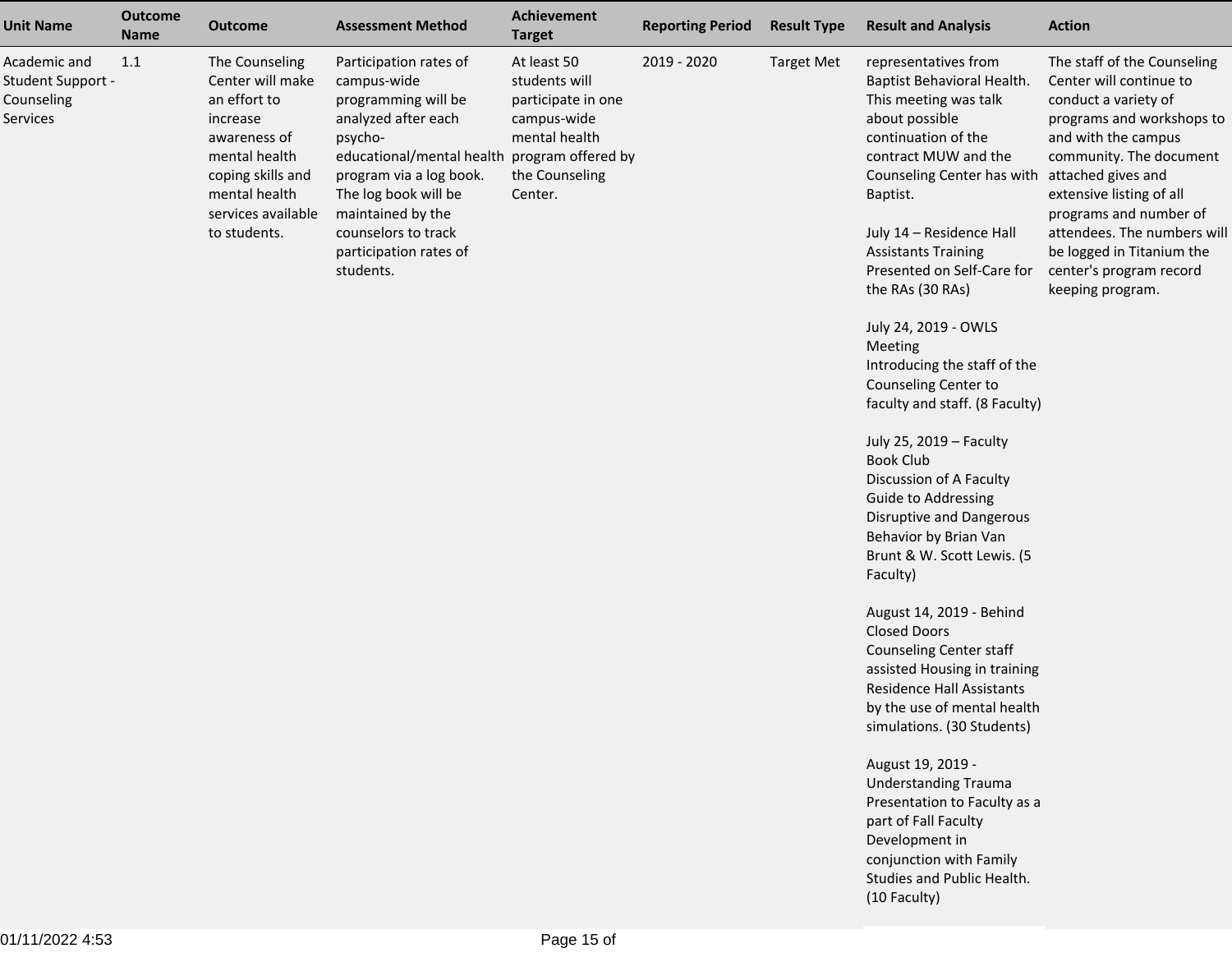| Unit Name | Outcome Name | Outcome | Assessment Method | Achievement Target | Reporting Period | Result Type | Result and Analysis | Action |
|---|---|---|---|---|---|---|---|---|
| Academic and Student Support - Counseling Services | 1.1 | The Counseling Center will make an effort to increase awareness of mental health coping skills and mental health services available to students. | Participation rates of campus-wide programming will be analyzed after each psycho-educational/mental health program via a log book. The log book will be maintained by the counselors to track participation rates of students. | At least 50 students will participate in one campus-wide mental health program offered by the Counseling Center. | 2019 - 2020 | Target Met | representatives from Baptist Behavioral Health. This meeting was talk about possible continuation of the contract MUW and the Counseling Center has with Baptist.<br><br>July 14 – Residence Hall Assistants Training Presented on Self-Care for the RAs (30 RAs)<br><br>July 24, 2019 - OWLS Meeting Introducing the staff of the Counseling Center to faculty and staff. (8 Faculty)<br><br>July 25, 2019 – Faculty Book Club Discussion of A Faculty Guide to Addressing Disruptive and Dangerous Behavior by Brian Van Brunt & W. Scott Lewis. (5 Faculty)<br><br>August 14, 2019 - Behind Closed Doors Counseling Center staff assisted Housing in training Residence Hall Assistants by the use of mental health simulations. (30 Students)<br><br>August 19, 2019 - Understanding Trauma Presentation to Faculty as a part of Fall Faculty Development in conjunction with Family Studies and Public Health. (10 Faculty) | The staff of the Counseling Center will continue to conduct a variety of programs and workshops to and with the campus community. The document attached gives and extensive listing of all programs and number of attendees. The numbers will be logged in Titanium the center's program record keeping program. |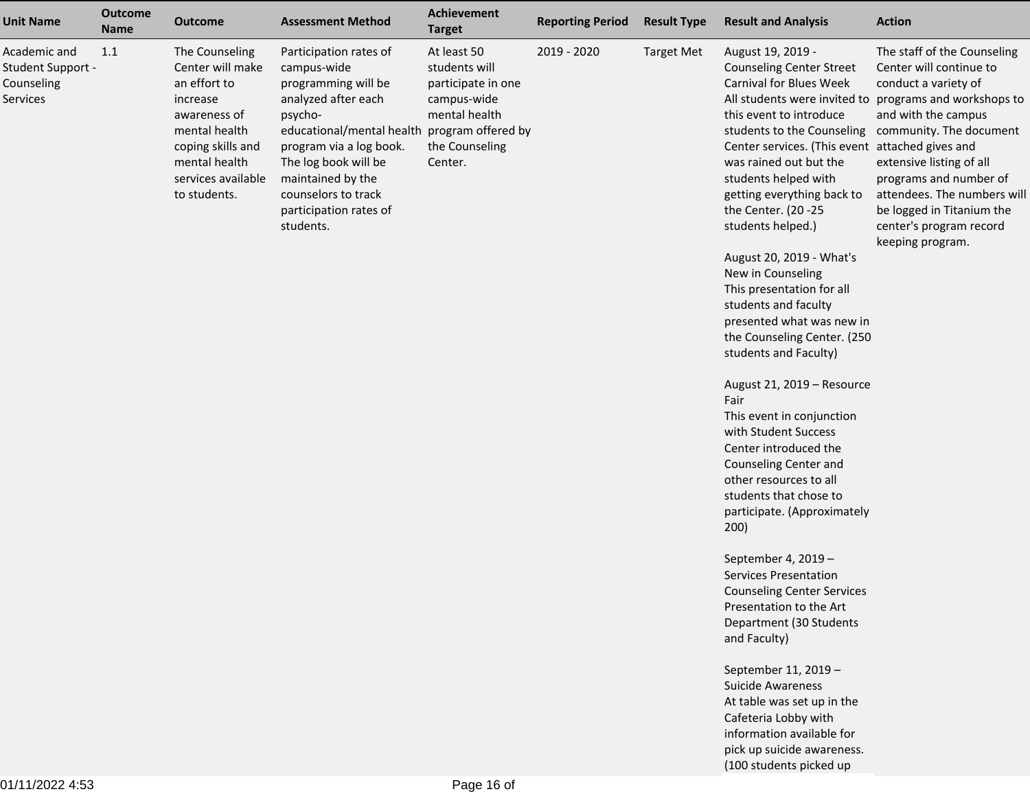| Unit Name | Outcome Name | Outcome | Assessment Method | Achievement Target | Reporting Period | Result Type | Result and Analysis | Action |
|---|---|---|---|---|---|---|---|---|
| Academic and Student Support - Counseling Services | 1.1 | The Counseling Center will make an effort to increase awareness of mental health coping skills and mental health services available to students. | Participation rates of campus-wide programming will be analyzed after each psycho-educational/mental health program via a log book. The log book will be maintained by the counselors to track participation rates of students. | At least 50 students will participate in one campus-wide mental health program offered by the Counseling Center. | 2019 - 2020 | Target Met | August 19, 2019 - Counseling Center Street Carnival for Blues Week<br>All students were invited to this event to introduce students to the Counseling Center services. (This event was rained out but the students helped with getting everything back to the Center. (20 -25 students helped.)<br><br>August 20, 2019 - What's New in Counseling<br>This presentation for all students and faculty presented what was new in the Counseling Center. (250 students and Faculty)<br><br>August 21, 2019 – Resource Fair<br>This event in conjunction with Student Success Center introduced the Counseling Center and other resources to all students that chose to participate. (Approximately 200)<br><br>September 4, 2019 – Services Presentation<br>Counseling Center Services Presentation to the Art Department (30 Students and Faculty)<br><br>September 11, 2019 – Suicide Awareness<br>At table was set up in the Cafeteria Lobby with information available for pick up suicide awareness. (100 students picked up | The staff of the Counseling Center will continue to conduct a variety of programs and workshops to and with the campus community. The document attached gives and extensive listing of all programs and number of attendees. The numbers will be logged in Titanium the center's program record keeping program. |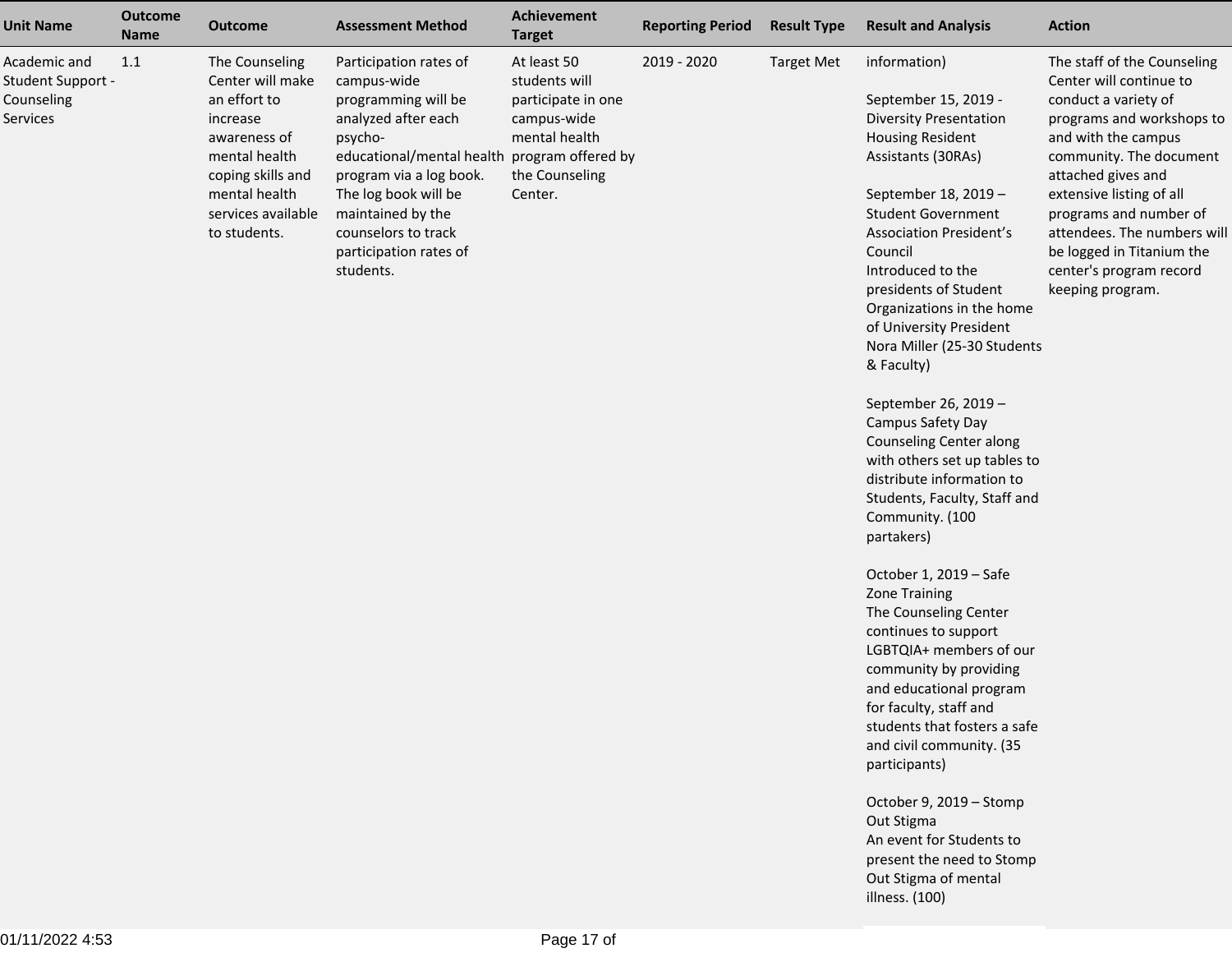| Unit Name | Outcome Name | Outcome | Assessment Method | Achievement Target | Reporting Period | Result Type | Result and Analysis | Action |
|---|---|---|---|---|---|---|---|---|
| Academic and Student Support - Counseling Services | 1.1 | The Counseling Center will make an effort to increase awareness of mental health coping skills and mental health services available to students. | Participation rates of campus-wide programming will be analyzed after each psycho-educational/mental health program via a log book. The log book will be maintained by the counselors to track participation rates of students. | At least 50 students will participate in one campus-wide mental health program offered by the Counseling Center. | 2019 - 2020 | Target Met | information)<br><br>September 15, 2019 - Diversity Presentation Housing Resident Assistants (30RAs)<br><br>September 18, 2019 – Student Government Association President’s Council<br>Introduced to the presidents of Student Organizations in the home of University President Nora Miller (25-30 Students & Faculty)<br><br>September 26, 2019 – Campus Safety Day<br>Counseling Center along with others set up tables to distribute information to Students, Faculty, Staff and Community. (100 partakers)<br><br>October 1, 2019 – Safe Zone Training<br>The Counseling Center continues to support LGBTQIA+ members of our community by providing and educational program for faculty, staff and students that fosters a safe and civil community. (35 participants)<br><br>October 9, 2019 – Stomp Out Stigma<br>An event for Students to present the need to Stomp Out Stigma of mental illness. (100) | The staff of the Counseling Center will continue to conduct a variety of programs and workshops to and with the campus community. The document attached gives and extensive listing of all programs and number of attendees. The numbers will be logged in Titanium the center's program record keeping program. |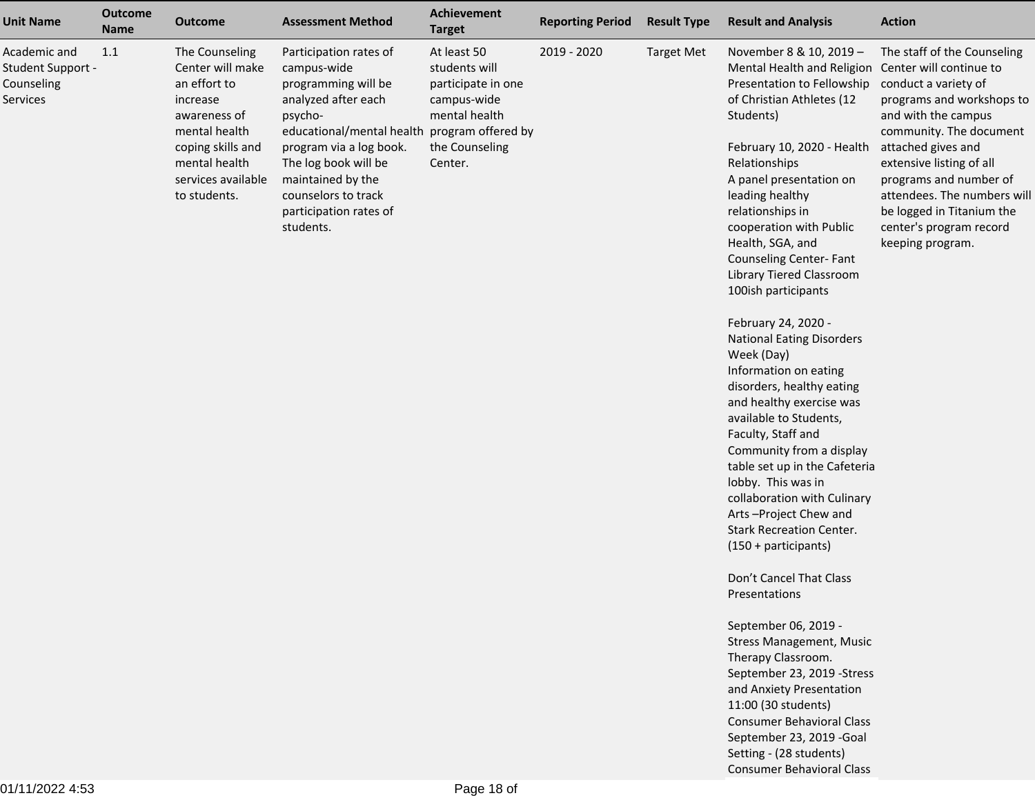| Unit Name | Outcome Name | Outcome | Assessment Method | Achievement Target | Reporting Period | Result Type | Result and Analysis | Action |
|---|---|---|---|---|---|---|---|---|
| Academic and Student Support - Counseling Services | 1.1 | The Counseling Center will make an effort to increase awareness of mental health coping skills and mental health services available to students. | Participation rates of campus-wide programming will be analyzed after each psycho-educational/mental health program via a log book. The log book will be maintained by the counselors to track participation rates of students. | At least 50 students will participate in one campus-wide mental health program offered by the Counseling Center. | 2019 - 2020 | Target Met | November 8 & 10, 2019 – Mental Health and Religion Presentation to Fellowship of Christian Athletes (12 Students)<br><br>February 10, 2020 - Health Relationships<br>A panel presentation on leading healthy relationships in cooperation with Public Health, SGA, and Counseling Center- Fant Library Tiered Classroom 100ish participants<br><br>February 24, 2020 - National Eating Disorders Week (Day)<br>Information on eating disorders, healthy eating and healthy exercise was available to Students, Faculty, Staff and Community from a display table set up in the Cafeteria lobby. This was in collaboration with Culinary Arts –Project Chew and Stark Recreation Center. (150 + participants)<br><br>Don't Cancel That Class Presentations<br><br>September 06, 2019 - Stress Management, Music Therapy Classroom.<br>September 23, 2019 -Stress and Anxiety Presentation 11:00 (30 students)<br>Consumer Behavioral Class<br>September 23, 2019 -Goal Setting - (28 students)<br>Consumer Behavioral Class | The staff of the Counseling Center will continue to conduct a variety of programs and workshops to and with the campus community. The document attached gives and extensive listing of all programs and number of attendees. The numbers will be logged in Titanium the center's program record keeping program. |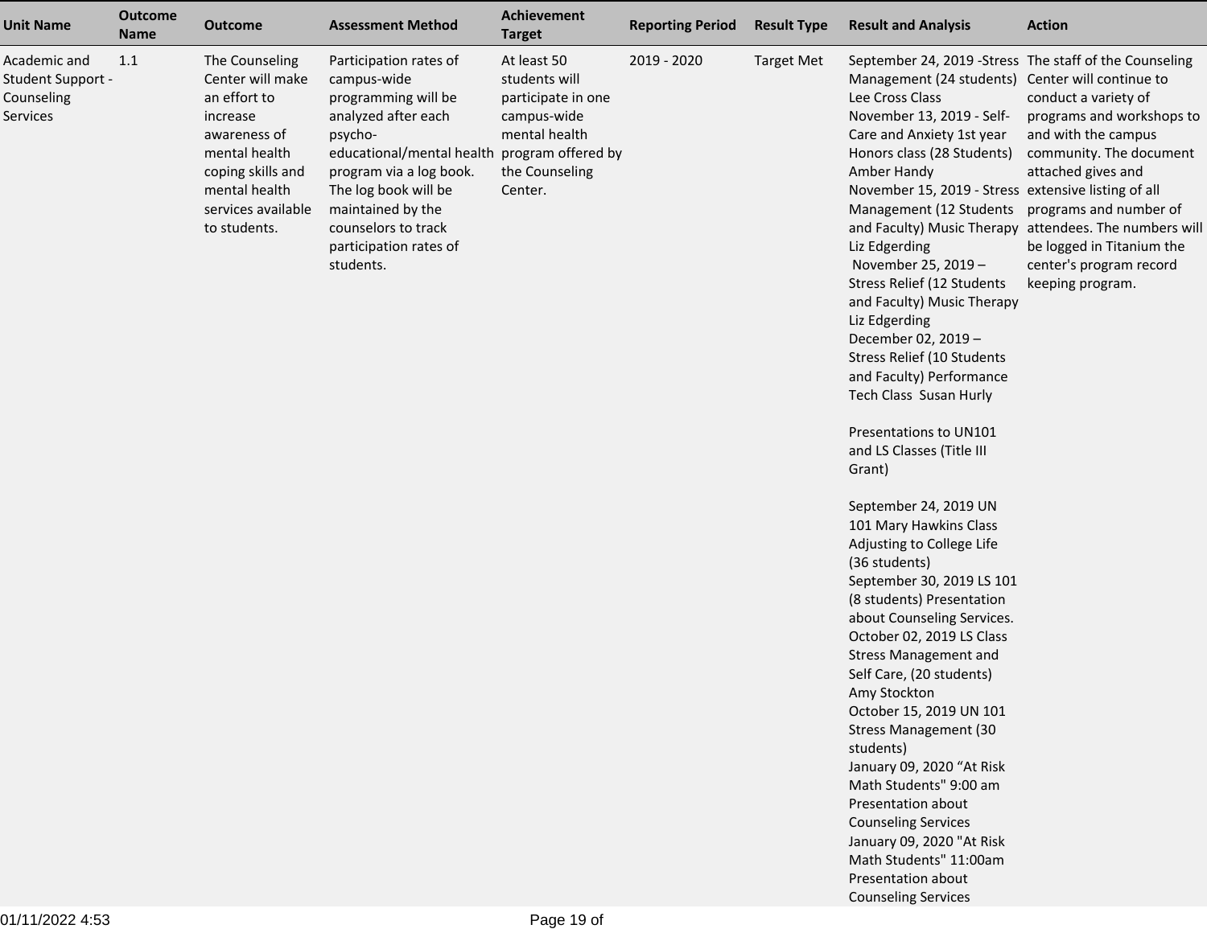| Unit Name | Outcome Name | Outcome | Assessment Method | Achievement Target | Reporting Period | Result Type | Result and Analysis | Action |
|---|---|---|---|---|---|---|---|---|
| Academic and Student Support - Counseling Services | 1.1 | The Counseling Center will make an effort to increase awareness of mental health coping skills and mental health services available to students. | Participation rates of campus-wide programming will be analyzed after each psycho-educational/mental health program via a log book. The log book will be maintained by the counselors to track participation rates of students. | At least 50 students will participate in one campus-wide mental health program offered by the Counseling Center. | 2019 - 2020 | Target Met | September 24, 2019 -Stress Management (24 students) Lee Cross Class<br>November 13, 2019 - Self-Care and Anxiety 1st year Honors class (28 Students) Amber Handy<br>November 15, 2019 - Stress Management (12 Students and Faculty) Music Therapy Liz Edgerding<br>November 25, 2019 – Stress Relief (12 Students and Faculty) Music Therapy Liz Edgerding<br>December 02, 2019 – Stress Relief (10 Students and Faculty) Performance Tech Class Susan Hurly<br><br>Presentations to UN101 and LS Classes (Title III Grant)<br><br>September 24, 2019 UN 101 Mary Hawkins Class Adjusting to College Life (36 students)<br>September 30, 2019 LS 101 (8 students) Presentation about Counseling Services.<br>October 02, 2019 LS Class Stress Management and Self Care, (20 students) Amy Stockton<br>October 15, 2019 UN 101 Stress Management (30 students)<br>January 09, 2020 “At Risk Math Students" 9:00 am Presentation about Counseling Services<br>January 09, 2020 "At Risk Math Students" 11:00am Presentation about Counseling Services | The staff of the Counseling Center will continue to conduct a variety of programs and workshops to and with the campus community. The document attached gives and extensive listing of all programs and number of attendees. The numbers will be logged in Titanium the center's program record keeping program. |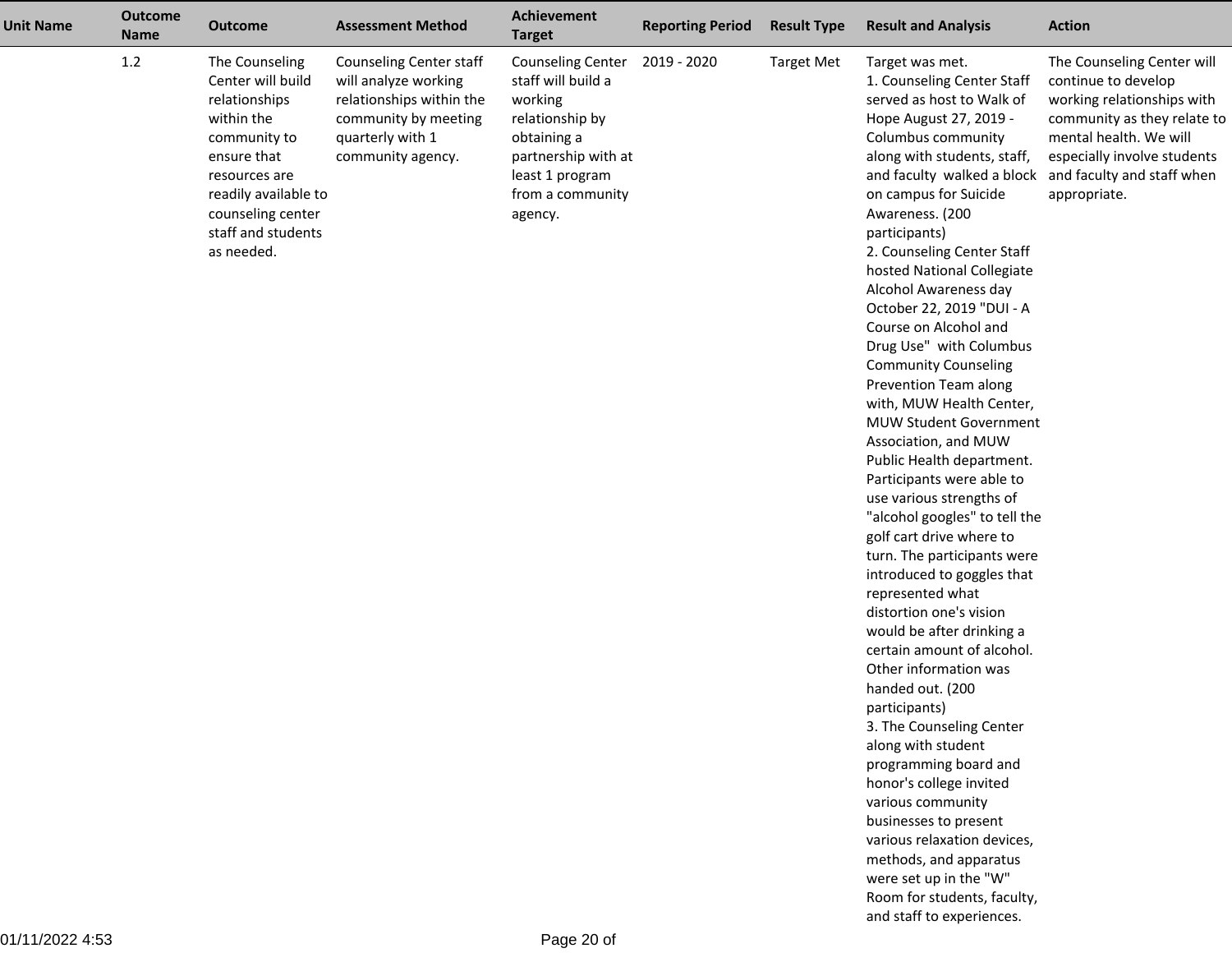| Unit Name | Outcome Name | Outcome | Assessment Method | Achievement Target | Reporting Period | Result Type | Result and Analysis | Action |
|---|---|---|---|---|---|---|---|---|
| | 1.2 | The Counseling Center will build relationships within the community to ensure that resources are readily available to counseling center staff and students as needed. | Counseling Center staff will analyze working relationships within the community by meeting quarterly with 1 community agency. | Counseling Center staff will build a working relationship by obtaining a partnership with at least 1 program from a community agency. | 2019 - 2020 | Target Met | Target was met.<br>1. Counseling Center Staff served as host to Walk of Hope August 27, 2019 - Columbus community along with students, staff, and faculty walked a block on campus for Suicide Awareness. (200 participants)<br>2. Counseling Center Staff hosted National Collegiate Alcohol Awareness day October 22, 2019 "DUI - A Course on Alcohol and Drug Use" with Columbus Community Counseling Prevention Team along with, MUW Health Center, MUW Student Government Association, and MUW Public Health department. Participants were able to use various strengths of "alcohol googles" to tell the golf cart drive where to turn. The participants were introduced to goggles that represented what distortion one's vision would be after drinking a certain amount of alcohol. Other information was handed out. (200 participants)<br>3. The Counseling Center along with student programming board and honor's college invited various community businesses to present various relaxation devices, methods, and apparatus were set up in the "W" Room for students, faculty, and staff to experiences. | The Counseling Center will continue to develop working relationships with community as they relate to mental health. We will especially involve students and faculty and staff when appropriate. |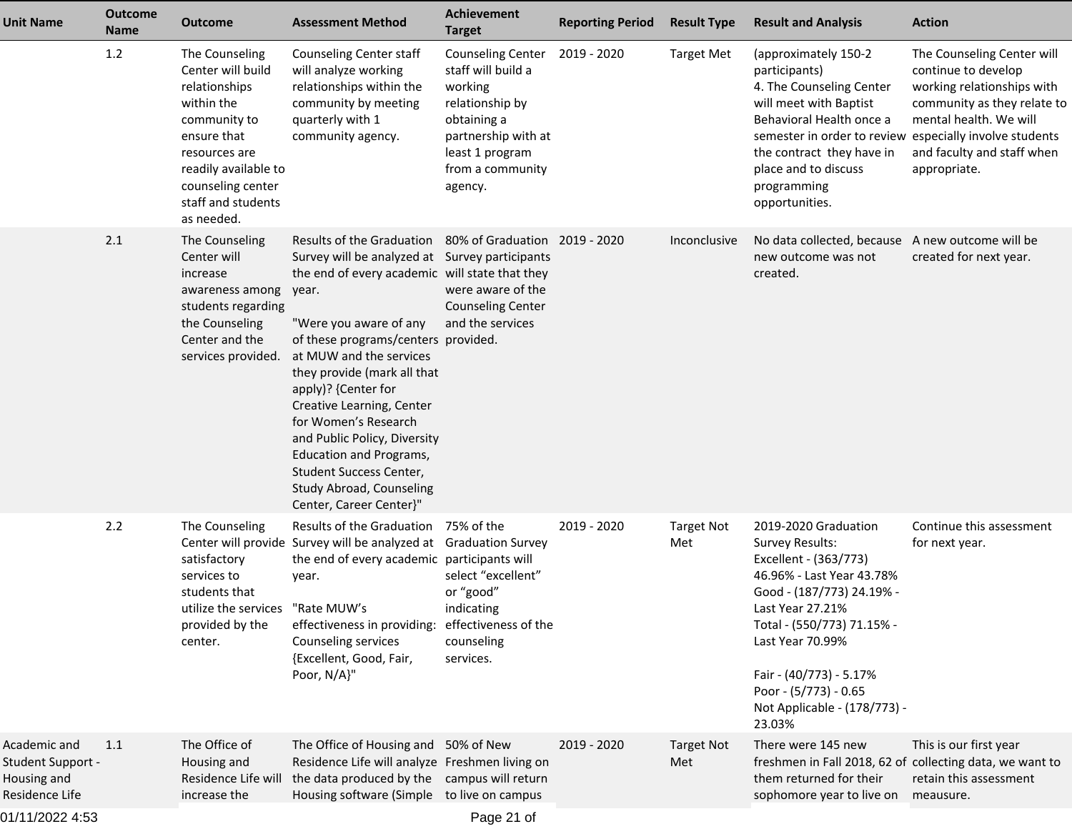| Unit Name | Outcome Name | Outcome | Assessment Method | Achievement Target | Reporting Period | Result Type | Result and Analysis | Action |
|---|---|---|---|---|---|---|---|---|
| | 1.2 | The Counseling Center will build relationships within the community to ensure that resources are readily available to counseling center staff and students as needed. | Counseling Center staff will analyze working relationships within the community by meeting quarterly with 1 community agency. | Counseling Center staff will build a working relationship by obtaining a partnership with at least 1 program from a community agency. | 2019 - 2020 | Target Met | (approximately 150-2 participants)<br>4. The Counseling Center will meet with Baptist Behavioral Health once a semester in order to review the contract they have in place and to discuss programming opportunities. | The Counseling Center will continue to develop working relationships with community as they relate to mental health. We will especially involve students and faculty and staff when appropriate. |
| | 2.1 | The Counseling Center will increase awareness among students regarding the Counseling Center and the services provided. | Results of the Graduation Survey will be analyzed at the end of every academic year.<br><br>"Were you aware of any of these programs/centers at MUW and the services they provide (mark all that apply)? {Center for Creative Learning, Center for Women's Research and Public Policy, Diversity Education and Programs, Student Success Center, Study Abroad, Counseling Center, Career Center}" | 80% of Graduation Survey participants will state that they were aware of the Counseling Center and the services provided. | 2019 - 2020 | Inconclusive | No data collected, because new outcome was not created. | A new outcome will be created for next year. |
| | 2.2 | The Counseling Center will provide satisfactory services to students that utilize the services provided by the center. | Results of the Graduation Survey will be analyzed at the end of every academic year.<br><br>"Rate MUW's effectiveness in providing: Counseling services {Excellent, Good, Fair, Poor, N/A}" | 75% of the Graduation Survey participants will select "excellent" or "good" indicating effectiveness of the counseling services. | 2019 - 2020 | Target Not Met | 2019-2020 Graduation Survey Results:<br>Excellent - (363/773) 46.96% - Last Year 43.78%<br>Good - (187/773) 24.19% - Last Year 27.21%<br>Total - (550/773) 71.15% - Last Year 70.99%<br><br>Fair - (40/773) - 5.17%<br>Poor - (5/773) - 0.65<br>Not Applicable - (178/773) - 23.03% | Continue this assessment for next year. |
| Academic and Student Support - Housing and Residence Life | 1.1 | The Office of Housing and Residence Life will increase the | The Office of Housing and Residence Life will analyze the data produced by the Housing software (Simple | 50% of New Freshmen living on campus will return to live on campus | 2019 - 2020 | Target Not Met | There were 145 new freshmen in Fall 2018, 62 of them returned for their sophomore year to live on | This is our first year collecting data, we want to retain this assessment meausure. |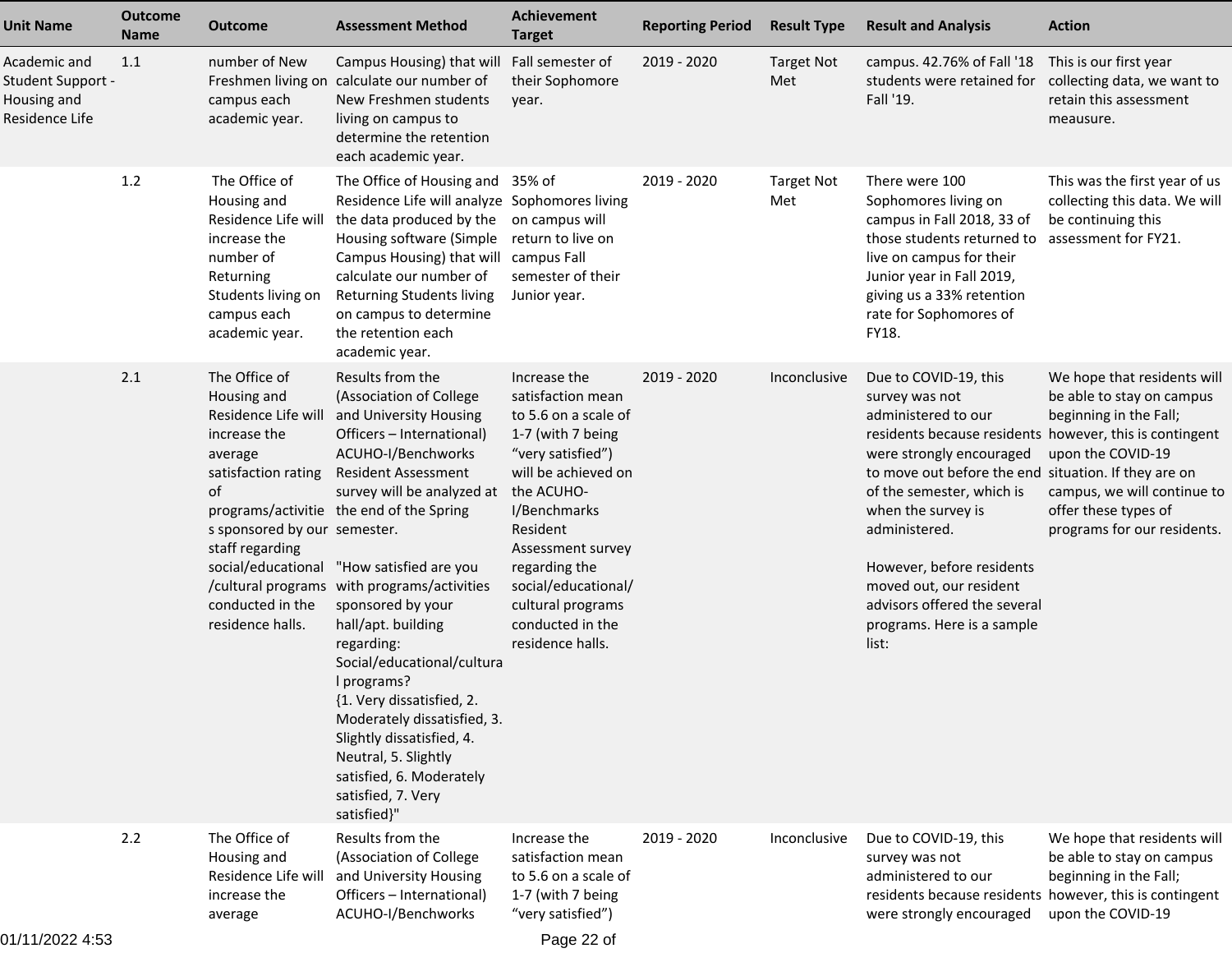| Unit Name | Outcome Name | Outcome | Assessment Method | Achievement Target | Reporting Period | Result Type | Result and Analysis | Action |
|---|---|---|---|---|---|---|---|---|
| Academic and Student Support - Housing and Residence Life | 1.1 | number of New Freshmen living on campus each academic year. | Campus Housing) that will calculate our number of New Freshmen students living on campus to determine the retention each academic year. | Fall semester of their Sophomore year. | 2019 - 2020 | Target Not Met | campus. 42.76% of Fall '18 students were retained for Fall '19. | This is our first year collecting data, we want to retain this assessment meausure. |
| | 1.2 | The Office of Housing and Residence Life will increase the number of Returning Students living on campus each academic year. | The Office of Housing and Residence Life will analyze the data produced by the Housing software (Simple Campus Housing) that will calculate our number of Returning Students living on campus to determine the retention each academic year. | 35% of Sophomores living on campus will return to live on campus Fall semester of their Junior year. | 2019 - 2020 | Target Not Met | There were 100 Sophomores living on campus in Fall 2018, 33 of those students returned to live on campus for their Junior year in Fall 2019, giving us a 33% retention rate for Sophomores of FY18. | This was the first year of us collecting this data. We will be continuing this assessment for FY21. |
| | 2.1 | The Office of Housing and Residence Life will increase the average satisfaction rating of programs/activities sponsored by our staff regarding social/educational/cultural programs conducted in the residence halls. | Results from the (Association of College and University Housing Officers – International) ACUHO-I/Benchworks Resident Assessment survey will be analyzed at the end of the Spring semester.<br><br>"How satisfied are you with programs/activities sponsored by your hall/apt. building regarding: Social/educational/cultural programs? {1. Very dissatisfied, 2. Moderately dissatisfied, 3. Slightly dissatisfied, 4. Neutral, 5. Slightly satisfied, 6. Moderately satisfied, 7. Very satisfied}" | Increase the satisfaction mean to 5.6 on a scale of 1-7 (with 7 being "very satisfied") will be achieved on the ACUHO-I/Benchmarks Resident Assessment survey regarding the social/educational/cultural programs conducted in the residence halls. | 2019 - 2020 | Inconclusive | Due to COVID-19, this survey was not administered to our residents because residents were strongly encouraged to move out before the end of the semester, which is when the survey is administered.<br><br>However, before residents moved out, our resident advisors offered the several programs. Here is a sample list: | We hope that residents will be able to stay on campus beginning in the Fall; however, this is contingent upon the COVID-19 situation. If they are on campus, we will continue to offer these types of programs for our residents. |
| | 2.2 | The Office of Housing and Residence Life will increase the average | Results from the (Association of College and University Housing Officers – International) ACUHO-I/Benchworks | Increase the satisfaction mean to 5.6 on a scale of 1-7 (with 7 being "very satisfied") | 2019 - 2020 | Inconclusive | Due to COVID-19, this survey was not administered to our residents because residents were strongly encouraged | We hope that residents will be able to stay on campus beginning in the Fall; however, this is contingent upon the COVID-19 |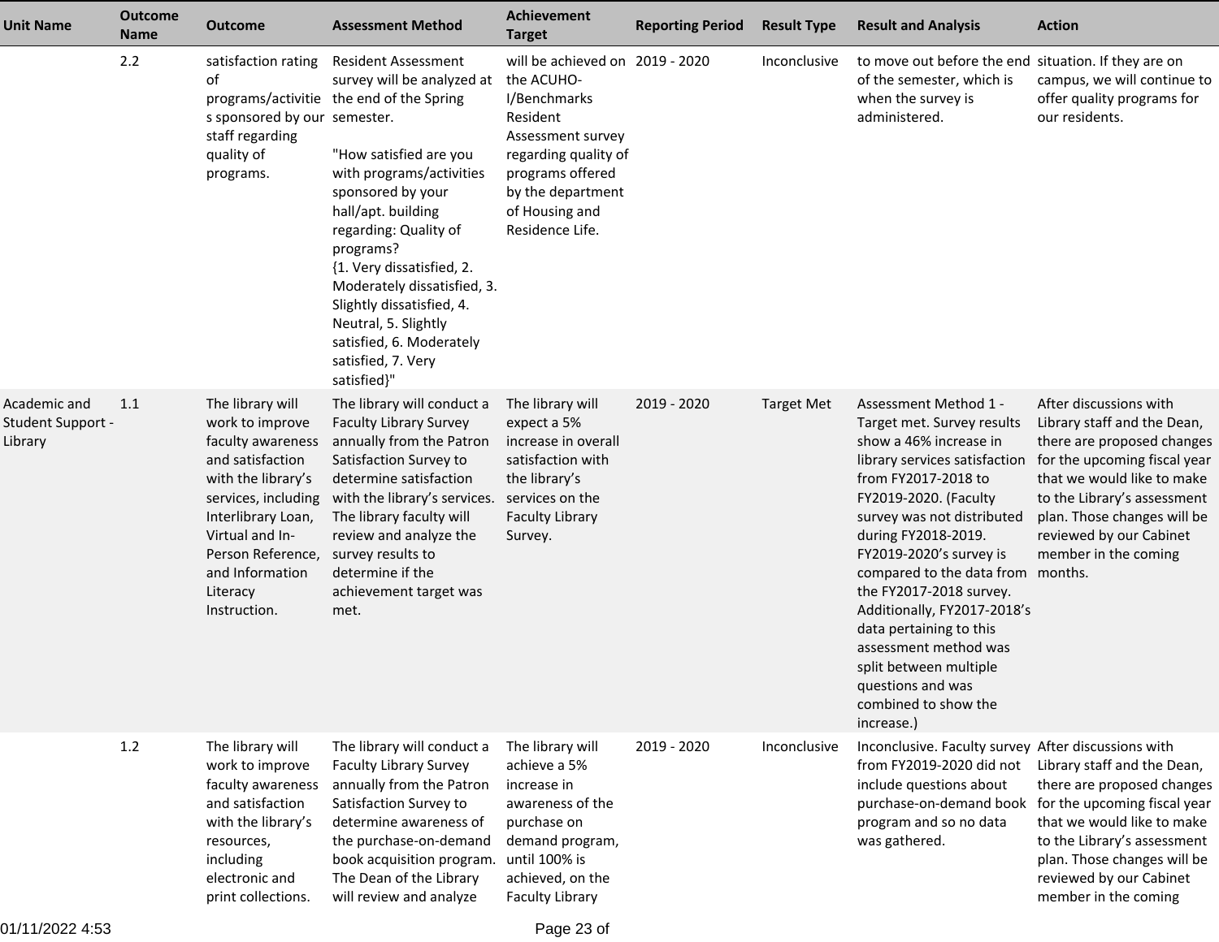| Unit Name | Outcome Name | Outcome | Assessment Method | Achievement Target | Reporting Period | Result Type | Result and Analysis | Action |
|---|---|---|---|---|---|---|---|---|
| | 2.2 | satisfaction rating of programs/activities sponsored by our staff regarding quality of programs. | Resident Assessment survey will be analyzed at the end of the Spring semester. "How satisfied are you with programs/activities sponsored by your hall/apt. building regarding: Quality of programs? {1. Very dissatisfied, 2. Moderately dissatisfied, 3. Slightly dissatisfied, 4. Neutral, 5. Slightly satisfied, 6. Moderately satisfied, 7. Very satisfied}" | will be achieved on the ACUHO-I/Benchmarks Resident Assessment survey regarding quality of programs offered by the department of Housing and Residence Life. | 2019 - 2020 | Inconclusive | to move out before the end of the semester, which is when the survey is administered. | situation. If they are on campus, we will continue to offer quality programs for our residents. |
| Academic and Student Support - Library | 1.1 | The library will work to improve faculty awareness and satisfaction with the library's services, including Interlibrary Loan, Virtual and In-Person Reference, and Information Literacy Instruction. | The library will conduct a Faculty Library Survey annually from the Patron Satisfaction Survey to determine satisfaction with the library's services. The library faculty will review and analyze the survey results to determine if the achievement target was met. | The library will expect a 5% increase in overall satisfaction with the library's services on the Faculty Library Survey. | 2019 - 2020 | Target Met | Assessment Method 1 - Target met. Survey results show a 46% increase in library services satisfaction from FY2017-2018 to FY2019-2020. (Faculty survey was not distributed during FY2018-2019. FY2019-2020's survey is compared to the data from the FY2017-2018 survey. Additionally, FY2017-2018's data pertaining to this assessment method was split between multiple questions and was combined to show the increase.) | After discussions with Library staff and the Dean, there are proposed changes for the upcoming fiscal year that we would like to make to the Library's assessment plan. Those changes will be reviewed by our Cabinet member in the coming months. |
| | 1.2 | The library will work to improve faculty awareness and satisfaction with the library's resources, including electronic and print collections. | The library will conduct a Faculty Library Survey annually from the Patron Satisfaction Survey to determine awareness of the purchase-on-demand book acquisition program. The Dean of the Library will review and analyze | The library will achieve a 5% increase in awareness of the purchase on demand program, until 100% is achieved, on the Faculty Library | 2019 - 2020 | Inconclusive | Inconclusive. Faculty survey from FY2019-2020 did not include questions about purchase-on-demand book program and so no data was gathered. | After discussions with Library staff and the Dean, there are proposed changes for the upcoming fiscal year that we would like to make to the Library's assessment plan. Those changes will be reviewed by our Cabinet member in the coming |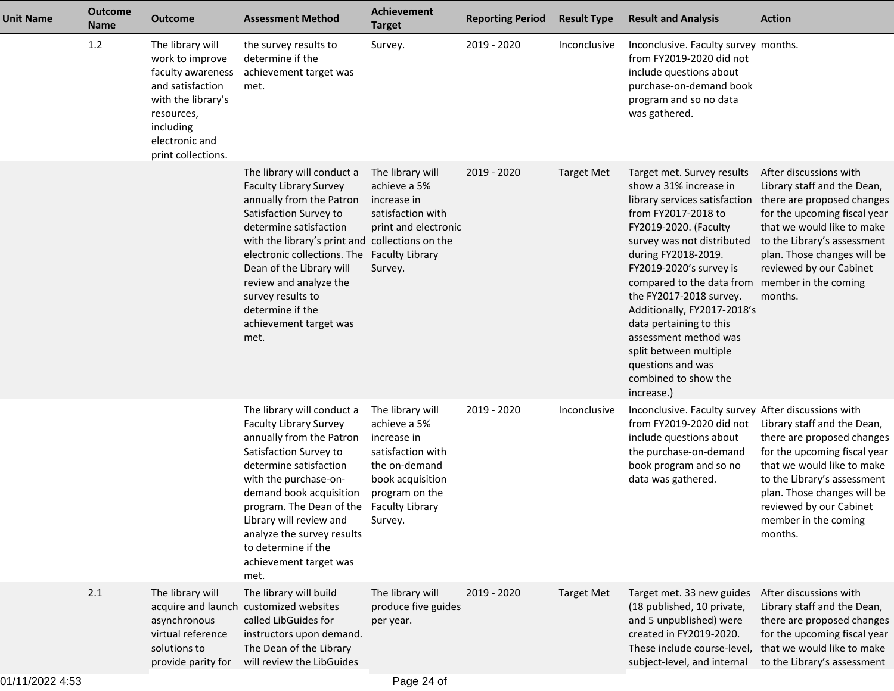| Unit Name | Outcome Name | Outcome | Assessment Method | Achievement Target | Reporting Period | Result Type | Result and Analysis | Action |
|---|---|---|---|---|---|---|---|---|
| | 1.2 | The library will work to improve faculty awareness and satisfaction with the library's resources, including electronic and print collections. | the survey results to determine if the achievement target was met. | Survey. | 2019 - 2020 | Inconclusive | Inconclusive. Faculty survey from FY2019-2020 did not include questions about purchase-on-demand book program and so no data was gathered. | months. |
| | | | The library will conduct a Faculty Library Survey annually from the Patron Satisfaction Survey to determine satisfaction with the library's print and electronic collections. The Dean of the Library will review and analyze the survey results to determine if the achievement target was met. | The library will achieve a 5% increase in satisfaction with print and electronic collections on the Faculty Library Survey. | 2019 - 2020 | Target Met | Target met. Survey results show a 31% increase in library services satisfaction from FY2017-2018 to FY2019-2020. (Faculty survey was not distributed during FY2018-2019. FY2019-2020's survey is compared to the data from the FY2017-2018 survey. Additionally, FY2017-2018's data pertaining to this assessment method was split between multiple questions and was combined to show the increase.) | After discussions with Library staff and the Dean, there are proposed changes for the upcoming fiscal year that we would like to make to the Library's assessment plan. Those changes will be reviewed by our Cabinet member in the coming months. |
| | | | The library will conduct a Faculty Library Survey annually from the Patron Satisfaction Survey to determine satisfaction with the purchase-on-demand book acquisition program. The Dean of the Library will review and analyze the survey results to determine if the achievement target was met. | The library will achieve a 5% increase in satisfaction with the on-demand book acquisition program on the Faculty Library Survey. | 2019 - 2020 | Inconclusive | Inconclusive. Faculty survey from FY2019-2020 did not include questions about the purchase-on-demand book program and so no data was gathered. | After discussions with Library staff and the Dean, there are proposed changes for the upcoming fiscal year that we would like to make to the Library's assessment plan. Those changes will be reviewed by our Cabinet member in the coming months. |
| | 2.1 | The library will acquire and launch asynchronous virtual reference solutions to provide parity for | The library will build customized websites called LibGuides for instructors upon demand. The Dean of the Library will review the LibGuides | The library will produce five guides per year. | 2019 - 2020 | Target Met | Target met. 33 new guides (18 published, 10 private, and 5 unpublished) were created in FY2019-2020. These include course-level, subject-level, and internal | After discussions with Library staff and the Dean, there are proposed changes for the upcoming fiscal year that we would like to make to the Library's assessment |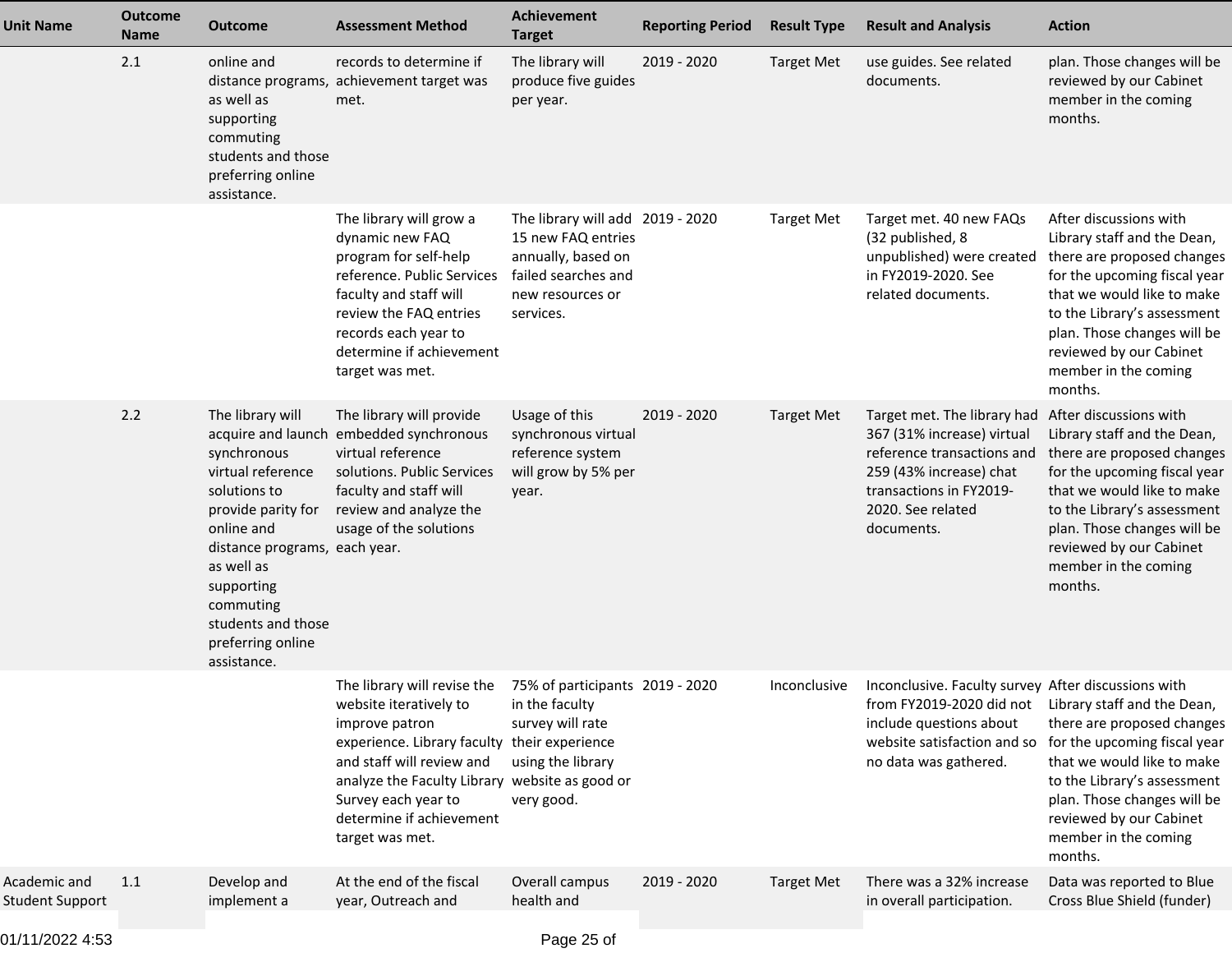| Unit Name | Outcome Name | Outcome | Assessment Method | Achievement Target | Reporting Period | Result Type | Result and Analysis | Action |
|---|---|---|---|---|---|---|---|---|
| | 2.1 | online and distance programs, as well as supporting commuting students and those preferring online assistance. | records to determine if achievement target was met. | The library will produce five guides per year. | 2019 - 2020 | Target Met | use guides. See related documents. | plan. Those changes will be reviewed by our Cabinet member in the coming months. |
| | | | The library will grow a dynamic new FAQ program for self-help reference. Public Services faculty and staff will review the FAQ entries records each year to determine if achievement target was met. | The library will add 15 new FAQ entries annually, based on failed searches and new resources or services. | 2019 - 2020 | Target Met | Target met. 40 new FAQs (32 published, 8 unpublished) were created in FY2019-2020. See related documents. | After discussions with Library staff and the Dean, there are proposed changes for the upcoming fiscal year that we would like to make to the Library's assessment plan. Those changes will be reviewed by our Cabinet member in the coming months. |
| | 2.2 | The library will acquire and launch synchronous virtual reference solutions to provide parity for online and distance programs, as well as supporting commuting students and those preferring online assistance. | The library will provide embedded synchronous virtual reference solutions. Public Services faculty and staff will review and analyze the usage of the solutions each year. | Usage of this synchronous virtual reference system will grow by 5% per year. | 2019 - 2020 | Target Met | Target met. The library had 367 (31% increase) virtual reference transactions and 259 (43% increase) chat transactions in FY2019-2020. See related documents. | After discussions with Library staff and the Dean, there are proposed changes for the upcoming fiscal year that we would like to make to the Library's assessment plan. Those changes will be reviewed by our Cabinet member in the coming months. |
| | | | The library will revise the website iteratively to improve patron experience. Library faculty and staff will review and analyze the Faculty Library Survey each year to determine if achievement target was met. | 75% of participants in the faculty survey will rate their experience using the library website as good or very good. | 2019 - 2020 | Inconclusive | Inconclusive. Faculty survey from FY2019-2020 did not include questions about website satisfaction and so no data was gathered. | After discussions with Library staff and the Dean, there are proposed changes for the upcoming fiscal year that we would like to make to the Library's assessment plan. Those changes will be reviewed by our Cabinet member in the coming months. |
| Academic and Student Support | 1.1 | Develop and implement a | At the end of the fiscal year, Outreach and | Overall campus health and | 2019 - 2020 | Target Met | There was a 32% increase in overall participation. | Data was reported to Blue Cross Blue Shield (funder) |

01/11/2022 4:53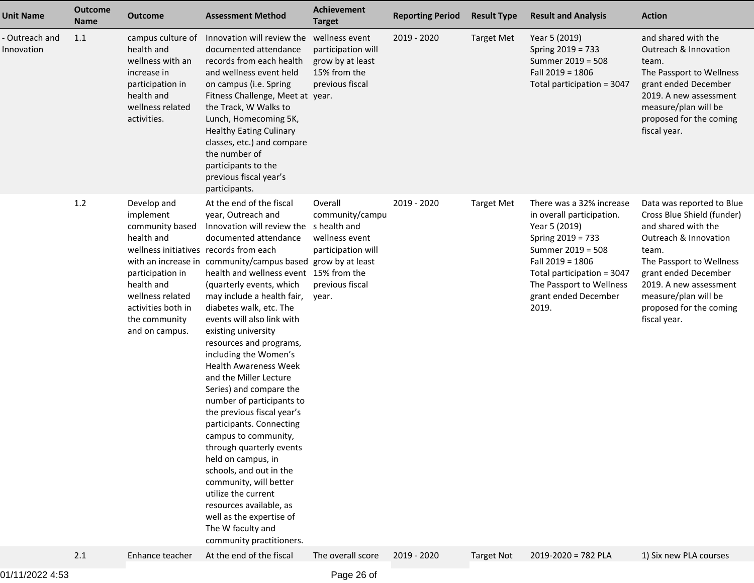| Unit Name | Outcome Name | Outcome | Assessment Method | Achievement Target | Reporting Period | Result Type | Result and Analysis | Action |
|---|---|---|---|---|---|---|---|---|
| - Outreach and Innovation | 1.1 | campus culture of health and wellness with an increase in participation in health and wellness related activities. | Innovation will review the documented attendance records from each health and wellness event held on campus (i.e. Spring Fitness Challenge, Meet at the Track, W Walks to Lunch, Homecoming 5K, Healthy Eating Culinary classes, etc.) and compare the number of participants to the previous fiscal year's participants. | wellness event participation will grow by at least 15% from the previous fiscal year. | 2019 - 2020 | Target Met | Year 5 (2019)<br>Spring 2019 = 733<br>Summer 2019 = 508<br>Fall 2019 = 1806<br>Total participation = 3047 | and shared with the Outreach & Innovation team.<br>The Passport to Wellness grant ended December 2019. A new assessment measure/plan will be proposed for the coming fiscal year. |
| | 1.2 | Develop and implement community based health and wellness initiatives with an increase in participation in health and wellness related activities both in the community and on campus. | At the end of the fiscal year, Outreach and Innovation will review the documented attendance records from each community/campus based health and wellness event (quarterly events, which may include a health fair, diabetes walk, etc. The events will also link with existing university resources and programs, including the Women's Health Awareness Week and the Miller Lecture Series) and compare the number of participants to the previous fiscal year's participants. Connecting campus to community, through quarterly events held on campus, in schools, and out in the community, will better utilize the current resources available, as well as the expertise of The W faculty and community practitioners. | Overall community/campus health and wellness event participation will grow by at least 15% from the previous fiscal year. | 2019 - 2020 | Target Met | There was a 32% increase in overall participation.<br>Year 5 (2019)<br>Spring 2019 = 733<br>Summer 2019 = 508<br>Fall 2019 = 1806<br>Total participation = 3047<br>The Passport to Wellness grant ended December 2019. | Data was reported to Blue Cross Blue Shield (funder) and shared with the Outreach & Innovation team.<br>The Passport to Wellness grant ended December 2019. A new assessment measure/plan will be proposed for the coming fiscal year. |
| | 2.1 | Enhance teacher | At the end of the fiscal | The overall score | 2019 - 2020 | Target Not | 2019-2020 = 782 PLA | 1) Six new PLA courses |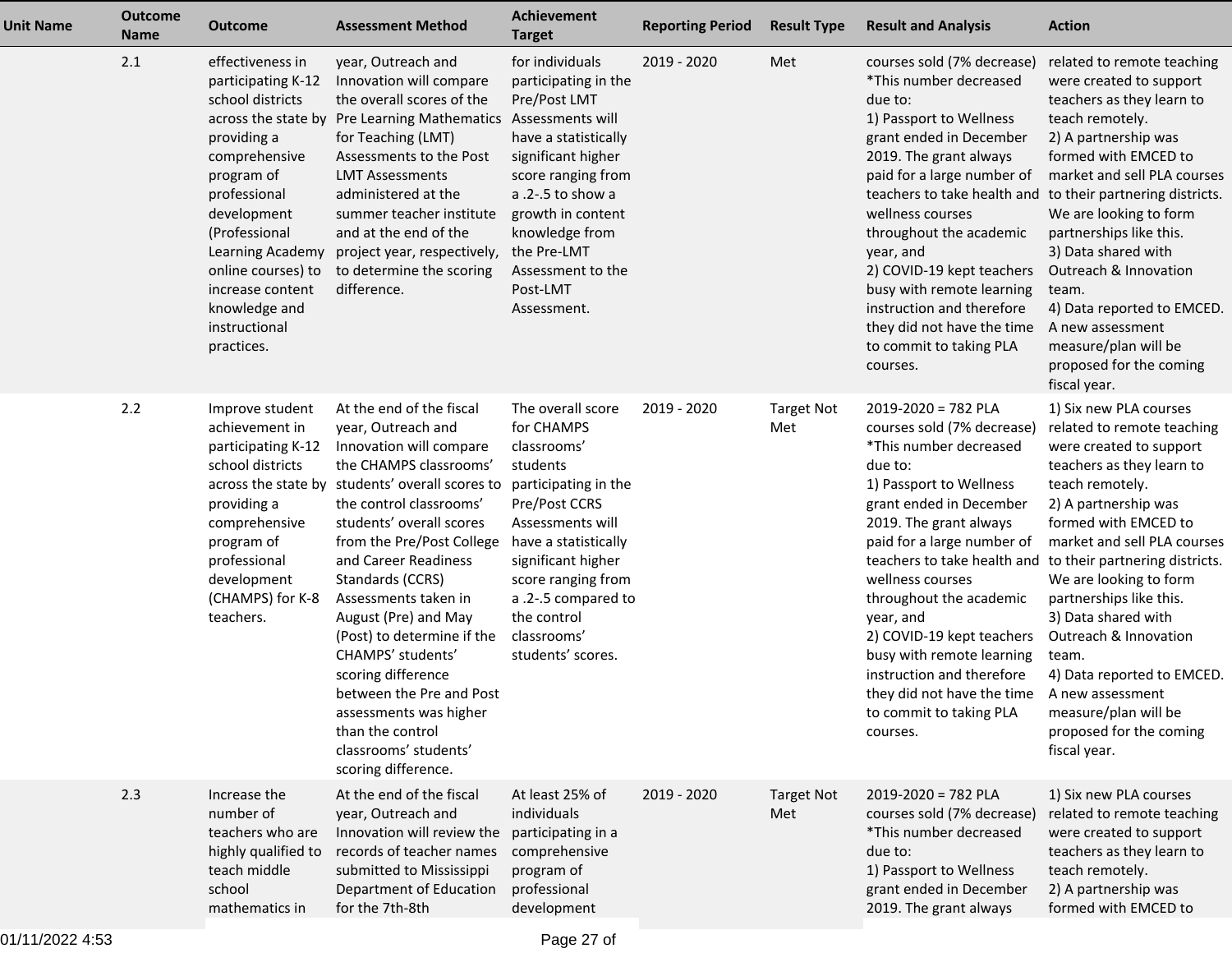| Unit Name | Outcome Name | Outcome | Assessment Method | Achievement Target | Reporting Period | Result Type | Result and Analysis | Action |
|---|---|---|---|---|---|---|---|---|
| | 2.1 | effectiveness in participating K-12 school districts across the state by providing a comprehensive program of professional development (Professional Learning Academy online courses) to increase content knowledge and instructional practices. | year, Outreach and Innovation will compare the overall scores of the Pre Learning Mathematics for Teaching (LMT) Assessments to the Post LMT Assessments administered at the summer teacher institute and at the end of the project year, respectively, to determine the scoring difference. | for individuals participating in the Pre/Post LMT Assessments will have a statistically significant higher score ranging from a .2-.5 to show a growth in content knowledge from the Pre-LMT Assessment to the Post-LMT Assessment. | 2019 - 2020 | Met | courses sold (7% decrease) *This number decreased due to:<br>1) Passport to Wellness grant ended in December 2019. The grant always paid for a large number of teachers to take health and wellness courses throughout the academic year, and<br>2) COVID-19 kept teachers busy with remote learning instruction and therefore they did not have the time to commit to taking PLA courses. | related to remote teaching were created to support teachers as they learn to teach remotely.<br>2) A partnership was formed with EMCED to market and sell PLA courses to their partnering districts. We are looking to form partnerships like this.<br>3) Data shared with Outreach & Innovation team.<br>4) Data reported to EMCED. A new assessment measure/plan will be proposed for the coming fiscal year. |
| | 2.2 | Improve student achievement in participating K-12 school districts across the state by providing a comprehensive program of professional development (CHAMPS) for K-8 teachers. | At the end of the fiscal year, Outreach and Innovation will compare the CHAMPS classrooms' students' overall scores to the control classrooms' students' overall scores from the Pre/Post College and Career Readiness Standards (CCRS) Assessments taken in August (Pre) and May (Post) to determine if the CHAMPS' students' scoring difference between the Pre and Post assessments was higher than the control classrooms' students' scoring difference. | The overall score for CHAMPS classrooms' students participating in the Pre/Post CCRS Assessments will have a statistically significant higher score ranging from a .2-.5 compared to the control classrooms' students' scores. | 2019 - 2020 | Target Not Met | 2019-2020 = 782 PLA courses sold (7% decrease) *This number decreased due to:<br>1) Passport to Wellness grant ended in December 2019. The grant always paid for a large number of teachers to take health and wellness courses throughout the academic year, and<br>2) COVID-19 kept teachers busy with remote learning instruction and therefore they did not have the time to commit to taking PLA courses. | 1) Six new PLA courses related to remote teaching were created to support teachers as they learn to teach remotely.<br>2) A partnership was formed with EMCED to market and sell PLA courses to their partnering districts. We are looking to form partnerships like this.<br>3) Data shared with Outreach & Innovation team.<br>4) Data reported to EMCED. A new assessment measure/plan will be proposed for the coming fiscal year. |
| | 2.3 | Increase the number of teachers who are highly qualified to teach middle school mathematics in | At the end of the fiscal year, Outreach and Innovation will review the records of teacher names submitted to Mississippi Department of Education for the 7th-8th | At least 25% of individuals participating in a comprehensive program of professional development | 2019 - 2020 | Target Not Met | 2019-2020 = 782 PLA courses sold (7% decrease) *This number decreased due to:<br>1) Passport to Wellness grant ended in December 2019. The grant always | 1) Six new PLA courses related to remote teaching were created to support teachers as they learn to teach remotely.<br>2) A partnership was formed with EMCED to |

01/11/2022 4:53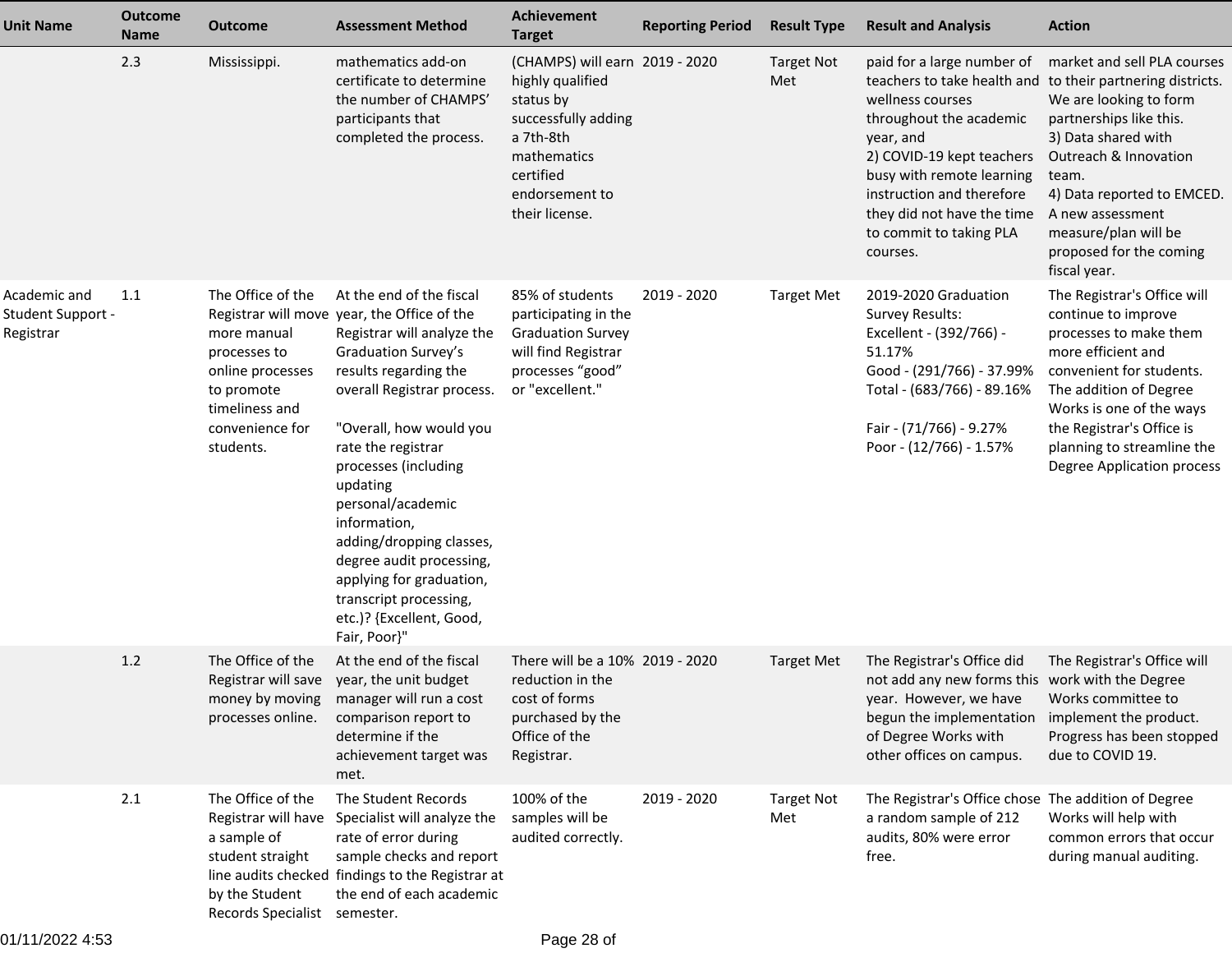| Unit Name | Outcome Name | Outcome | Assessment Method | Achievement Target | Reporting Period | Result Type | Result and Analysis | Action |
|---|---|---|---|---|---|---|---|---|
| | 2.3 | Mississippi. | mathematics add-on certificate to determine the number of CHAMPS' participants that completed the process. | (CHAMPS) will earn highly qualified status by successfully adding a 7th-8th mathematics certified endorsement to their license. | 2019 - 2020 | Target Not Met | paid for a large number of teachers to take health and wellness courses throughout the academic year, and<br>2) COVID-19 kept teachers busy with remote learning instruction and therefore they did not have the time to commit to taking PLA courses. | market and sell PLA courses to their partnering districts. We are looking to form partnerships like this.<br>3) Data shared with Outreach & Innovation team.<br>4) Data reported to EMCED. A new assessment measure/plan will be proposed for the coming fiscal year. |
| Academic and Student Support - Registrar | 1.1 | The Office of the Registrar will move more manual processes to online processes to promote timeliness and convenience for students. | At the end of the fiscal year, the Office of the Registrar will analyze the Graduation Survey's results regarding the overall Registrar process.<br><br>"Overall, how would you rate the registrar processes (including updating personal/academic information, adding/dropping classes, degree audit processing, applying for graduation, transcript processing, etc.)? {Excellent, Good, Fair, Poor}" | 85% of students participating in the Graduation Survey will find Registrar processes "good" or "excellent." | 2019 - 2020 | Target Met | 2019-2020 Graduation Survey Results:<br>Excellent - (392/766) - 51.17%<br>Good - (291/766) - 37.99%<br>Total - (683/766) - 89.16%<br><br>Fair - (71/766) - 9.27%<br>Poor - (12/766) - 1.57% | The Registrar's Office will continue to improve processes to make them more efficient and convenient for students. The addition of Degree Works is one of the ways the Registrar's Office is planning to streamline the Degree Application process |
| | 1.2 | The Office of the Registrar will save money by moving processes online. | At the end of the fiscal year, the unit budget manager will run a cost comparison report to determine if the achievement target was met. | There will be a 10% reduction in the cost of forms purchased by the Office of the Registrar. | 2019 - 2020 | Target Met | The Registrar's Office did not add any new forms this year. However, we have begun the implementation of Degree Works with other offices on campus. | The Registrar's Office will work with the Degree Works committee to implement the product. Progress has been stopped due to COVID 19. |
| | 2.1 | The Office of the Registrar will have a sample of student straight line audits checked by the Student Records Specialist | The Student Records Specialist will analyze the rate of error during sample checks and report findings to the Registrar at the end of each academic semester. | 100% of the samples will be audited correctly. | 2019 - 2020 | Target Not Met | The Registrar's Office chose a random sample of 212 audits, 80% were error free. | The addition of Degree Works will help with common errors that occur during manual auditing. |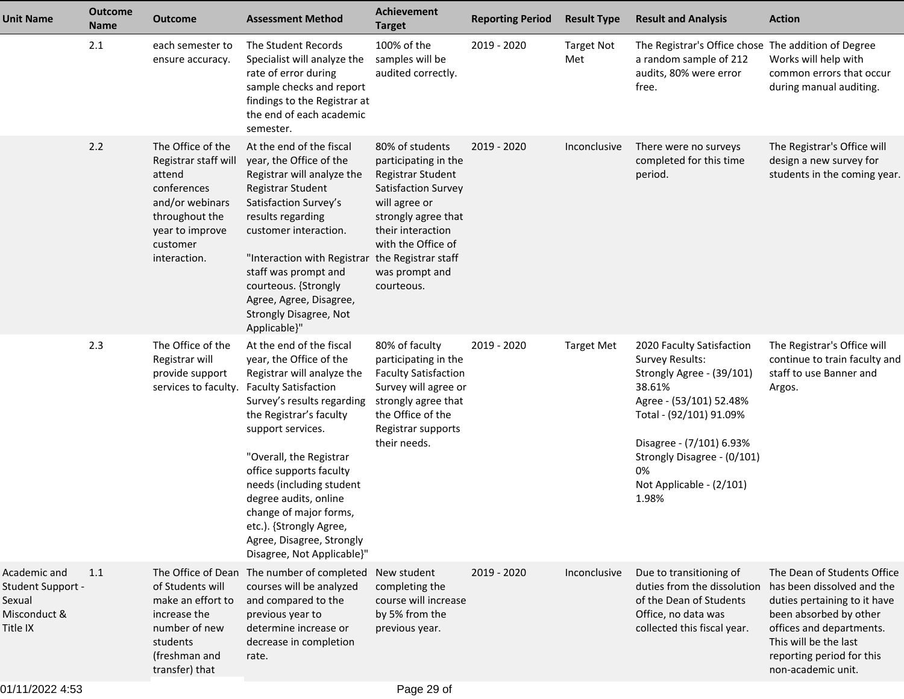| Unit Name | Outcome Name | Outcome | Assessment Method | Achievement Target | Reporting Period | Result Type | Result and Analysis | Action |
|---|---|---|---|---|---|---|---|---|
| | 2.1 | each semester to ensure accuracy. | The Student Records Specialist will analyze the rate of error during sample checks and report findings to the Registrar at the end of each academic semester. | 100% of the samples will be audited correctly. | 2019 - 2020 | Target Not Met | The Registrar's Office chose a random sample of 212 audits, 80% were error free. | The addition of Degree Works will help with common errors that occur during manual auditing. |
| | 2.2 | The Office of the Registrar staff will attend conferences and/or webinars throughout the year to improve customer interaction. | At the end of the fiscal year, the Office of the Registrar will analyze the Registrar Student Satisfaction Survey's results regarding customer interaction.<br><br>"Interaction with Registrar staff was prompt and courteous. {Strongly Agree, Agree, Disagree, Strongly Disagree, Not Applicable}" | 80% of students participating in the Registrar Student Satisfaction Survey will agree or strongly agree that their interaction with the Office of the Registrar staff was prompt and courteous. | 2019 - 2020 | Inconclusive | There were no surveys completed for this time period. | The Registrar's Office will design a new survey for students in the coming year. |
| | 2.3 | The Office of the Registrar will provide support services to faculty. | At the end of the fiscal year, the Office of the Registrar will analyze the Faculty Satisfaction Survey's results regarding the Registrar's faculty support services.<br><br>"Overall, the Registrar office supports faculty needs (including student degree audits, online change of major forms, etc.). {Strongly Agree, Agree, Disagree, Strongly Disagree, Not Applicable}" | 80% of faculty participating in the Faculty Satisfaction Survey will agree or strongly agree that the Office of the Registrar supports their needs. | 2019 - 2020 | Target Met | 2020 Faculty Satisfaction Survey Results:<br>Strongly Agree - (39/101) 38.61%<br>Agree - (53/101) 52.48%<br>Total - (92/101) 91.09%<br><br>Disagree - (7/101) 6.93%<br>Strongly Disagree - (0/101) 0%<br>Not Applicable - (2/101) 1.98% | The Registrar's Office will continue to train faculty and staff to use Banner and Argos. |
| Academic and Student Support - Sexual Misconduct & Title IX | 1.1 | The Office of Dean of Students will make an effort to increase the number of new students (freshman and transfer) that | The number of completed courses will be analyzed and compared to the previous year to determine increase or decrease in completion rate. | New student completing the course will increase by 5% from the previous year. | 2019 - 2020 | Inconclusive | Due to transitioning of duties from the dissolution of the Dean of Students Office, no data was collected this fiscal year. | The Dean of Students Office has been dissolved and the duties pertaining to it have been absorbed by other offices and departments. This will be the last reporting period for this non-academic unit. |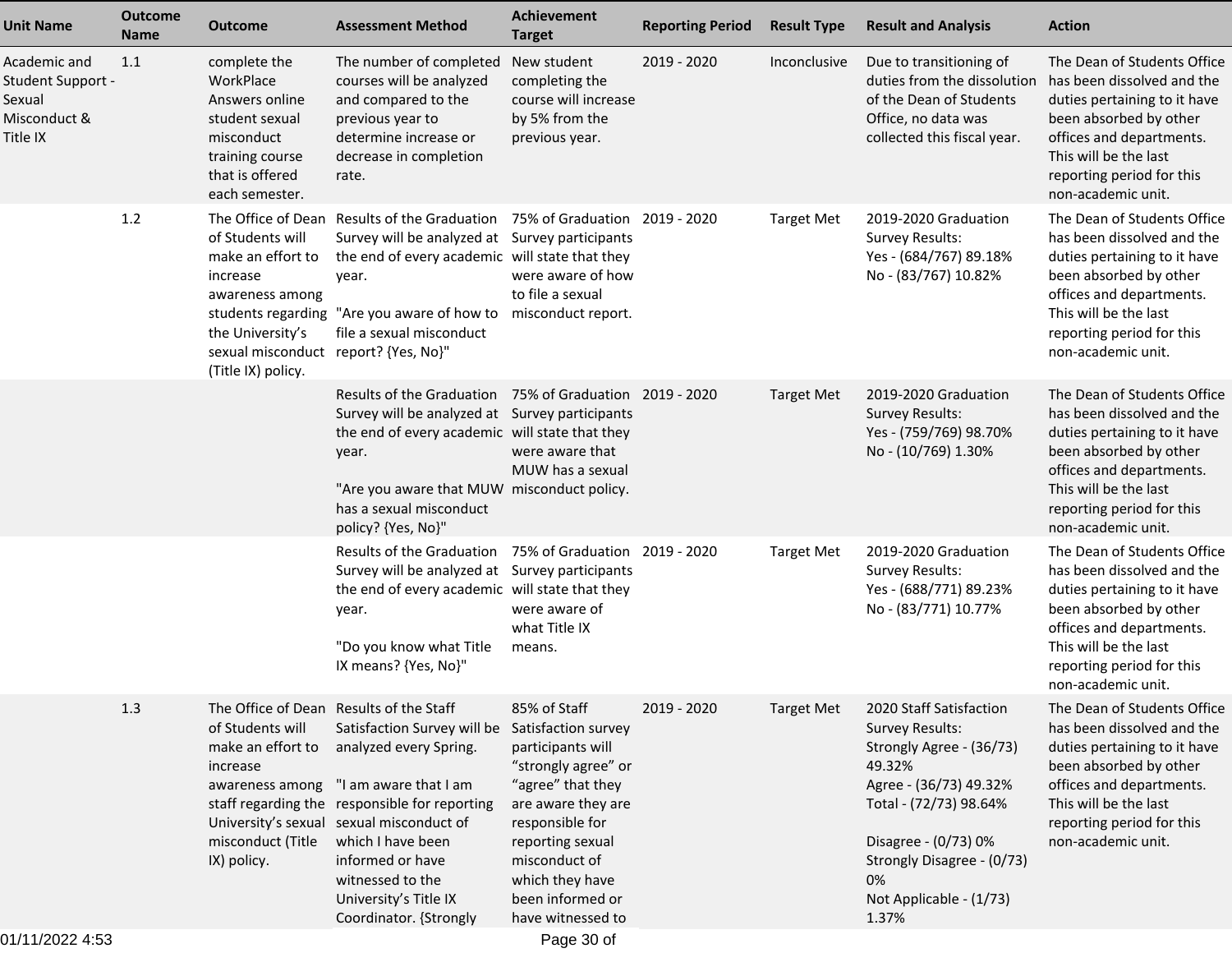| Unit Name | Outcome Name | Outcome | Assessment Method | Achievement Target | Reporting Period | Result Type | Result and Analysis | Action |
|---|---|---|---|---|---|---|---|---|
| Academic and Student Support - Sexual Misconduct & Title IX | 1.1 | complete the WorkPlace Answers online student sexual misconduct training course that is offered each semester. | The number of completed courses will be analyzed and compared to the previous year to determine increase or decrease in completion rate. | New student completing the course will increase by 5% from the previous year. | 2019 - 2020 | Inconclusive | Due to transitioning of duties from the dissolution of the Dean of Students Office, no data was collected this fiscal year. | The Dean of Students Office has been dissolved and the duties pertaining to it have been absorbed by other offices and departments. This will be the last reporting period for this non-academic unit. |
| | 1.2 | The Office of Dean of Students will make an effort to increase awareness among students regarding the University's sexual misconduct (Title IX) policy. | Results of the Graduation Survey will be analyzed at the end of every academic year.<br><br>"Are you aware of how to file a sexual misconduct report? {Yes, No}" | 75% of Graduation Survey participants will state that they were aware of how to file a sexual misconduct report. | 2019 - 2020 | Target Met | 2019-2020 Graduation Survey Results:<br>Yes - (684/767) 89.18%<br>No - (83/767) 10.82% | The Dean of Students Office has been dissolved and the duties pertaining to it have been absorbed by other offices and departments. This will be the last reporting period for this non-academic unit. |
| | | | Results of the Graduation Survey will be analyzed at the end of every academic year.<br><br>"Are you aware that MUW has a sexual misconduct policy? {Yes, No}" | 75% of Graduation Survey participants will state that they were aware that MUW has a sexual misconduct policy. | 2019 - 2020 | Target Met | 2019-2020 Graduation Survey Results:<br>Yes - (759/769) 98.70%<br>No - (10/769) 1.30% | The Dean of Students Office has been dissolved and the duties pertaining to it have been absorbed by other offices and departments. This will be the last reporting period for this non-academic unit. |
| | | | Results of the Graduation Survey will be analyzed at the end of every academic year.<br><br>"Do you know what Title IX means? {Yes, No}" | 75% of Graduation Survey participants will state that they were aware of what Title IX means. | 2019 - 2020 | Target Met | 2019-2020 Graduation Survey Results:<br>Yes - (688/771) 89.23%<br>No - (83/771) 10.77% | The Dean of Students Office has been dissolved and the duties pertaining to it have been absorbed by other offices and departments. This will be the last reporting period for this non-academic unit. |
| | 1.3 | The Office of Dean of Students will make an effort to increase awareness among staff regarding the University's sexual misconduct (Title IX) policy. | Results of the Staff Satisfaction Survey will be analyzed every Spring.<br><br>"I am aware that I am responsible for reporting sexual misconduct of which I have been informed or have witnessed to the University's Title IX Coordinator. {Strongly | 85% of Staff Satisfaction survey participants will "strongly agree" or "agree" that they are aware they are responsible for reporting sexual misconduct of which they have been informed or have witnessed to | 2019 - 2020 | Target Met | 2020 Staff Satisfaction Survey Results:<br>Strongly Agree - (36/73) 49.32%<br>Agree - (36/73) 49.32%<br>Total - (72/73) 98.64%<br><br>Disagree - (0/73) 0%<br>Strongly Disagree - (0/73) 0%<br>Not Applicable - (1/73) 1.37% | The Dean of Students Office has been dissolved and the duties pertaining to it have been absorbed by other offices and departments. This will be the last reporting period for this non-academic unit. |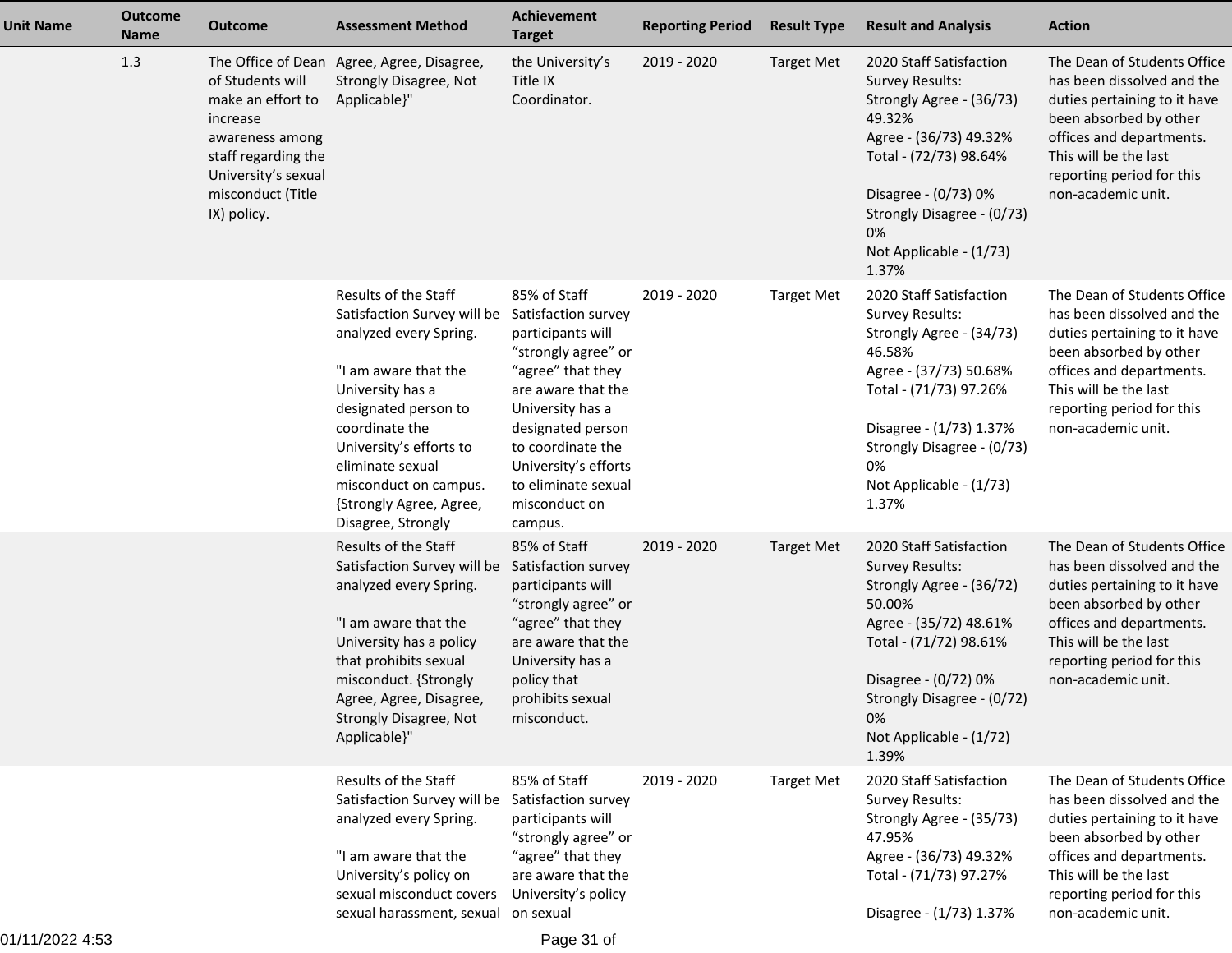| Unit Name | Outcome Name | Outcome | Assessment Method | Achievement Target | Reporting Period | Result Type | Result and Analysis | Action |
|---|---|---|---|---|---|---|---|---|
| | 1.3 | The Office of Dean of Students will make an effort to increase awareness among staff regarding the University's sexual misconduct (Title IX) policy. | Agree, Agree, Disagree, Strongly Disagree, Not Applicable}" | the University's Title IX Coordinator. | 2019 - 2020 | Target Met | 2020 Staff Satisfaction Survey Results:<br>Strongly Agree - (36/73) 49.32%<br>Agree - (36/73) 49.32%<br>Total - (72/73) 98.64%<br><br>Disagree - (0/73) 0%<br>Strongly Disagree - (0/73) 0%<br>Not Applicable - (1/73) 1.37% | The Dean of Students Office has been dissolved and the duties pertaining to it have been absorbed by other offices and departments. This will be the last reporting period for this non-academic unit. |
| | | | Results of the Staff Satisfaction Survey will be analyzed every Spring.<br><br>"I am aware that the University has a designated person to coordinate the University's efforts to eliminate sexual misconduct on campus. {Strongly Agree, Agree, Disagree, Strongly | 85% of Staff Satisfaction survey participants will "strongly agree" or "agree" that they are aware that the University has a designated person to coordinate the University's efforts to eliminate sexual misconduct on campus. | 2019 - 2020 | Target Met | 2020 Staff Satisfaction Survey Results:<br>Strongly Agree - (34/73) 46.58%<br>Agree - (37/73) 50.68%<br>Total - (71/73) 97.26%<br><br>Disagree - (1/73) 1.37%<br>Strongly Disagree - (0/73) 0%<br>Not Applicable - (1/73) 1.37% | The Dean of Students Office has been dissolved and the duties pertaining to it have been absorbed by other offices and departments. This will be the last reporting period for this non-academic unit. |
| | | | Results of the Staff Satisfaction Survey will be analyzed every Spring.<br><br>"I am aware that the University has a policy that prohibits sexual misconduct. {Strongly Agree, Agree, Disagree, Strongly Disagree, Not Applicable}" | 85% of Staff Satisfaction survey participants will "strongly agree" or "agree" that they are aware that the University has a policy that prohibits sexual misconduct. | 2019 - 2020 | Target Met | 2020 Staff Satisfaction Survey Results:<br>Strongly Agree - (36/72) 50.00%<br>Agree - (35/72) 48.61%<br>Total - (71/72) 98.61%<br><br>Disagree - (0/72) 0%<br>Strongly Disagree - (0/72) 0%<br>Not Applicable - (1/72) 1.39% | The Dean of Students Office has been dissolved and the duties pertaining to it have been absorbed by other offices and departments. This will be the last reporting period for this non-academic unit. |
| | | | Results of the Staff Satisfaction Survey will be analyzed every Spring.<br><br>"I am aware that the University's policy on sexual misconduct covers sexual harassment, sexual | 85% of Staff Satisfaction survey participants will "strongly agree" or "agree" that they are aware that the University's policy on sexual | 2019 - 2020 | Target Met | 2020 Staff Satisfaction Survey Results:<br>Strongly Agree - (35/73) 47.95%<br>Agree - (36/73) 49.32%<br>Total - (71/73) 97.27%<br><br>Disagree - (1/73) 1.37% | The Dean of Students Office has been dissolved and the duties pertaining to it have been absorbed by other offices and departments. This will be the last reporting period for this non-academic unit. |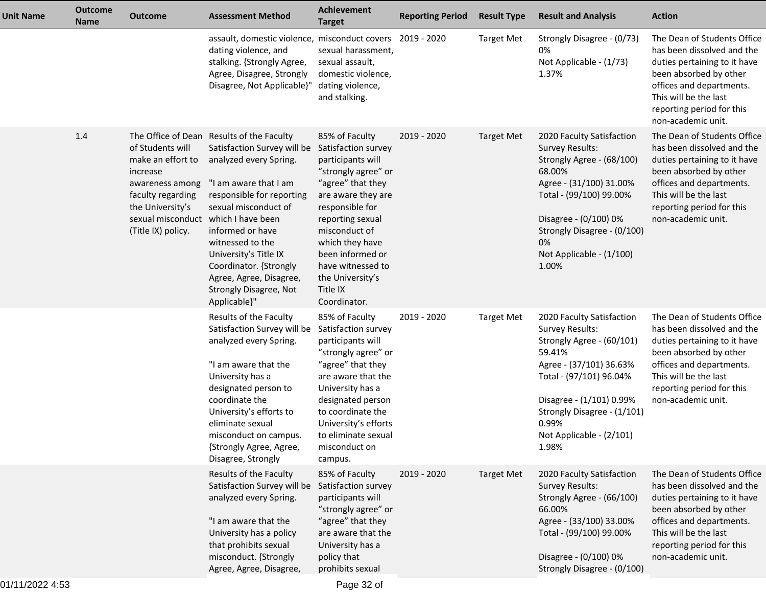| Unit Name | Outcome Name | Outcome | Assessment Method | Achievement Target | Reporting Period | Result Type | Result and Analysis | Action |
|---|---|---|---|---|---|---|---|---|
| | | | assault, domestic violence, dating violence, and stalking. {Strongly Agree, Agree, Disagree, Strongly Disagree, Not Applicable}" | misconduct covers sexual harassment, sexual assault, domestic violence, dating violence, and stalking. | 2019 - 2020 | Target Met | Strongly Disagree - (0/73) 0%<br>Not Applicable - (1/73) 1.37% | The Dean of Students Office has been dissolved and the duties pertaining to it have been absorbed by other offices and departments. This will be the last reporting period for this non-academic unit. |
| | 1.4 | The Office of Dean of Students will make an effort to increase awareness among faculty regarding the University's sexual misconduct (Title IX) policy. | Results of the Faculty Satisfaction Survey will be analyzed every Spring.<br><br>"I am aware that I am responsible for reporting sexual misconduct of which I have been informed or have witnessed to the University's Title IX Coordinator. {Strongly Agree, Agree, Disagree, Strongly Disagree, Not Applicable}" | 85% of Faculty Satisfaction Survey participants will "strongly agree" or "agree" that they are aware they are responsible for reporting sexual misconduct of which they have been informed or have witnessed to the University's Title IX Coordinator. | 2019 - 2020 | Target Met | 2020 Faculty Satisfaction Survey Results:<br>Strongly Agree - (68/100) 68.00%<br>Agree - (31/100) 31.00%<br>Total - (99/100) 99.00%<br><br>Disagree - (0/100) 0%<br>Strongly Disagree - (0/100) 0%<br>Not Applicable - (1/100) 1.00% | The Dean of Students Office has been dissolved and the duties pertaining to it have been absorbed by other offices and departments. This will be the last reporting period for this non-academic unit. |
| | | | Results of the Faculty Satisfaction Survey will be analyzed every Spring.<br><br>"I am aware that the University has a designated person to coordinate the University's efforts to eliminate sexual misconduct on campus. {Strongly Agree, Agree, Disagree, Strongly | 85% of Faculty Satisfaction survey participants will "strongly agree" or "agree" that they are aware that the University has a designated person to coordinate the University's efforts to eliminate sexual misconduct on campus. | 2019 - 2020 | Target Met | 2020 Faculty Satisfaction Survey Results:<br>Strongly Agree - (60/101) 59.41%<br>Agree - (37/101) 36.63%<br>Total - (97/101) 96.04%<br><br>Disagree - (1/101) 0.99%<br>Strongly Disagree - (1/101) 0.99%<br>Not Applicable - (2/101) 1.98% | The Dean of Students Office has been dissolved and the duties pertaining to it have been absorbed by other offices and departments. This will be the last reporting period for this non-academic unit. |
| | | | Results of the Faculty Satisfaction Survey will be analyzed every Spring.<br><br>"I am aware that the University has a policy that prohibits sexual misconduct. {Strongly Agree, Agree, Disagree, | 85% of Faculty Satisfaction survey participants will "strongly agree" or "agree" that they are aware that the University has a policy that prohibits sexual | 2019 - 2020 | Target Met | 2020 Faculty Satisfaction Survey Results:<br>Strongly Agree - (66/100) 66.00%<br>Agree - (33/100) 33.00%<br>Total - (99/100) 99.00%<br><br>Disagree - (0/100) 0%<br>Strongly Disagree - (0/100) | The Dean of Students Office has been dissolved and the duties pertaining to it have been absorbed by other offices and departments. This will be the last reporting period for this non-academic unit. |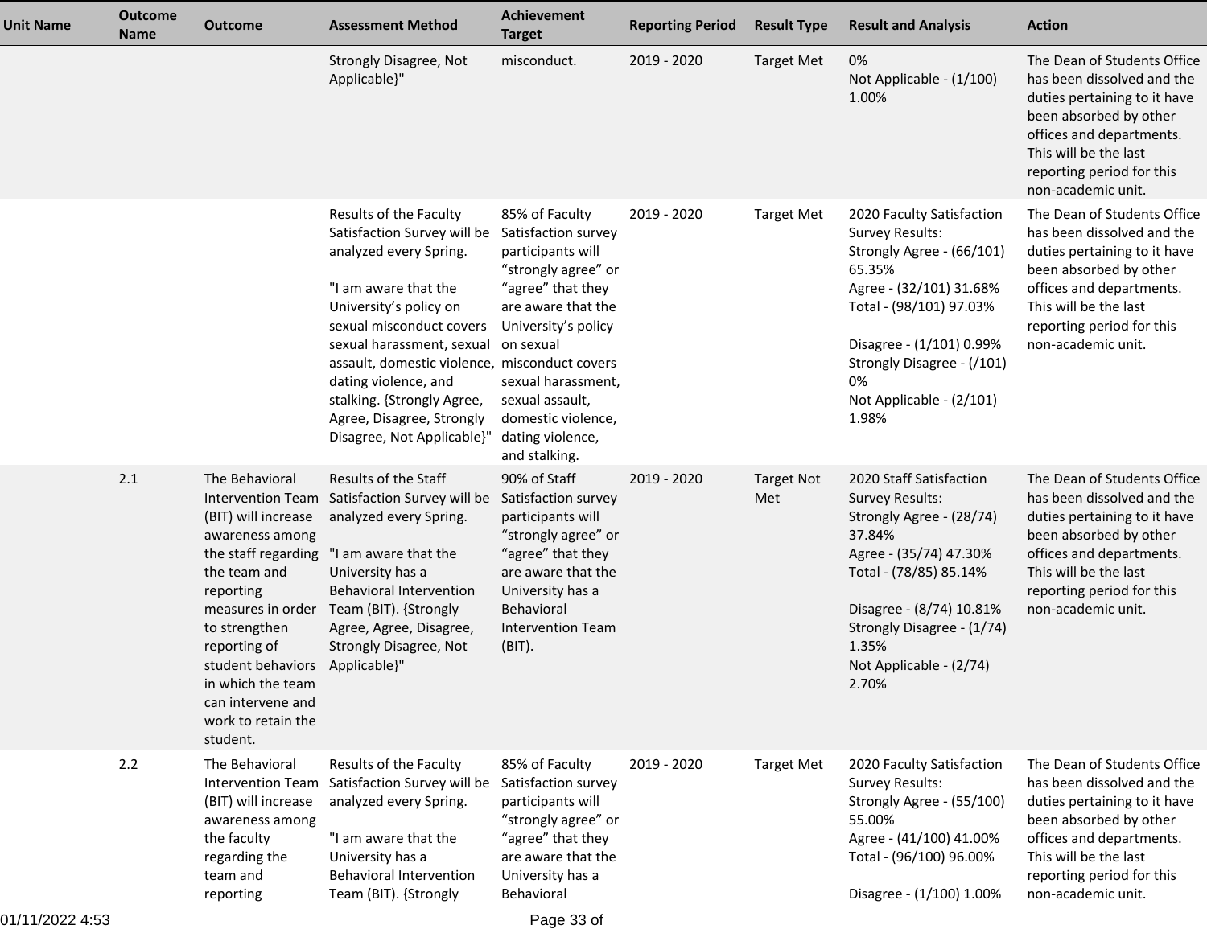| Unit Name | Outcome Name | Outcome | Assessment Method | Achievement Target | Reporting Period | Result Type | Result and Analysis | Action |
|---|---|---|---|---|---|---|---|---|
| | | | Strongly Disagree, Not Applicable}" | misconduct. | 2019 - 2020 | Target Met | 0%<br>Not Applicable - (1/100) 1.00% | The Dean of Students Office has been dissolved and the duties pertaining to it have been absorbed by other offices and departments. This will be the last reporting period for this non-academic unit. |
| | | | Results of the Faculty Satisfaction Survey will be analyzed every Spring.<br><br>"I am aware that the University's policy on sexual misconduct covers sexual harassment, sexual assault, domestic violence, dating violence, and stalking. {Strongly Agree, Agree, Disagree, Strongly Disagree, Not Applicable}" | 85% of Faculty Satisfaction survey participants will "strongly agree" or "agree" that they are aware that the University's policy on sexual misconduct covers sexual harassment, sexual assault, domestic violence, dating violence, and stalking. | 2019 - 2020 | Target Met | 2020 Faculty Satisfaction Survey Results:<br>Strongly Agree - (66/101) 65.35%<br>Agree - (32/101) 31.68%<br>Total - (98/101) 97.03%<br><br>Disagree - (1/101) 0.99%<br>Strongly Disagree - (/101) 0%<br>Not Applicable - (2/101) 1.98% | The Dean of Students Office has been dissolved and the duties pertaining to it have been absorbed by other offices and departments. This will be the last reporting period for this non-academic unit. |
| | 2.1 | The Behavioral Intervention Team (BIT) will increase awareness among the staff regarding the team and reporting measures in order to strengthen reporting of student behaviors in which the team can intervene and work to retain the student. | Results of the Staff Satisfaction Survey will be analyzed every Spring.<br><br>"I am aware that the University has a Behavioral Intervention Team (BIT). {Strongly Agree, Agree, Disagree, Strongly Disagree, Not Applicable}" | 90% of Staff Satisfaction survey participants will "strongly agree" or "agree" that they are aware that the University has a Behavioral Intervention Team (BIT). | 2019 - 2020 | Target Not Met | 2020 Staff Satisfaction Survey Results:<br>Strongly Agree - (28/74) 37.84%<br>Agree - (35/74) 47.30%<br>Total - (78/85) 85.14%<br><br>Disagree - (8/74) 10.81%<br>Strongly Disagree - (1/74) 1.35%<br>Not Applicable - (2/74) 2.70% | The Dean of Students Office has been dissolved and the duties pertaining to it have been absorbed by other offices and departments. This will be the last reporting period for this non-academic unit. |
| | 2.2 | The Behavioral Intervention Team (BIT) will increase awareness among the faculty regarding the team and reporting | Results of the Faculty Satisfaction Survey will be analyzed every Spring.<br><br>"I am aware that the University has a Behavioral Intervention Team (BIT). {Strongly | 85% of Faculty Satisfaction survey participants will "strongly agree" or "agree" that they are aware that the University has a Behavioral | 2019 - 2020 | Target Met | 2020 Faculty Satisfaction Survey Results:<br>Strongly Agree - (55/100) 55.00%<br>Agree - (41/100) 41.00%<br>Total - (96/100) 96.00%<br><br>Disagree - (1/100) 1.00% | The Dean of Students Office has been dissolved and the duties pertaining to it have been absorbed by other offices and departments. This will be the last reporting period for this non-academic unit. |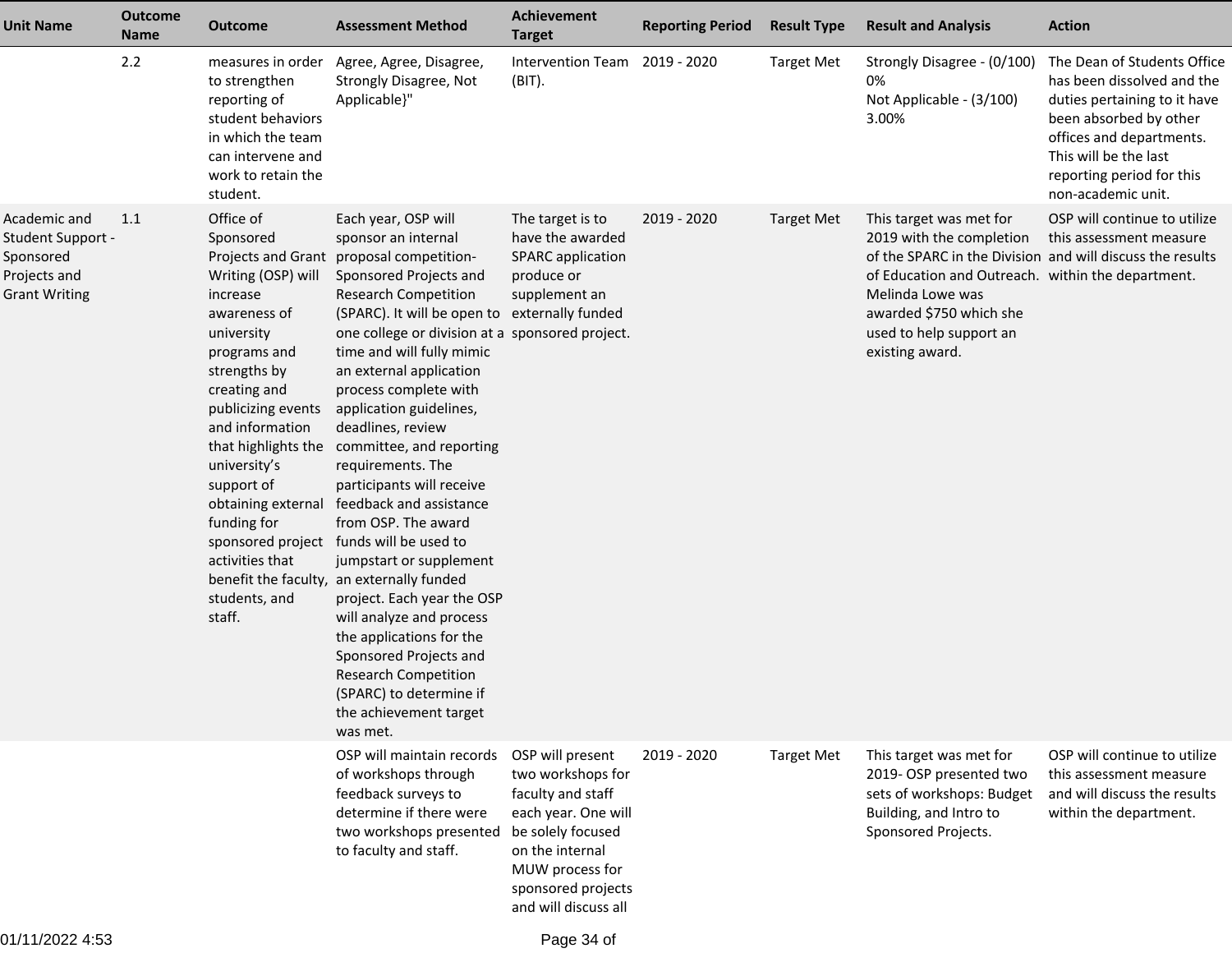| Unit Name | Outcome Name | Outcome | Assessment Method | Achievement Target | Reporting Period | Result Type | Result and Analysis | Action |
|---|---|---|---|---|---|---|---|---|
| | 2.2 | measures in order to strengthen reporting of student behaviors in which the team can intervene and work to retain the student. | Agree, Agree, Disagree, Strongly Disagree, Not Applicable}" | Intervention Team (BIT). | 2019 - 2020 | Target Met | Strongly Disagree - (0/100) 0%<br>Not Applicable - (3/100) 3.00% | The Dean of Students Office has been dissolved and the duties pertaining to it have been absorbed by other offices and departments. This will be the last reporting period for this non-academic unit. |
| Academic and Student Support - Sponsored Projects and Grant Writing | 1.1 | Office of Sponsored Projects and Grant Writing (OSP) will increase awareness of university programs and strengths by creating and publicizing events and information that highlights the university's support of obtaining external funding for sponsored project activities that benefit the faculty, students, and staff. | Each year, OSP will sponsor an internal proposal competition- Sponsored Projects and Research Competition (SPARC). It will be open to one college or division at a time and will fully mimic an external application process complete with application guidelines, deadlines, review committee, and reporting requirements. The participants will receive feedback and assistance from OSP. The award funds will be used to jumpstart or supplement an externally funded project. Each year the OSP will analyze and process the applications for the Sponsored Projects and Research Competition (SPARC) to determine if the achievement target was met. | The target is to have the awarded SPARC application produce or supplement an externally funded sponsored project. | 2019 - 2020 | Target Met | This target was met for 2019 with the completion of the SPARC in the Division of Education and Outreach. Melinda Lowe was awarded $750 which she used to help support an existing award. | OSP will continue to utilize this assessment measure and will discuss the results within the department. |
| | | | OSP will maintain records of workshops through feedback surveys to determine if there were two workshops presented to faculty and staff. | OSP will present two workshops for faculty and staff each year. One will be solely focused on the internal MUW process for sponsored projects and will discuss all | 2019 - 2020 | Target Met | This target was met for 2019- OSP presented two sets of workshops: Budget Building, and Intro to Sponsored Projects. | OSP will continue to utilize this assessment measure and will discuss the results within the department. |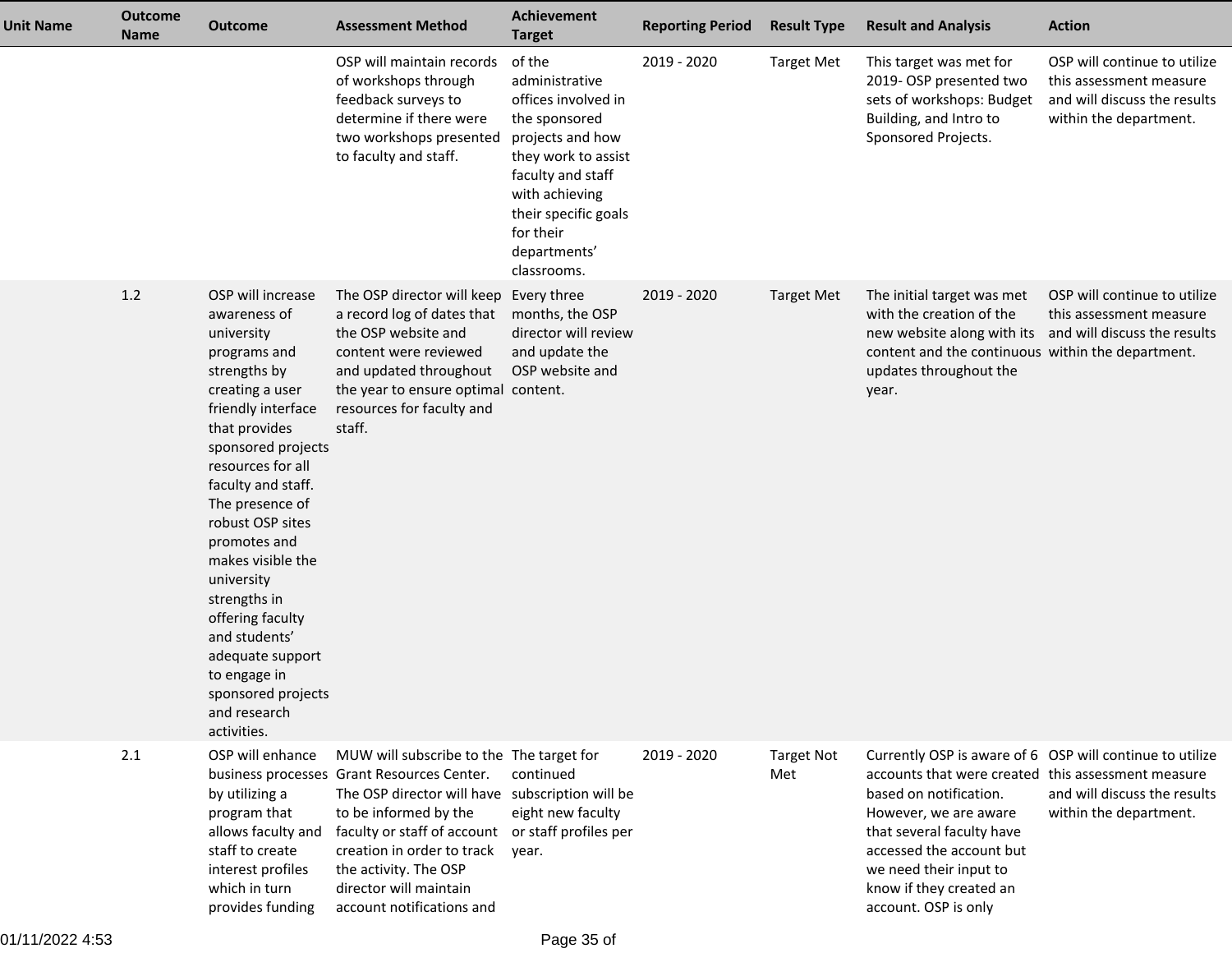| Unit Name | Outcome Name | Outcome | Assessment Method | Achievement Target | Reporting Period | Result Type | Result and Analysis | Action |
|---|---|---|---|---|---|---|---|---|
| | | | OSP will maintain records of workshops through feedback surveys to determine if there were two workshops presented to faculty and staff. | of the administrative offices involved in the sponsored projects and how they work to assist faculty and staff with achieving their specific goals for their departments' classrooms. | 2019 - 2020 | Target Met | This target was met for 2019- OSP presented two sets of workshops: Budget Building, and Intro to Sponsored Projects. | OSP will continue to utilize this assessment measure and will discuss the results within the department. |
| | 1.2 | OSP will increase awareness of university programs and strengths by creating a user friendly interface that provides sponsored projects resources for all faculty and staff. The presence of robust OSP sites promotes and makes visible the university strengths in offering faculty and students' adequate support to engage in sponsored projects and research activities. | The OSP director will keep a record log of dates that the OSP website and content were reviewed and updated throughout the year to ensure optimal resources for faculty and staff. | Every three months, the OSP director will review and update the OSP website and content. | 2019 - 2020 | Target Met | The initial target was met with the creation of the new website along with its content and the continuous updates throughout the year. | OSP will continue to utilize this assessment measure and will discuss the results within the department. |
| | 2.1 | OSP will enhance business processes by utilizing a program that allows faculty and staff to create interest profiles which in turn provides funding | MUW will subscribe to the Grant Resources Center. The OSP director will have to be informed by the faculty or staff of account creation in order to track the activity. The OSP director will maintain account notifications and | The target for continued subscription will be eight new faculty or staff profiles per year. | 2019 - 2020 | Target Not Met | Currently OSP is aware of 6 accounts that were created based on notification. However, we are aware that several faculty have accessed the account but we need their input to know if they created an account. OSP is only | OSP will continue to utilize this assessment measure and will discuss the results within the department. |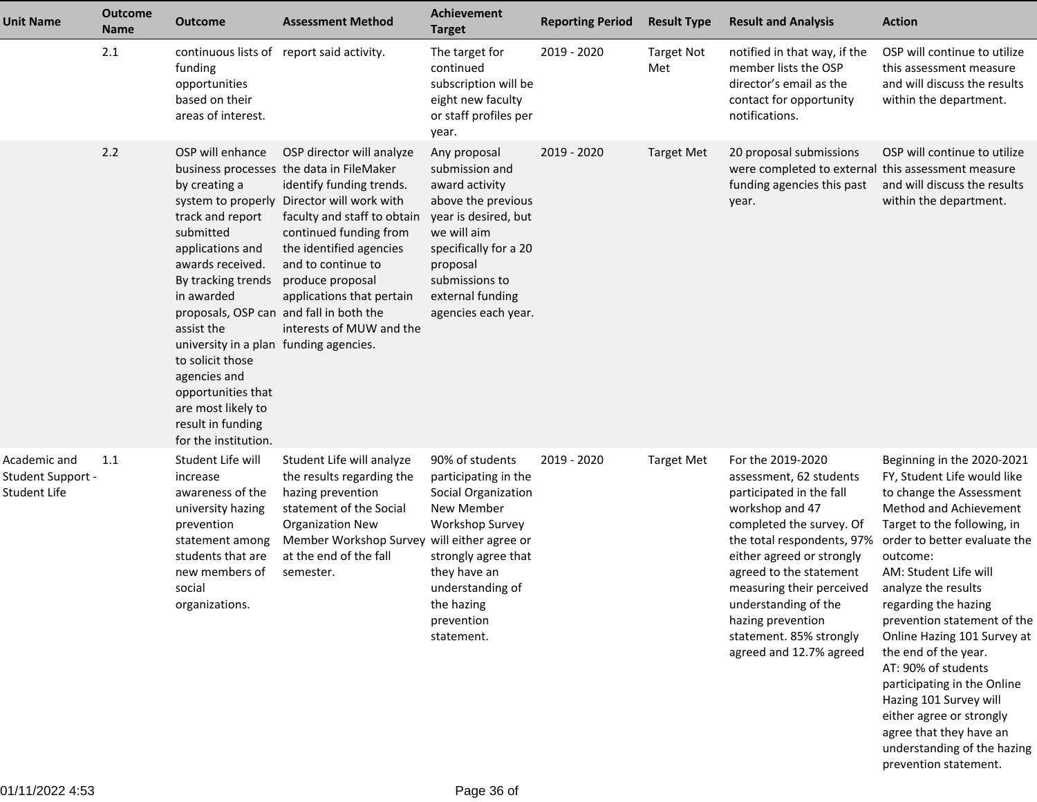| Unit Name | Outcome Name | Outcome | Assessment Method | Achievement Target | Reporting Period | Result Type | Result and Analysis | Action |
|---|---|---|---|---|---|---|---|---|
| | 2.1 | continuous lists of funding opportunities based on their areas of interest. | report said activity. | The target for continued subscription will be eight new faculty or staff profiles per year. | 2019 - 2020 | Target Not Met | notified in that way, if the member lists the OSP director's email as the contact for opportunity notifications. | OSP will continue to utilize this assessment measure and will discuss the results within the department. |
| | 2.2 | OSP will enhance business processes by creating a system to properly track and report submitted applications and awards received. By tracking trends in awarded proposals, OSP can assist the university in a plan to solicit those agencies and opportunities that are most likely to result in funding for the institution. | OSP director will analyze the data in FileMaker identify funding trends. Director will work with faculty and staff to obtain continued funding from the identified agencies and to continue to produce proposal applications that pertain and fall in both the interests of MUW and the funding agencies. | Any proposal submission and award activity above the previous year is desired, but we will aim specifically for a 20 proposal submissions to external funding agencies each year. | 2019 - 2020 | Target Met | 20 proposal submissions were completed to external funding agencies this past year. | OSP will continue to utilize this assessment measure and will discuss the results within the department. |
| Academic and Student Support - Student Life | 1.1 | Student Life will increase awareness of the university hazing prevention statement among students that are new members of social organizations. | Student Life will analyze the results regarding the hazing prevention statement of the Social Organization New Member Workshop Survey at the end of the fall semester. | 90% of students participating in the Social Organization New Member Workshop Survey will either agree or strongly agree that they have an understanding of the hazing prevention statement. | 2019 - 2020 | Target Met | For the 2019-2020 assessment, 62 students participated in the fall workshop and 47 completed the survey. Of the total respondents, 97% either agreed or strongly agreed to the statement measuring their perceived understanding of the hazing prevention statement. 85% strongly agreed and 12.7% agreed | Beginning in the 2020-2021 FY, Student Life would like to change the Assessment Method and Achievement Target to the following, in order to better evaluate the outcome:<br>AM: Student Life will analyze the results regarding the hazing prevention statement of the Online Hazing 101 Survey at the end of the year.<br>AT: 90% of students participating in the Online Hazing 101 Survey will either agree or strongly agree that they have an understanding of the hazing prevention statement. |

01/11/2022 4:53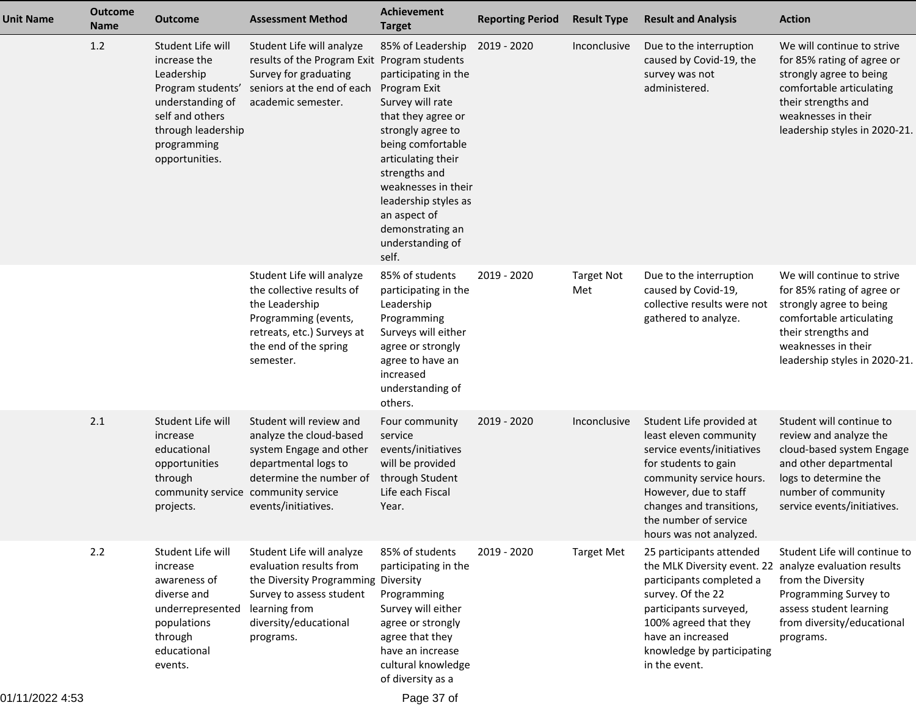| Unit Name | Outcome Name | Outcome | Assessment Method | Achievement Target | Reporting Period | Result Type | Result and Analysis | Action |
|---|---|---|---|---|---|---|---|---|
| | 1.2 | Student Life will increase the Leadership Program students' understanding of self and others through leadership programming opportunities. | Student Life will analyze results of the Program Exit Survey for graduating seniors at the end of each academic semester. | 85% of Leadership Program students participating in the Program Exit Survey will rate that they agree or strongly agree to being comfortable articulating their strengths and weaknesses in their leadership styles as an aspect of demonstrating an understanding of self. | 2019 - 2020 | Inconclusive | Due to the interruption caused by Covid-19, the survey was not administered. | We will continue to strive for 85% rating of agree or strongly agree to being comfortable articulating their strengths and weaknesses in their leadership styles in 2020-21. |
| | | | Student Life will analyze the collective results of the Leadership Programming (events, retreats, etc.) Surveys at the end of the spring semester. | 85% of students participating in the Leadership Programming Surveys will either agree or strongly agree to have an increased understanding of others. | 2019 - 2020 | Target Not Met | Due to the interruption caused by Covid-19, collective results were not gathered to analyze. | We will continue to strive for 85% rating of agree or strongly agree to being comfortable articulating their strengths and weaknesses in their leadership styles in 2020-21. |
| | 2.1 | Student Life will increase educational opportunities through community service projects. | Student will review and analyze the cloud-based system Engage and other departmental logs to determine the number of community service events/initiatives. | Four community service events/initiatives will be provided through Student Life each Fiscal Year. | 2019 - 2020 | Inconclusive | Student Life provided at least eleven community service events/initiatives for students to gain community service hours. However, due to staff changes and transitions, the number of service hours was not analyzed. | Student will continue to review and analyze the cloud-based system Engage and other departmental logs to determine the number of community service events/initiatives. |
| | 2.2 | Student Life will increase awareness of diverse and underrepresented populations through educational events. | Student Life will analyze evaluation results from the Diversity Programming Survey to assess student learning from diversity/educational programs. | 85% of students participating in the Diversity Programming Survey will either agree or strongly agree that they have an increase cultural knowledge of diversity as a | 2019 - 2020 | Target Met | 25 participants attended the MLK Diversity event. 22 participants completed a survey. Of the 22 participants surveyed, 100% agreed that they have an increased knowledge by participating in the event. | Student Life will continue to analyze evaluation results from the Diversity Programming Survey to assess student learning from diversity/educational programs. |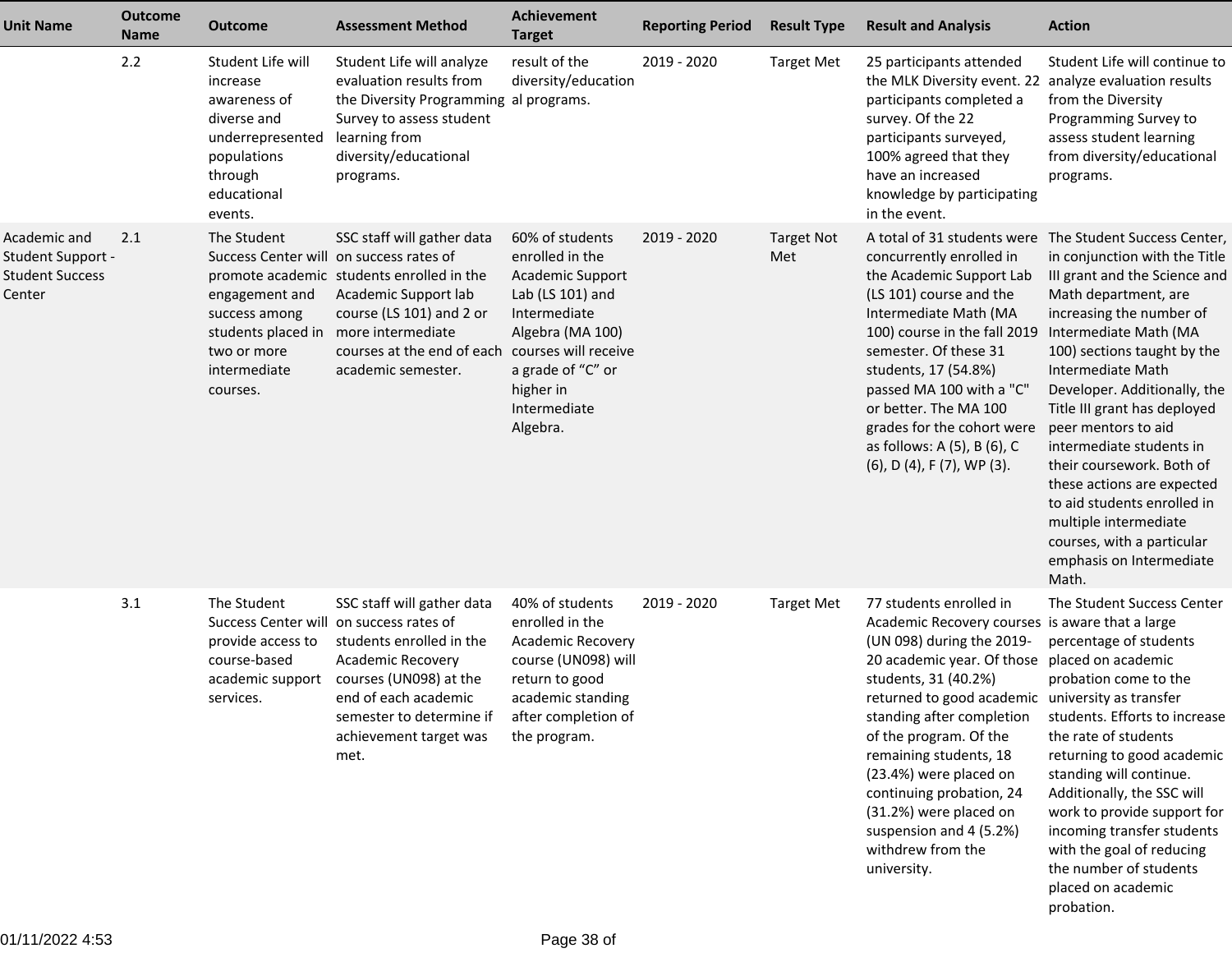| Unit Name | Outcome Name | Outcome | Assessment Method | Achievement Target | Reporting Period | Result Type | Result and Analysis | Action |
|---|---|---|---|---|---|---|---|---|
| | 2.2 | Student Life will increase awareness of diverse and underrepresented populations through educational events. | Student Life will analyze evaluation results from the Diversity Programming Survey to assess student learning from diversity/educational programs. | result of the diversity/educational programs. | 2019 - 2020 | Target Met | 25 participants attended the MLK Diversity event. 22 participants completed a survey. Of the 22 participants surveyed, 100% agreed that they have an increased knowledge by participating in the event. | Student Life will continue to analyze evaluation results from the Diversity Programming Survey to assess student learning from diversity/educational programs. |
| Academic and Student Support - Student Success Center | 2.1 | The Student Success Center will promote academic engagement and success among students placed in two or more intermediate courses. | SSC staff will gather data on success rates of students enrolled in the Academic Support lab course (LS 101) and 2 or more intermediate courses at the end of each academic semester. | 60% of students enrolled in the Academic Support Lab (LS 101) and Intermediate Algebra (MA 100) courses will receive a grade of “C” or higher in Intermediate Algebra. | 2019 - 2020 | Target Not Met | A total of 31 students were concurrently enrolled in the Academic Support Lab (LS 101) course and the Intermediate Math (MA 100) course in the fall 2019 semester. Of these 31 students, 17 (54.8%) passed MA 100 with a "C" or better. The MA 100 grades for the cohort were as follows: A (5), B (6), C (6), D (4), F (7), WP (3). | The Student Success Center, in conjunction with the Title III grant and the Science and Math department, are increasing the number of Intermediate Math (MA 100) sections taught by the Intermediate Math Developer. Additionally, the Title III grant has deployed peer mentors to aid intermediate students in their coursework. Both of these actions are expected to aid students enrolled in multiple intermediate courses, with a particular emphasis on Intermediate Math. |
| | 3.1 | The Student Success Center will provide access to course-based academic support services. | SSC staff will gather data on success rates of students enrolled in the Academic Recovery courses (UN098) at the end of each academic semester to determine if achievement target was met. | 40% of students enrolled in the Academic Recovery course (UN098) will return to good academic standing after completion of the program. | 2019 - 2020 | Target Met | 77 students enrolled in Academic Recovery courses (UN 098) during the 2019-20 academic year. Of those students, 31 (40.2%) returned to good academic standing after completion of the program. Of the remaining students, 18 (23.4%) were placed on continuing probation, 24 (31.2%) were placed on suspension and 4 (5.2%) withdrew from the university. | The Student Success Center is aware that a large percentage of students placed on academic probation come to the university as transfer students. Efforts to increase the rate of students returning to good academic standing will continue. Additionally, the SSC will work to provide support for incoming transfer students with the goal of reducing the number of students placed on academic probation. |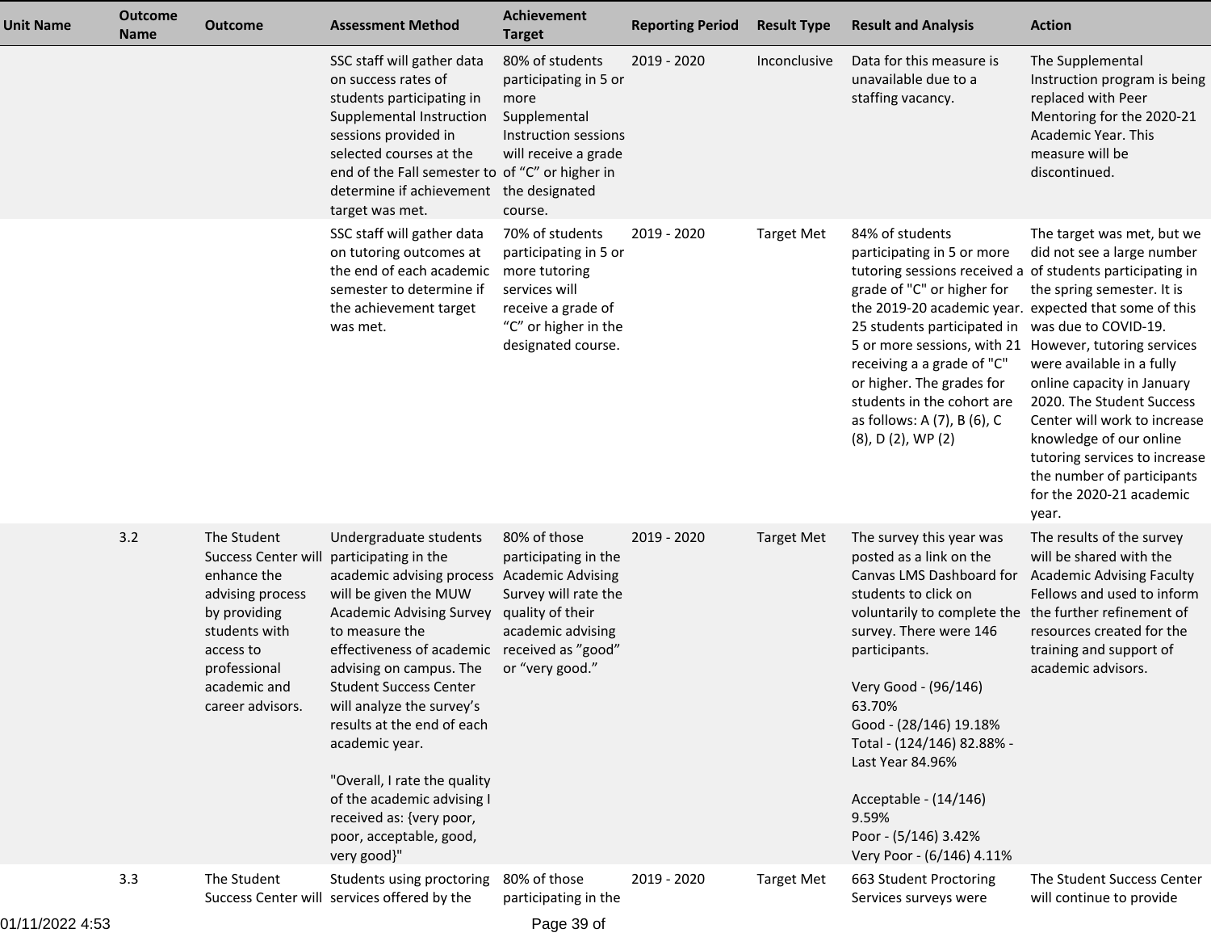| Unit Name | Outcome Name | Outcome | Assessment Method | Achievement Target | Reporting Period | Result Type | Result and Analysis | Action |
|---|---|---|---|---|---|---|---|---|
| | | | SSC staff will gather data on success rates of students participating in Supplemental Instruction sessions provided in selected courses at the end of the Fall semester to determine if achievement target was met. | 80% of students participating in 5 or more Supplemental Instruction sessions will receive a grade of "C" or higher in the designated course. | 2019 - 2020 | Inconclusive | Data for this measure is unavailable due to a staffing vacancy. | The Supplemental Instruction program is being replaced with Peer Mentoring for the 2020-21 Academic Year. This measure will be discontinued. |
| | | | SSC staff will gather data on tutoring outcomes at the end of each academic semester to determine if the achievement target was met. | 70% of students participating in 5 or more tutoring services will receive a grade of "C" or higher in the designated course. | 2019 - 2020 | Target Met | 84% of students participating in 5 or more tutoring sessions received a grade of "C" or higher for the 2019-20 academic year. 25 students participated in 5 or more sessions, with 21 receiving a a grade of "C" or higher. The grades for students in the cohort are as follows: A (7), B (6), C (8), D (2), WP (2) | The target was met, but we did not see a large number of students participating in the spring semester. It is expected that some of this was due to COVID-19. However, tutoring services were available in a fully online capacity in January 2020. The Student Success Center will work to increase knowledge of our online tutoring services to increase the number of participants for the 2020-21 academic year. |
| | 3.2 | The Student Success Center will enhance the advising process by providing students with access to professional academic and career advisors. | Undergraduate students participating in the academic advising process will be given the MUW Academic Advising Survey to measure the effectiveness of academic advising on campus. The Student Success Center will analyze the survey's results at the end of each academic year.<br><br>"Overall, I rate the quality of the academic advising I received as: {very poor, poor, acceptable, good, very good}" | 80% of those participating in the Academic Advising Survey will rate the quality of their academic advising received as "good" or "very good." | 2019 - 2020 | Target Met | The survey this year was posted as a link on the Canvas LMS Dashboard for students to click on voluntarily to complete the survey. There were 146 participants.<br><br>Very Good - (96/146) 63.70%<br>Good - (28/146) 19.18%<br>Total - (124/146) 82.88% - Last Year 84.96%<br><br>Acceptable - (14/146) 9.59%<br>Poor - (5/146) 3.42%<br>Very Poor - (6/146) 4.11% | The results of the survey will be shared with the Academic Advising Faculty Fellows and used to inform the further refinement of resources created for the training and support of academic advisors. |
| | 3.3 | The Student Success Center will | Students using proctoring services offered by the | 80% of those participating in the | 2019 - 2020 | Target Met | 663 Student Proctoring Services surveys were | The Student Success Center will continue to provide |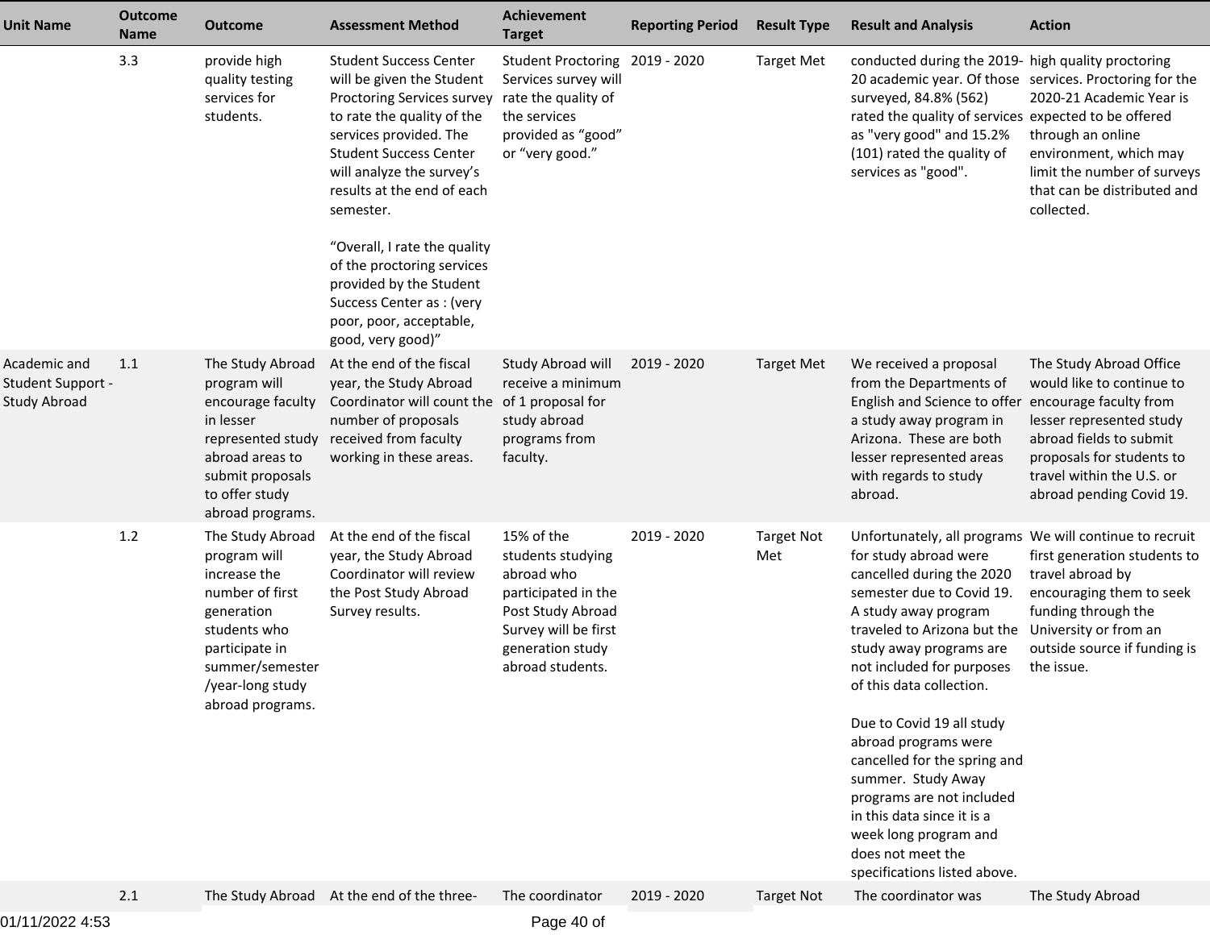| Unit Name | Outcome Name | Outcome | Assessment Method | Achievement Target | Reporting Period | Result Type | Result and Analysis | Action |
|---|---|---|---|---|---|---|---|---|
| | 3.3 | provide high quality testing services for students. | Student Success Center will be given the Student Proctoring Services survey to rate the quality of the services provided. The Student Success Center will analyze the survey's results at the end of each semester.<br><br>"Overall, I rate the quality of the proctoring services provided by the Student Success Center as : (very poor, poor, acceptable, good, very good)" | Student Proctoring Services survey will rate the quality of the services provided as "good" or "very good." | 2019 - 2020 | Target Met | conducted during the 2019-20 academic year. Of those surveyed, 84.8% (562) rated the quality of services as "very good" and 15.2% (101) rated the quality of services as "good". | high quality proctoring services. Proctoring for the 2020-21 Academic Year is expected to be offered through an online environment, which may limit the number of surveys that can be distributed and collected. |
| Academic and Student Support - Study Abroad | 1.1 | The Study Abroad program will encourage faculty in lesser represented study abroad areas to submit proposals to offer study abroad programs. | At the end of the fiscal year, the Study Abroad Coordinator will count the number of proposals received from faculty working in these areas. | Study Abroad will receive a minimum of 1 proposal for study abroad programs from faculty. | 2019 - 2020 | Target Met | We received a proposal from the Departments of English and Science to offer a study away program in Arizona. These are both lesser represented areas with regards to study abroad. | The Study Abroad Office would like to continue to encourage faculty from lesser represented study abroad fields to submit proposals for students to travel within the U.S. or abroad pending Covid 19. |
| | 1.2 | The Study Abroad program will increase the number of first generation students who participate in summer/semester /year-long study abroad programs. | At the end of the fiscal year, the Study Abroad Coordinator will review the Post Study Abroad Survey results. | 15% of the students studying abroad who participated in the Post Study Abroad Survey will be first generation study abroad students. | 2019 - 2020 | Target Not Met | Unfortunately, all programs for study abroad were cancelled during the 2020 semester due to Covid 19. A study away program traveled to Arizona but the study away programs are not included for purposes of this data collection.<br><br>Due to Covid 19 all study abroad programs were cancelled for the spring and summer. Study Away programs are not included in this data since it is a week long program and does not meet the specifications listed above. | We will continue to recruit first generation students to travel abroad by encouraging them to seek funding through the University or from an outside source if funding is the issue. |
| | 2.1 | The Study Abroad | At the end of the three- | The coordinator | 2019 - 2020 | Target Not | The coordinator was | The Study Abroad |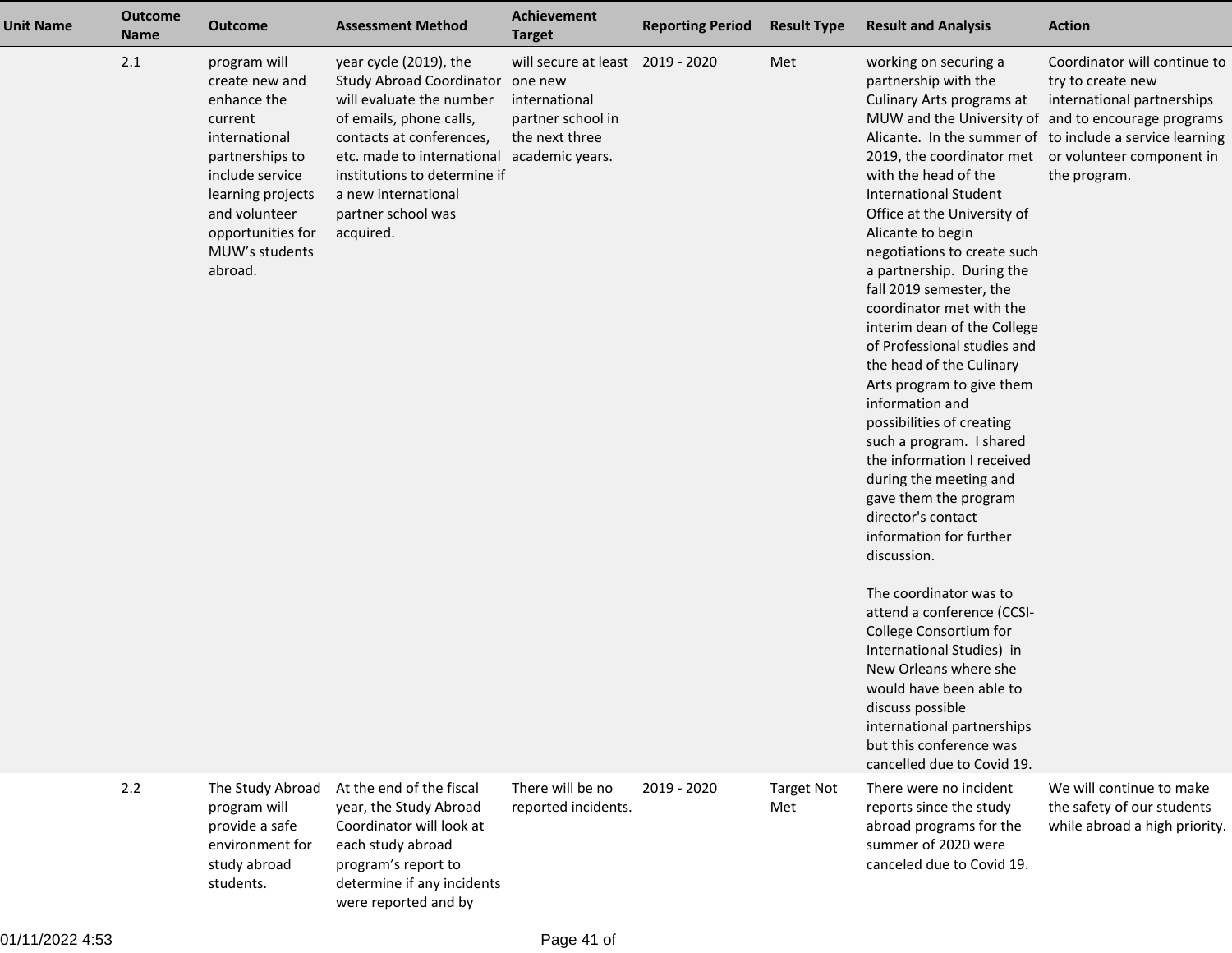| Unit Name | Outcome Name | Outcome | Assessment Method | Achievement Target | Reporting Period | Result Type | Result and Analysis | Action |
|---|---|---|---|---|---|---|---|---|
| | 2.1 | program will create new and enhance the current international partnerships to include service learning projects and volunteer opportunities for MUW's students abroad. | year cycle (2019), the Study Abroad Coordinator will evaluate the number of emails, phone calls, contacts at conferences, etc. made to international institutions to determine if a new international partner school was acquired. | will secure at least one new international partner school in the next three academic years. | 2019 - 2020 | Met | working on securing a partnership with the Culinary Arts programs at MUW and the University of Alicante. In the summer of 2019, the coordinator met with the head of the International Student Office at the University of Alicante to begin negotiations to create such a partnership. During the fall 2019 semester, the coordinator met with the interim dean of the College of Professional studies and the head of the Culinary Arts program to give them information and possibilities of creating such a program. I shared the information I received during the meeting and gave them the program director's contact information for further discussion.<br><br>The coordinator was to attend a conference (CCSI-College Consortium for International Studies) in New Orleans where she would have been able to discuss possible international partnerships but this conference was cancelled due to Covid 19. | Coordinator will continue to try to create new international partnerships and to encourage programs to include a service learning or volunteer component in the program. |
| | 2.2 | The Study Abroad program will provide a safe environment for study abroad students. | At the end of the fiscal year, the Study Abroad Coordinator will look at each study abroad program's report to determine if any incidents were reported and by | There will be no reported incidents. | 2019 - 2020 | Target Not Met | There were no incident reports since the study abroad programs for the summer of 2020 were canceled due to Covid 19. | We will continue to make the safety of our students while abroad a high priority. |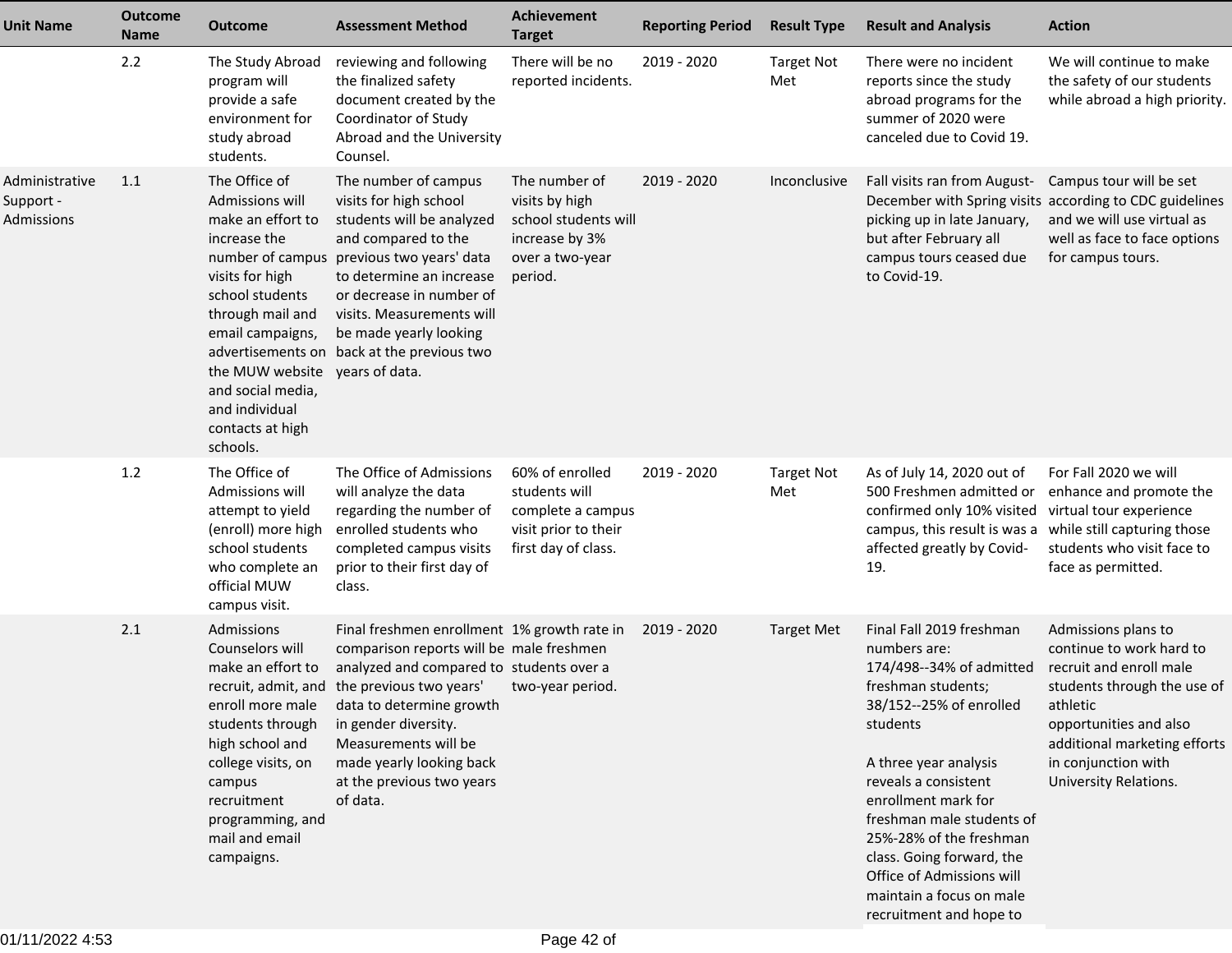| Unit Name | Outcome Name | Outcome | Assessment Method | Achievement Target | Reporting Period | Result Type | Result and Analysis | Action |
|---|---|---|---|---|---|---|---|---|
| | 2.2 | The Study Abroad program will provide a safe environment for study abroad students. | reviewing and following the finalized safety document created by the Coordinator of Study Abroad and the University Counsel. | There will be no reported incidents. | 2019 - 2020 | Target Not Met | There were no incident reports since the study abroad programs for the summer of 2020 were canceled due to Covid 19. | We will continue to make the safety of our students while abroad a high priority. |
| Administrative Support - Admissions | 1.1 | The Office of Admissions will make an effort to increase the number of campus visits for high school students through mail and email campaigns, advertisements on the MUW website and social media, and individual contacts at high schools. | The number of campus visits for high school students will be analyzed and compared to the previous two years' data to determine an increase or decrease in number of visits. Measurements will be made yearly looking back at the previous two years of data. | The number of visits by high school students will increase by 3% over a two-year period. | 2019 - 2020 | Inconclusive | Fall visits ran from August-December with Spring visits picking up in late January, but after February all campus tours ceased due to Covid-19. | Campus tour will be set according to CDC guidelines and we will use virtual as well as face to face options for campus tours. |
| | 1.2 | The Office of Admissions will attempt to yield (enroll) more high school students who complete an official MUW campus visit. | The Office of Admissions will analyze the data regarding the number of enrolled students who completed campus visits prior to their first day of class. | 60% of enrolled students will complete a campus visit prior to their first day of class. | 2019 - 2020 | Target Not Met | As of July 14, 2020 out of 500 Freshmen admitted or confirmed only 10% visited campus, this result is was a affected greatly by Covid-19. | For Fall 2020 we will enhance and promote the virtual tour experience while still capturing those students who visit face to face as permitted. |
| | 2.1 | Admissions Counselors will make an effort to recruit, admit, and enroll more male students through high school and college visits, on campus recruitment programming, and mail and email campaigns. | Final freshmen enrollment comparison reports will be analyzed and compared to the previous two years' data to determine growth in gender diversity. Measurements will be made yearly looking back at the previous two years of data. | 1% growth rate in male freshmen students over a two-year period. | 2019 - 2020 | Target Met | Final Fall 2019 freshman numbers are:<br>174/498--34% of admitted freshman students;<br>38/152--25% of enrolled students<br><br>A three year analysis reveals a consistent enrollment mark for freshman male students of 25%-28% of the freshman class. Going forward, the Office of Admissions will maintain a focus on male recruitment and hope to | Admissions plans to continue to work hard to recruit and enroll male students through the use of athletic opportunities and also additional marketing efforts in conjunction with University Relations. |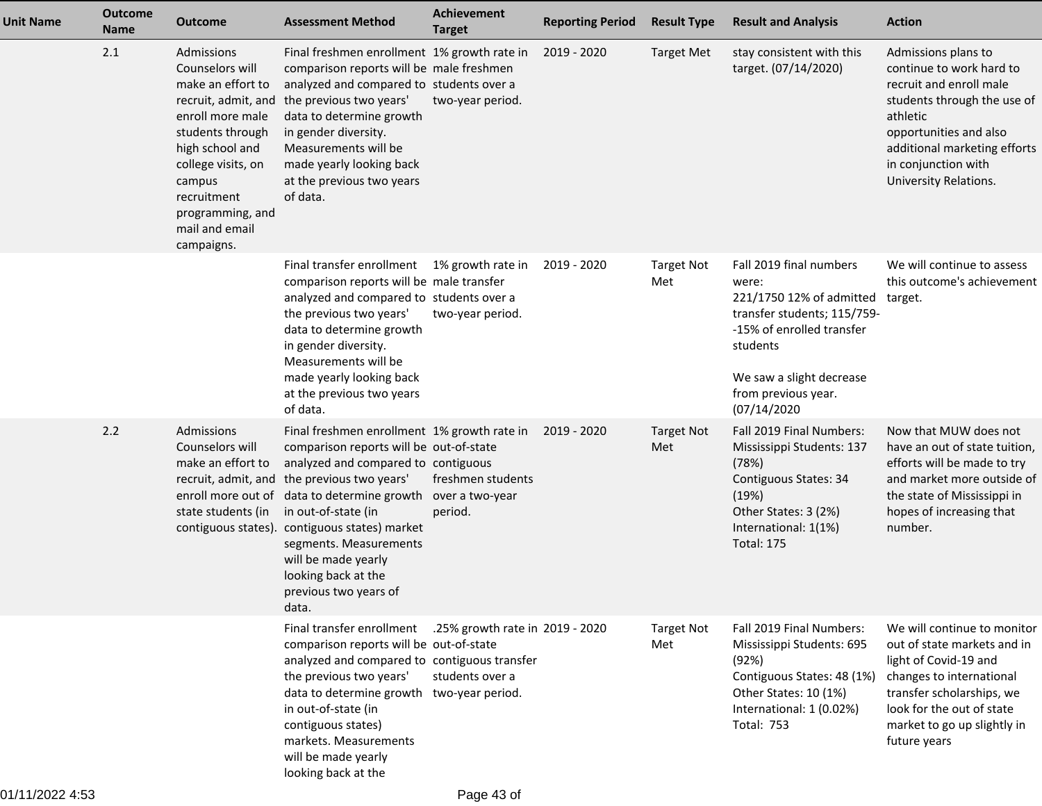| Unit Name | Outcome Name | Outcome | Assessment Method | Achievement Target | Reporting Period | Result Type | Result and Analysis | Action |
|---|---|---|---|---|---|---|---|---|
| | 2.1 | Admissions Counselors will make an effort to recruit, admit, and enroll more male students through high school and college visits, on campus recruitment programming, and mail and email campaigns. | Final freshmen enrollment comparison reports will be analyzed and compared to the previous two years' data to determine growth in gender diversity. Measurements will be made yearly looking back at the previous two years of data. | 1% growth rate in male freshmen students over a two-year period. | 2019 - 2020 | Target Met | stay consistent with this target. (07/14/2020) | Admissions plans to continue to work hard to recruit and enroll male students through the use of athletic opportunities and also additional marketing efforts in conjunction with University Relations. |
| | | | Final transfer enrollment comparison reports will be analyzed and compared to the previous two years' data to determine growth in gender diversity. Measurements will be made yearly looking back at the previous two years of data. | 1% growth rate in male transfer students over a two-year period. | 2019 - 2020 | Target Not Met | Fall 2019 final numbers were:<br>221/1750 12% of admitted transfer students; 115/759--15% of enrolled transfer students<br><br>We saw a slight decrease from previous year. (07/14/2020 | We will continue to assess this outcome's achievement target. |
| | 2.2 | Admissions Counselors will make an effort to recruit, admit, and enroll more out of state students (in contiguous states). | Final freshmen enrollment comparison reports will be analyzed and compared to the previous two years' data to determine growth in out-of-state (in contiguous states) market segments. Measurements will be made yearly looking back at the previous two years of data. | 1% growth rate in out-of-state contiguous freshmen students over a two-year period. | 2019 - 2020 | Target Not Met | Fall 2019 Final Numbers:<br>Mississippi Students: 137 (78%)<br>Contiguous States: 34 (19%)<br>Other States: 3 (2%)<br>International: 1(1%)<br>Total: 175 | Now that MUW does not have an out of state tuition, efforts will be made to try and market more outside of the state of Mississippi in hopes of increasing that number. |
| | | | Final transfer enrollment comparison reports will be analyzed and compared to the previous two years' data to determine growth in out-of-state (in contiguous states) markets. Measurements will be made yearly looking back at the | .25% growth rate in out-of-state contiguous transfer students over a two-year period. | 2019 - 2020 | Target Not Met | Fall 2019 Final Numbers:<br>Mississippi Students: 695 (92%)<br>Contiguous States: 48 (1%)<br>Other States: 10 (1%)<br>International: 1 (0.02%)<br>Total: 753 | We will continue to monitor out of state markets and in light of Covid-19 and changes to international transfer scholarships, we look for the out of state market to go up slightly in future years |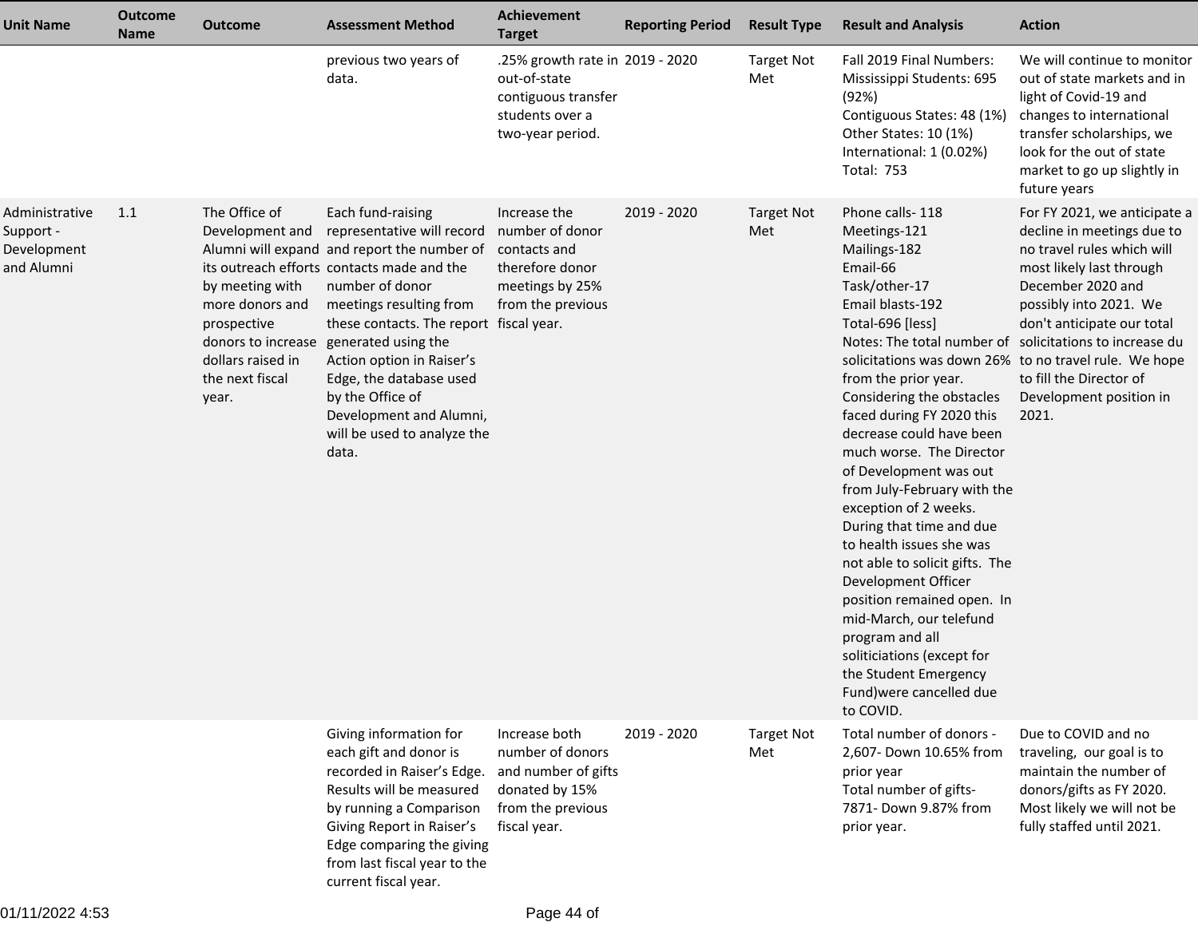| Unit Name | Outcome Name | Outcome | Assessment Method | Achievement Target | Reporting Period | Result Type | Result and Analysis | Action |
|---|---|---|---|---|---|---|---|---|
| | | | previous two years of data. | .25% growth rate in out-of-state contiguous transfer students over a two-year period. | 2019 - 2020 | Target Not Met | Fall 2019 Final Numbers:<br>Mississippi Students: 695 (92%)<br>Contiguous States: 48 (1%)<br>Other States: 10 (1%)<br>International: 1 (0.02%)<br>Total: 753 | We will continue to monitor out of state markets and in light of Covid-19 and changes to international transfer scholarships, we look for the out of state market to go up slightly in future years |
| Administrative Support - Development and Alumni | 1.1 | The Office of Development and Alumni will expand its outreach efforts by meeting with more donors and prospective donors to increase dollars raised in the next fiscal year. | Each fund-raising representative will record and report the number of contacts made and the number of donor meetings resulting from these contacts. The report generated using the Action option in Raiser's Edge, the database used by the Office of Development and Alumni, will be used to analyze the data. | Increase the number of donor contacts and therefore donor meetings by 25% from the previous fiscal year. | 2019 - 2020 | Target Not Met | Phone calls- 118<br>Meetings-121<br>Mailings-182<br>Email-66<br>Task/other-17<br>Email blasts-192<br>Total-696 [less]<br>Notes: The total number of solicitations was down 26% from the prior year. Considering the obstacles faced during FY 2020 this decrease could have been much worse. The Director of Development was out from July-February with the exception of 2 weeks. During that time and due to health issues she was not able to solicit gifts. The Development Officer position remained open. In mid-March, our telefund program and all soliciticiations (except for the Student Emergency Fund)were cancelled due to COVID. | For FY 2021, we anticipate a decline in meetings due to no travel rules which will most likely last through December 2020 and possibly into 2021. We don't anticipate our total solicitations to increase du to no travel rule. We hope to fill the Director of Development position in 2021. |
| | | | Giving information for each gift and donor is recorded in Raiser's Edge. Results will be measured by running a Comparison Giving Report in Raiser's Edge comparing the giving from last fiscal year to the current fiscal year. | Increase both number of donors and number of gifts donated by 15% from the previous fiscal year. | 2019 - 2020 | Target Not Met | Total number of donors - 2,607- Down 10.65% from prior year<br>Total number of gifts- 7871- Down 9.87% from prior year. | Due to COVID and no traveling, our goal is to maintain the number of donors/gifts as FY 2020. Most likely we will not be fully staffed until 2021. |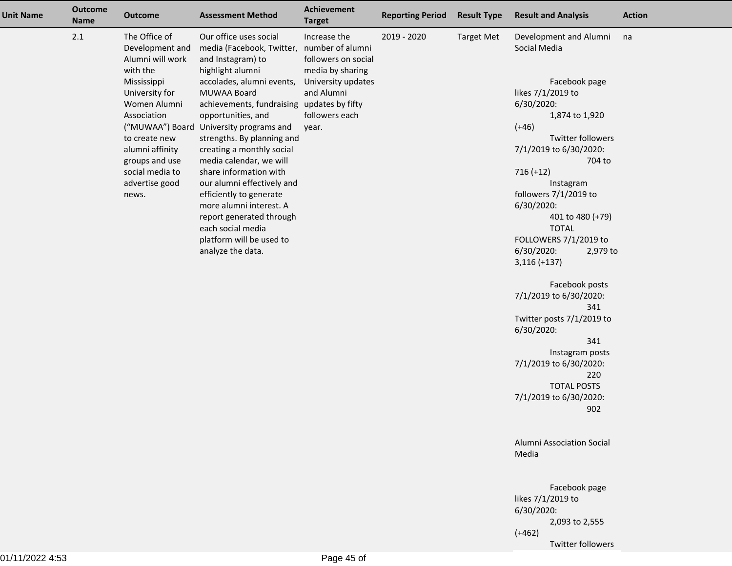| Unit Name | Outcome Name | Outcome | Assessment Method | Achievement Target | Reporting Period | Result Type | Result and Analysis | Action |
|---|---|---|---|---|---|---|---|---|
| | 2.1 | The Office of Development and Alumni will work with the Mississippi University for Women Alumni Association ("MUWAA") Board to create new alumni affinity groups and use social media to advertise good news. | Our office uses social media (Facebook, Twitter, and Instagram) to highlight alumni accolades, alumni events, MUWAA Board achievements, fundraising opportunities, and University programs and strengths. By planning and creating a monthly social media calendar, we will share information with our alumni effectively and efficiently to generate more alumni interest. A report generated through each social media platform will be used to analyze the data. | Increase the number of alumni followers on social media by sharing University updates and Alumni updates by fifty followers each year. | 2019 - 2020 | Target Met | Development and Alumni Social Media<br><br>Facebook page likes 7/1/2019 to 6/30/2020: 1,874 to 1,920 (+46)<br>Twitter followers 7/1/2019 to 6/30/2020: 704 to 716 (+12)<br>Instagram followers 7/1/2019 to 6/30/2020: 401 to 480 (+79)<br>TOTAL FOLLOWERS 7/1/2019 to 6/30/2020: 2,979 to 3,116 (+137)<br><br>Facebook posts 7/1/2019 to 6/30/2020: 341<br>Twitter posts 7/1/2019 to 6/30/2020: 341<br>Instagram posts 7/1/2019 to 6/30/2020: 220<br>TOTAL POSTS 7/1/2019 to 6/30/2020: 902<br><br>Alumni Association Social Media<br><br>Facebook page likes 7/1/2019 to 6/30/2020: 2,093 to 2,555 (+462)<br>Twitter followers | na |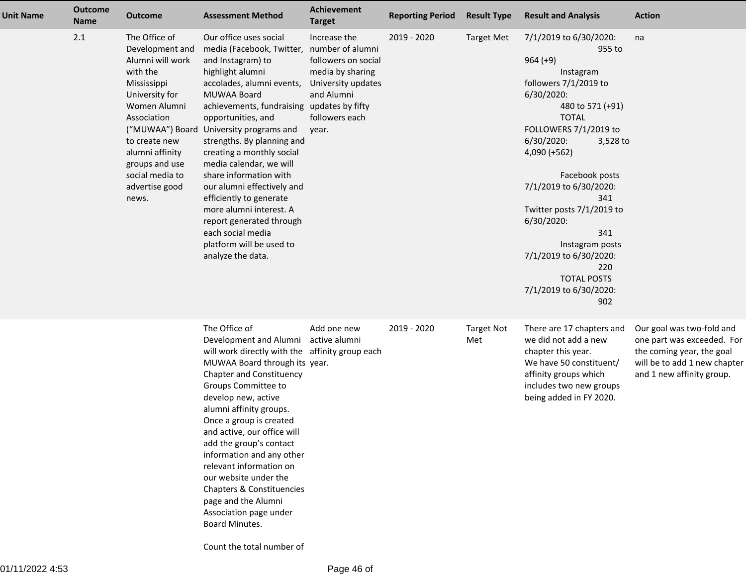| Unit Name | Outcome Name | Outcome | Assessment Method | Achievement Target | Reporting Period | Result Type | Result and Analysis | Action |
|---|---|---|---|---|---|---|---|---|
| | 2.1 | The Office of Development and Alumni will work with the Mississippi University for Women Alumni Association ("MUWAA") Board to create new alumni affinity groups and use social media to advertise good news. | Our office uses social media (Facebook, Twitter, and Instagram) to highlight alumni accolades, alumni events, MUWAA Board achievements, fundraising opportunities, and University programs and strengths. By planning and creating a monthly social media calendar, we will share information with our alumni effectively and efficiently to generate more alumni interest. A report generated through each social media platform will be used to analyze the data. | Increase the number of alumni followers on social media by sharing University updates and Alumni updates by fifty followers each year. | 2019 - 2020 | Target Met | 7/1/2019 to 6/30/2020: 955 to 964 (+9) Instagram followers 7/1/2019 to 6/30/2020: 480 to 571 (+91) TOTAL FOLLOWERS 7/1/2019 to 6/30/2020: 3,528 to 4,090 (+562)<br><br>Facebook posts 7/1/2019 to 6/30/2020: 341 Twitter posts 7/1/2019 to 6/30/2020: 341 Instagram posts 7/1/2019 to 6/30/2020: 220 TOTAL POSTS 7/1/2019 to 6/30/2020: 902 | na |
| | | | The Office of Development and Alumni will work directly with the MUWAA Board through its Chapter and Constituency Groups Committee to develop new, active alumni affinity groups. Once a group is created and active, our office will add the group's contact information and any other relevant information on our website under the Chapters & Constituencies page and the Alumni Association page under Board Minutes.<br><br>Count the total number of | Add one new active alumni affinity group each year. | 2019 - 2020 | Target Not Met | There are 17 chapters and we did not add a new chapter this year. We have 50 constituent/ affinity groups which includes two new groups being added in FY 2020. | Our goal was two-fold and one part was exceeded. For the coming year, the goal will be to add 1 new chapter and 1 new affinity group. |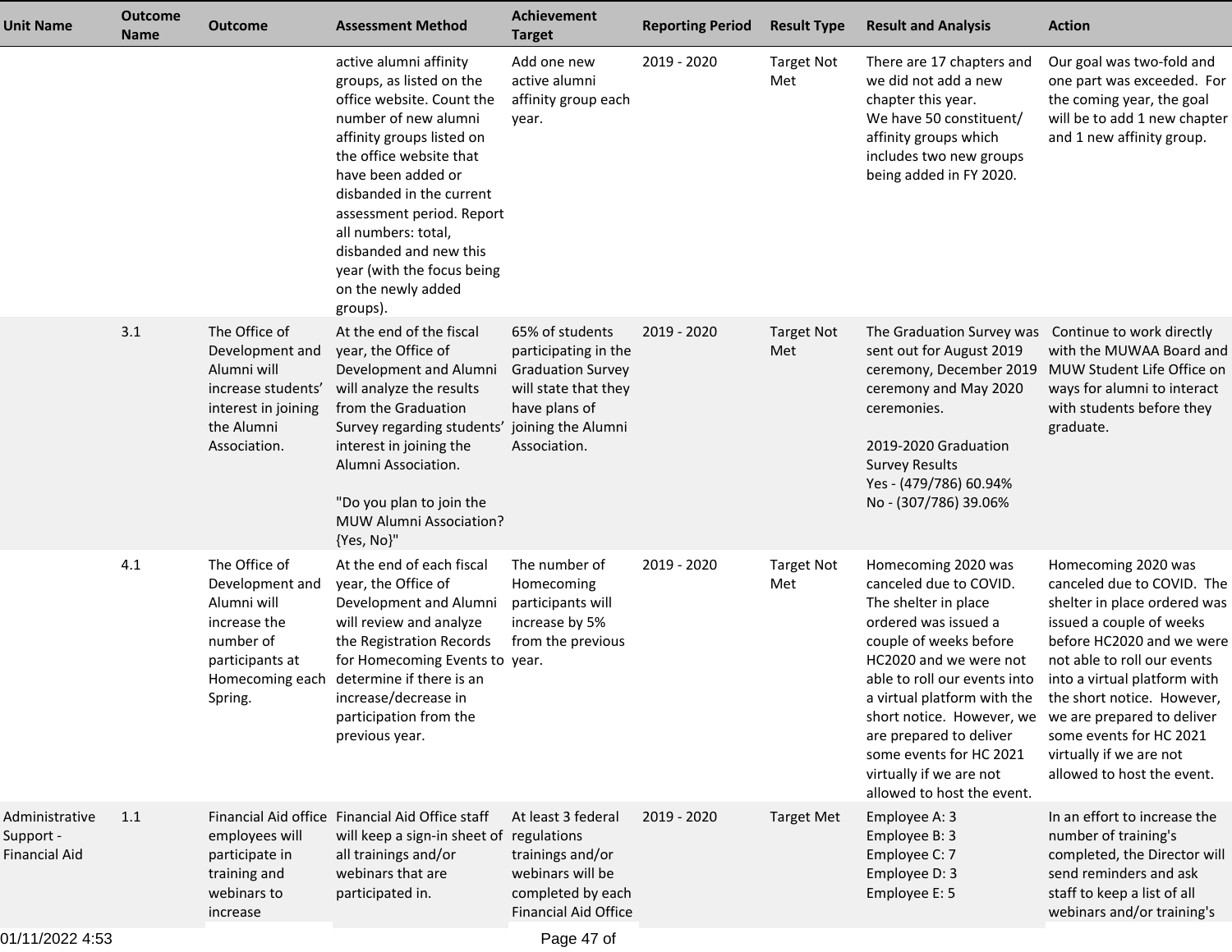| Unit Name | Outcome Name | Outcome | Assessment Method | Achievement Target | Reporting Period | Result Type | Result and Analysis | Action |
|---|---|---|---|---|---|---|---|---|
| | | | active alumni affinity groups, as listed on the office website. Count the number of new alumni affinity groups listed on the office website that have been added or disbanded in the current assessment period. Report all numbers: total, disbanded and new this year (with the focus being on the newly added groups). | Add one new active alumni affinity group each year. | 2019 - 2020 | Target Not Met | There are 17 chapters and we did not add a new chapter this year.<br>We have 50 constituent/ affinity groups which includes two new groups being added in FY 2020. | Our goal was two-fold and one part was exceeded. For the coming year, the goal will be to add 1 new chapter and 1 new affinity group. |
| | 3.1 | The Office of Development and Alumni will increase students' interest in joining the Alumni Association. | At the end of the fiscal year, the Office of Development and Alumni will analyze the results from the Graduation Survey regarding students' interest in joining the Alumni Association.<br><br>"Do you plan to join the MUW Alumni Association? {Yes, No}" | 65% of students participating in the Graduation Survey will state that they have plans of joining the Alumni Association. | 2019 - 2020 | Target Not Met | The Graduation Survey was sent out for August 2019 ceremony, December 2019 ceremony and May 2020 ceremonies.<br><br>2019-2020 Graduation Survey Results<br>Yes - (479/786) 60.94%<br>No - (307/786) 39.06% | Continue to work directly with the MUWAA Board and MUW Student Life Office on ways for alumni to interact with students before they graduate. |
| | 4.1 | The Office of Development and Alumni will increase the number of participants at Homecoming each Spring. | At the end of each fiscal year, the Office of Development and Alumni will review and analyze the Registration Records for Homecoming Events to determine if there is an increase/decrease in participation from the previous year. | The number of Homecoming participants will increase by 5% from the previous year. | 2019 - 2020 | Target Not Met | Homecoming 2020 was canceled due to COVID. The shelter in place ordered was issued a couple of weeks before HC2020 and we were not able to roll our events into a virtual platform with the short notice. However, we are prepared to deliver some events for HC 2021 virtually if we are not allowed to host the event. | Homecoming 2020 was canceled due to COVID. The shelter in place ordered was issued a couple of weeks before HC2020 and we were not able to roll our events into a virtual platform with the short notice. However, we are prepared to deliver some events for HC 2021 virtually if we are not allowed to host the event. |
| Administrative Support - Financial Aid | 1.1 | Financial Aid office employees will participate in training and webinars to increase | Financial Aid Office staff will keep a sign-in sheet of all trainings and/or webinars that are participated in. | At least 3 federal regulations trainings and/or webinars will be completed by each Financial Aid Office | 2019 - 2020 | Target Met | Employee A: 3<br>Employee B: 3<br>Employee C: 7<br>Employee D: 3<br>Employee E: 5 | In an effort to increase the number of training's completed, the Director will send reminders and ask staff to keep a list of all webinars and/or training's |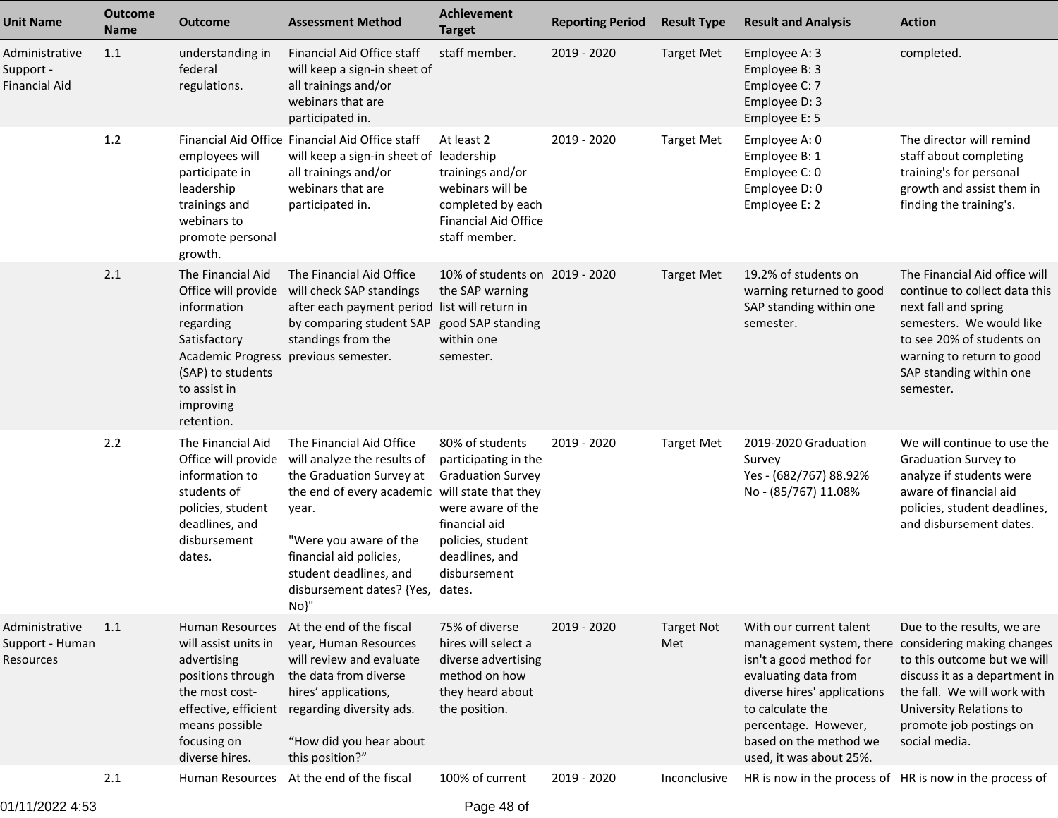| Unit Name | Outcome Name | Outcome | Assessment Method | Achievement Target | Reporting Period | Result Type | Result and Analysis | Action |
|---|---|---|---|---|---|---|---|---|
| Administrative Support - Financial Aid | 1.1 | understanding in federal regulations. | Financial Aid Office staff will keep a sign-in sheet of all trainings and/or webinars that are participated in. | staff member. | 2019 - 2020 | Target Met | Employee A: 3<br>Employee B: 3<br>Employee C: 7<br>Employee D: 3<br>Employee E: 5 | completed. |
| | 1.2 | Financial Aid Office employees will participate in leadership trainings and webinars to promote personal growth. | Financial Aid Office staff will keep a sign-in sheet of all trainings and/or webinars that are participated in. | At least 2 leadership trainings and/or webinars will be completed by each Financial Aid Office staff member. | 2019 - 2020 | Target Met | Employee A: 0<br>Employee B: 1<br>Employee C: 0<br>Employee D: 0<br>Employee E: 2 | The director will remind staff about completing training's for personal growth and assist them in finding the training's. |
| | 2.1 | The Financial Aid Office will provide information regarding Satisfactory Academic Progress (SAP) to students to assist in improving retention. | The Financial Aid Office will check SAP standings after each payment period by comparing student SAP standings from the previous semester. | 10% of students on the SAP warning list will return in good SAP standing within one semester. | 2019 - 2020 | Target Met | 19.2% of students on warning returned to good SAP standing within one semester. | The Financial Aid office will continue to collect data this next fall and spring semesters. We would like to see 20% of students on warning to return to good SAP standing within one semester. |
| | 2.2 | The Financial Aid Office will provide information to students of policies, student deadlines, and disbursement dates. | The Financial Aid Office will analyze the results of the Graduation Survey at the end of every academic year.<br><br>"Were you aware of the financial aid policies, student deadlines, and disbursement dates? {Yes, No}" | 80% of students participating in the Graduation Survey will state that they were aware of the financial aid policies, student deadlines, and disbursement dates. | 2019 - 2020 | Target Met | 2019-2020 Graduation Survey<br>Yes - (682/767) 88.92%<br>No - (85/767) 11.08% | We will continue to use the Graduation Survey to analyze if students were aware of financial aid policies, student deadlines, and disbursement dates. |
| Administrative Support - Human Resources | 1.1 | Human Resources will assist units in advertising positions through the most cost-effective, efficient means possible focusing on diverse hires. | At the end of the fiscal year, Human Resources will review and evaluate the data from diverse hires' applications, regarding diversity ads.<br><br>"How did you hear about this position?" | 75% of diverse hires will select a diverse advertising method on how they heard about the position. | 2019 - 2020 | Target Not Met | With our current talent management system, there isn't a good method for evaluating data from diverse hires' applications to calculate the percentage. However, based on the method we used, it was about 25%. | Due to the results, we are considering making changes to this outcome but we will discuss it as a department in the fall. We will work with University Relations to promote job postings on social media. |
| | 2.1 | Human Resources | At the end of the fiscal | 100% of current | 2019 - 2020 | Inconclusive | HR is now in the process of | HR is now in the process of |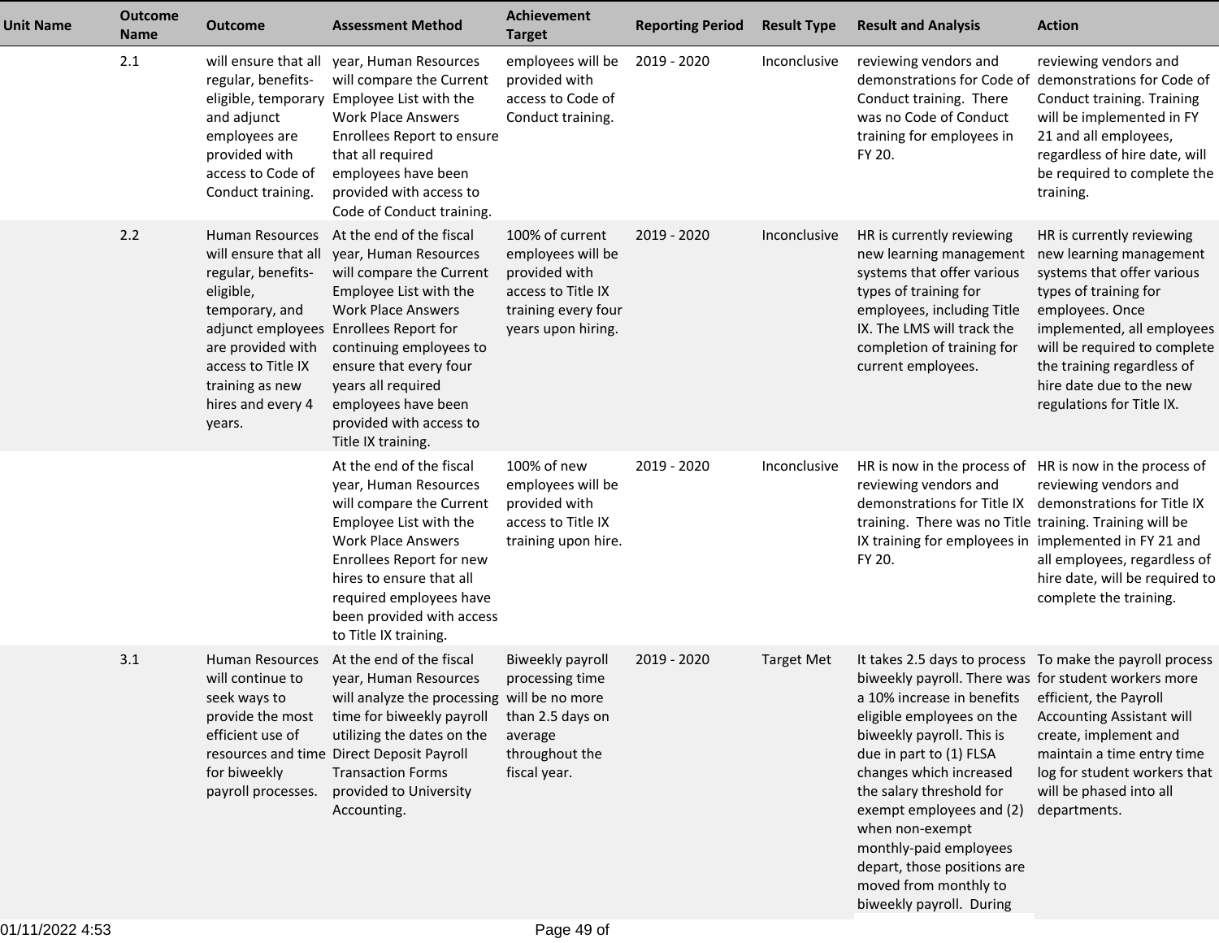| Unit Name | Outcome Name | Outcome | Assessment Method | Achievement Target | Reporting Period | Result Type | Result and Analysis | Action |
|---|---|---|---|---|---|---|---|---|
| | 2.1 | will ensure that all regular, benefits-eligible, temporary and adjunct employees are provided with access to Code of Conduct training. | year, Human Resources will compare the Current Employee List with the Work Place Answers Enrollees Report to ensure that all required employees have been provided with access to Code of Conduct training. | employees will be provided with access to Code of Conduct training. | 2019 - 2020 | Inconclusive | reviewing vendors and demonstrations for Code of Conduct training. There was no Code of Conduct training for employees in FY 20. | reviewing vendors and demonstrations for Code of Conduct training. Training will be implemented in FY 21 and all employees, regardless of hire date, will be required to complete the training. |
| | 2.2 | Human Resources will ensure that all regular, benefits-eligible, temporary, and adjunct employees are provided with access to Title IX training as new hires and every 4 years. | At the end of the fiscal year, Human Resources will compare the Current Employee List with the Work Place Answers Enrollees Report for continuing employees to ensure that every four years all required employees have been provided with access to Title IX training. | 100% of current employees will be provided with access to Title IX training every four years upon hiring. | 2019 - 2020 | Inconclusive | HR is currently reviewing new learning management systems that offer various types of training for employees, including Title IX. The LMS will track the completion of training for current employees. | HR is currently reviewing new learning management systems that offer various types of training for employees. Once implemented, all employees will be required to complete the training regardless of hire date due to the new regulations for Title IX. |
| | | | At the end of the fiscal year, Human Resources will compare the Current Employee List with the Work Place Answers Enrollees Report for new hires to ensure that all required employees have been provided with access to Title IX training. | 100% of new employees will be provided with access to Title IX training upon hire. | 2019 - 2020 | Inconclusive | HR is now in the process of reviewing vendors and demonstrations for Title IX training. There was no Title IX training for employees in FY 20. | HR is now in the process of reviewing vendors and demonstrations for Title IX training. Training will be implemented in FY 21 and all employees, regardless of hire date, will be required to complete the training. |
| | 3.1 | Human Resources will continue to seek ways to provide the most efficient use of resources and time for biweekly payroll processes. | At the end of the fiscal year, Human Resources will analyze the processing time for biweekly payroll utilizing the dates on the Direct Deposit Payroll Transaction Forms provided to University Accounting. | Biweekly payroll processing time will be no more than 2.5 days on average throughout the fiscal year. | 2019 - 2020 | Target Met | It takes 2.5 days to process biweekly payroll. There was a 10% increase in benefits eligible employees on the biweekly payroll. This is due in part to (1) FLSA changes which increased the salary threshold for exempt employees and (2) when non-exempt monthly-paid employees depart, those positions are moved from monthly to biweekly payroll. During | To make the payroll process for student workers more efficient, the Payroll Accounting Assistant will create, implement and maintain a time entry time log for student workers that will be phased into all departments. |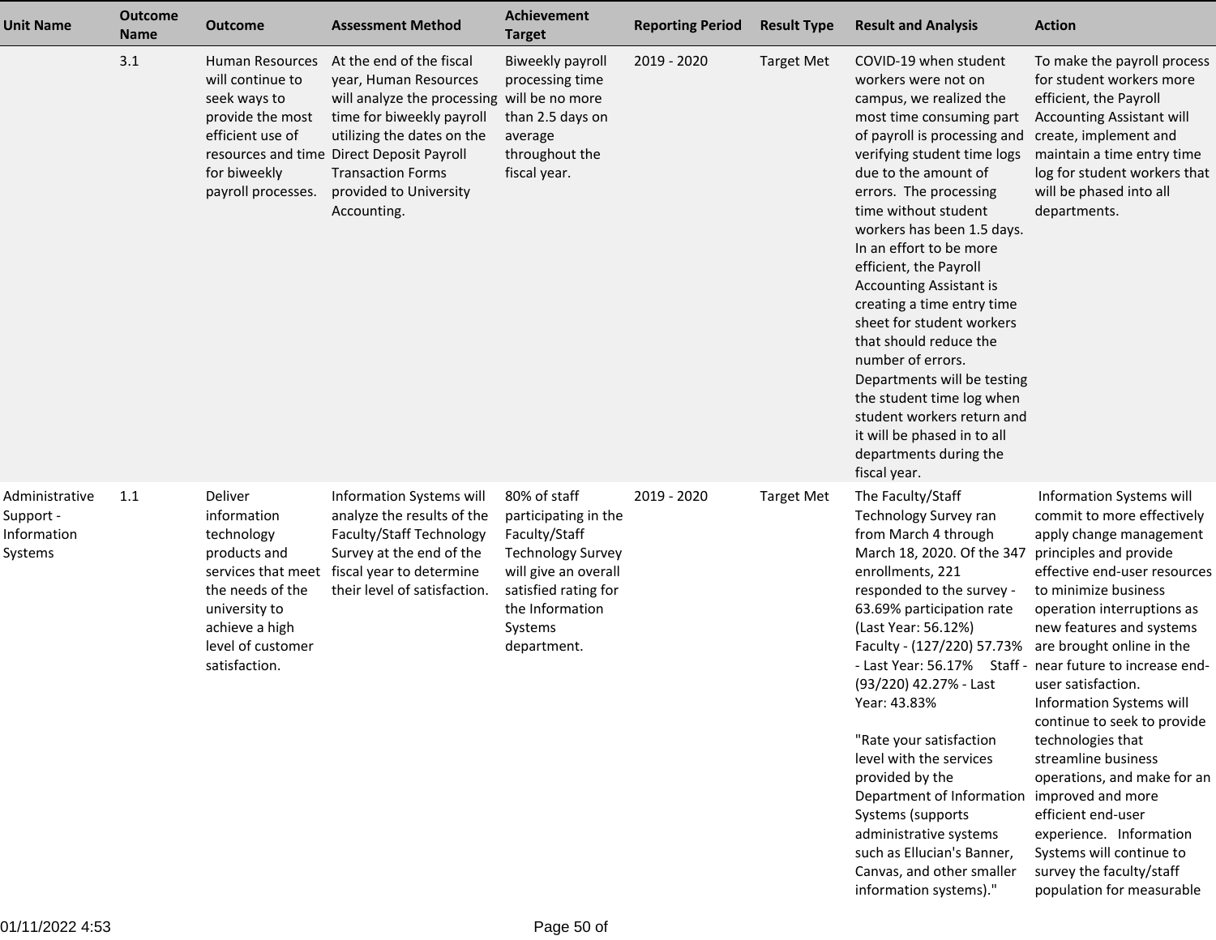| Unit Name | Outcome Name | Outcome | Assessment Method | Achievement Target | Reporting Period | Result Type | Result and Analysis | Action |
|---|---|---|---|---|---|---|---|---|
| | 3.1 | Human Resources will continue to seek ways to provide the most efficient use of resources and time for biweekly payroll processes. | At the end of the fiscal year, Human Resources will analyze the processing time for biweekly payroll utilizing the dates on the Direct Deposit Payroll Transaction Forms provided to University Accounting. | Biweekly payroll processing time will be no more than 2.5 days on average throughout the fiscal year. | 2019 - 2020 | Target Met | COVID-19 when student workers were not on campus, we realized the most time consuming part of payroll is processing and verifying student time logs due to the amount of errors. The processing time without student workers has been 1.5 days. In an effort to be more efficient, the Payroll Accounting Assistant is creating a time entry time sheet for student workers that should reduce the number of errors. Departments will be testing the student time log when student workers return and it will be phased in to all departments during the fiscal year. | To make the payroll process for student workers more efficient, the Payroll Accounting Assistant will create, implement and maintain a time entry time log for student workers that will be phased into all departments. |
| Administrative Support - Information Systems | 1.1 | Deliver information technology products and services that meet the needs of the university to achieve a high level of customer satisfaction. | Information Systems will analyze the results of the Faculty/Staff Technology Survey at the end of the fiscal year to determine their level of satisfaction. | 80% of staff participating in the Faculty/Staff Technology Survey will give an overall satisfied rating for the Information Systems department. | 2019 - 2020 | Target Met | The Faculty/Staff Technology Survey ran from March 4 through March 18, 2020. Of the 347 enrollments, 221 responded to the survey - 63.69% participation rate (Last Year: 56.12%) Faculty - (127/220) 57.73% - Last Year: 56.17% Staff - (93/220) 42.27% - Last Year: 43.83%<br><br>"Rate your satisfaction level with the services provided by the Department of Information Systems (supports administrative systems such as Ellucian's Banner, Canvas, and other smaller information systems)." | Information Systems will commit to more effectively apply change management principles and provide effective end-user resources to minimize business operation interruptions as new features and systems are brought online in the near future to increase end-user satisfaction. Information Systems will continue to seek to provide technologies that streamline business operations, and make for an improved and more efficient end-user experience. Information Systems will continue to survey the faculty/staff population for measurable |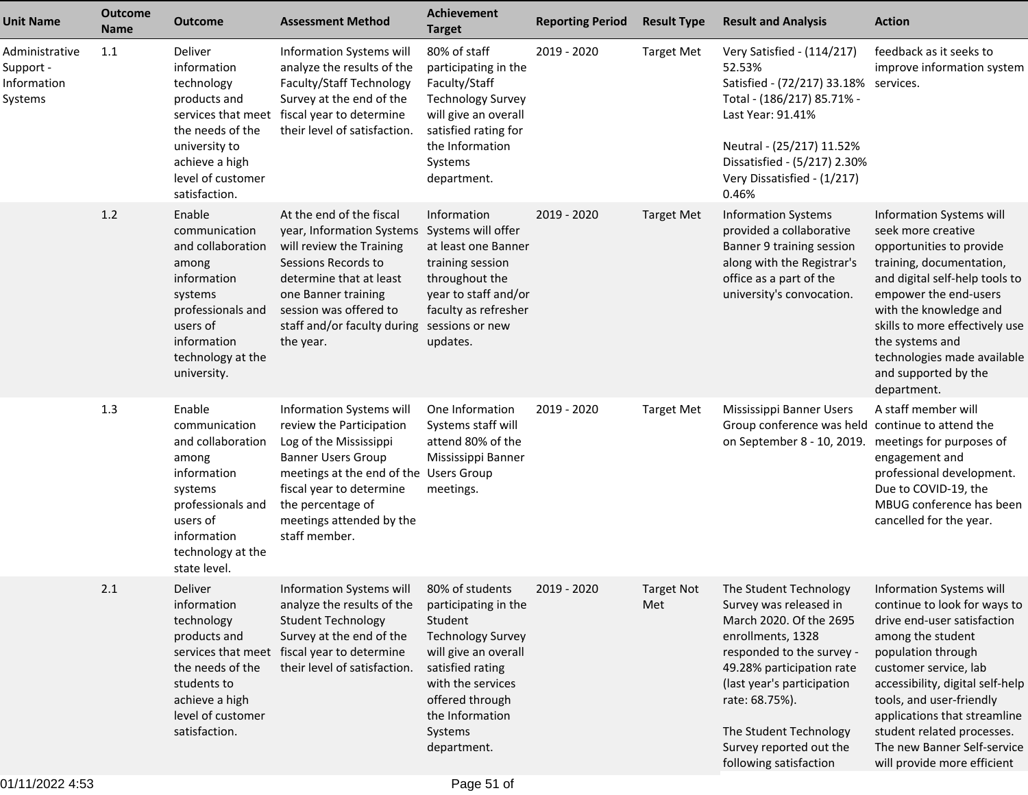| Unit Name | Outcome Name | Outcome | Assessment Method | Achievement Target | Reporting Period | Result Type | Result and Analysis | Action |
|---|---|---|---|---|---|---|---|---|
| Administrative Support - Information Systems | 1.1 | Deliver information technology products and services that meet the needs of the university to achieve a high level of customer satisfaction. | Information Systems will analyze the results of the Faculty/Staff Technology Survey at the end of the fiscal year to determine their level of satisfaction. | 80% of staff participating in the Faculty/Staff Technology Survey will give an overall satisfied rating for the Information Systems department. | 2019 - 2020 | Target Met | Very Satisfied - (114/217) 52.53%<br>Satisfied - (72/217) 33.18%<br>Total - (186/217) 85.71% - Last Year: 91.41%<br><br>Neutral - (25/217) 11.52%<br>Dissatisfied - (5/217) 2.30%<br>Very Dissatisfied - (1/217) 0.46% | feedback as it seeks to improve information system services. |
| | 1.2 | Enable communication and collaboration among information systems professionals and users of information technology at the university. | At the end of the fiscal year, Information Systems will review the Training Sessions Records to determine that at least one Banner training session was offered to staff and/or faculty during the year. | Information Systems will offer at least one Banner training session throughout the year to staff and/or faculty as refresher sessions or new updates. | 2019 - 2020 | Target Met | Information Systems provided a collaborative Banner 9 training session along with the Registrar's office as a part of the university's convocation. | Information Systems will seek more creative opportunities to provide training, documentation, and digital self-help tools to empower the end-users with the knowledge and skills to more effectively use the systems and technologies made available and supported by the department. |
| | 1.3 | Enable communication and collaboration among information systems professionals and users of information technology at the state level. | Information Systems will review the Participation Log of the Mississippi Banner Users Group meetings at the end of the fiscal year to determine the percentage of meetings attended by the staff member. | One Information Systems staff will attend 80% of the Mississippi Banner Users Group meetings. | 2019 - 2020 | Target Met | Mississippi Banner Users Group conference was held on September 8 - 10, 2019. | A staff member will continue to attend the meetings for purposes of engagement and professional development. Due to COVID-19, the MBUG conference has been cancelled for the year. |
| | 2.1 | Deliver information technology products and services that meet the needs of the students to achieve a high level of customer satisfaction. | Information Systems will analyze the results of the Student Technology Survey at the end of the fiscal year to determine their level of satisfaction. | 80% of students participating in the Student Technology Survey will give an overall satisfied rating with the services offered through the Information Systems department. | 2019 - 2020 | Target Not Met | The Student Technology Survey was released in March 2020. Of the 2695 enrollments, 1328 responded to the survey - 49.28% participation rate (last year's participation rate: 68.75%).<br><br>The Student Technology Survey reported out the following satisfaction | Information Systems will continue to look for ways to drive end-user satisfaction among the student population through customer service, lab accessibility, digital self-help tools, and user-friendly applications that streamline student related processes. The new Banner Self-service will provide more efficient |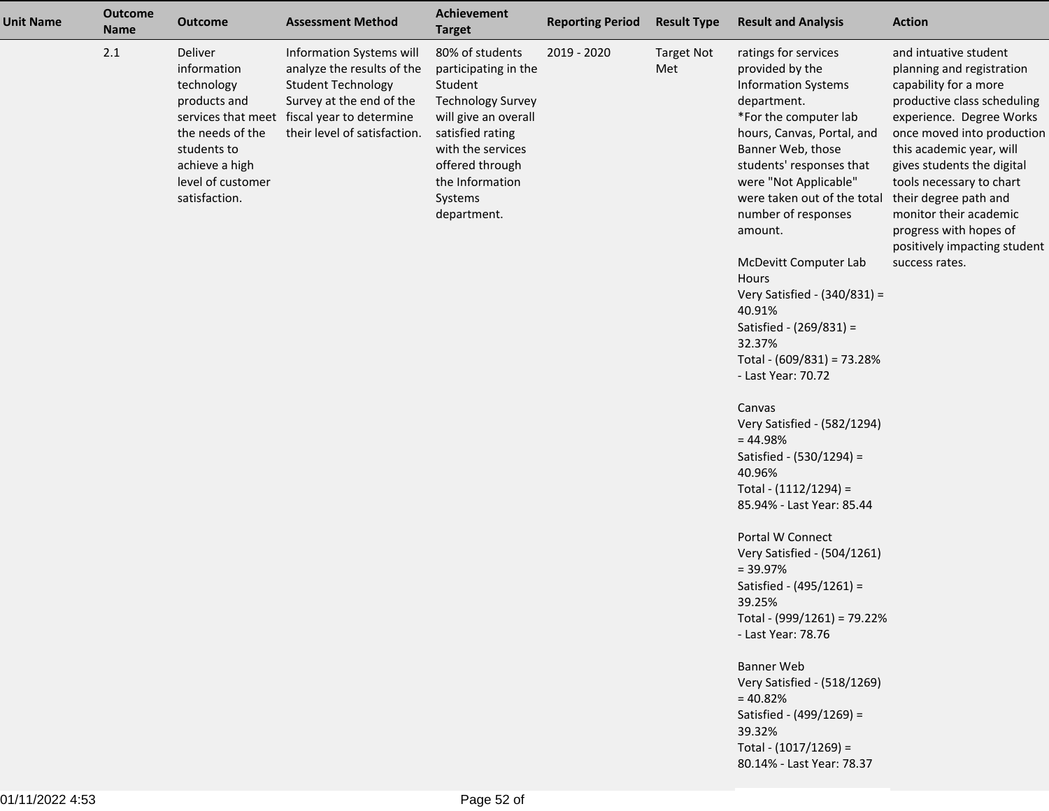| Unit Name | Outcome Name | Outcome | Assessment Method | Achievement Target | Reporting Period | Result Type | Result and Analysis | Action |
|---|---|---|---|---|---|---|---|---|
| | 2.1 | Deliver information technology products and services that meet the needs of the students to achieve a high level of customer satisfaction. | Information Systems will analyze the results of the Student Technology Survey at the end of the fiscal year to determine their level of satisfaction. | 80% of students participating in the Student Technology Survey will give an overall satisfied rating with the services offered through the Information Systems department. | 2019 - 2020 | Target Not Met | ratings for services provided by the Information Systems department.<br>*For the computer lab hours, Canvas, Portal, and Banner Web, those students' responses that were "Not Applicable" were taken out of the total number of responses amount.<br><br>McDevitt Computer Lab Hours<br>Very Satisfied - (340/831) = 40.91%<br>Satisfied - (269/831) = 32.37%<br>Total - (609/831) = 73.28% - Last Year: 70.72<br><br>Canvas<br>Very Satisfied - (582/1294) = 44.98%<br>Satisfied - (530/1294) = 40.96%<br>Total - (1112/1294) = 85.94% - Last Year: 85.44<br><br>Portal W Connect<br>Very Satisfied - (504/1261) = 39.97%<br>Satisfied - (495/1261) = 39.25%<br>Total - (999/1261) = 79.22% - Last Year: 78.76<br><br>Banner Web<br>Very Satisfied - (518/1269) = 40.82%<br>Satisfied - (499/1269) = 39.32%<br>Total - (1017/1269) = 80.14% - Last Year: 78.37 | and intuative student planning and registration capability for a more productive class scheduling experience. Degree Works once moved into production this academic year, will gives students the digital tools necessary to chart their degree path and monitor their academic progress with hopes of positively impacting student success rates. |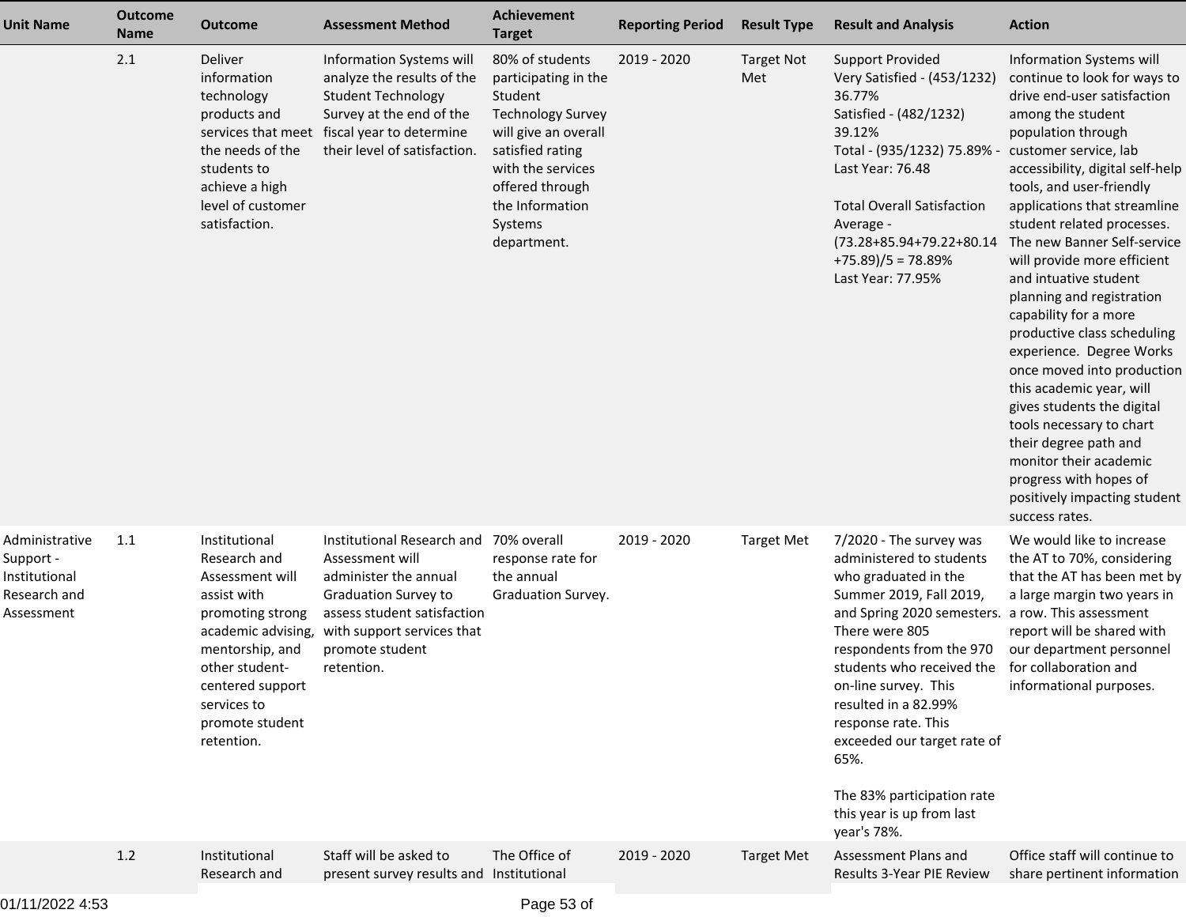| Unit Name | Outcome Name | Outcome | Assessment Method | Achievement Target | Reporting Period | Result Type | Result and Analysis | Action |
|---|---|---|---|---|---|---|---|---|
| | 2.1 | Deliver information technology products and services that meet the needs of the students to achieve a high level of customer satisfaction. | Information Systems will analyze the results of the Student Technology Survey at the end of the fiscal year to determine their level of satisfaction. | 80% of students participating in the Student Technology Survey will give an overall satisfied rating with the services offered through the Information Systems department. | 2019 - 2020 | Target Not Met | Support Provided<br>Very Satisfied - (453/1232) 36.77%<br>Satisfied - (482/1232) 39.12%<br>Total - (935/1232) 75.89% - Last Year: 76.48<br><br>Total Overall Satisfaction Average - (73.28+85.94+79.22+80.14+75.89)/5 = 78.89%<br>Last Year: 77.95% | Information Systems will continue to look for ways to drive end-user satisfaction among the student population through customer service, lab accessibility, digital self-help tools, and user-friendly applications that streamline student related processes. The new Banner Self-service will provide more efficient and intuative student planning and registration capability for a more productive class scheduling experience. Degree Works once moved into production this academic year, will gives students the digital tools necessary to chart their degree path and monitor their academic progress with hopes of positively impacting student success rates. |
| Administrative Support - Institutional Research and Assessment | 1.1 | Institutional Research and Assessment will assist with promoting strong academic advising, mentorship, and other student-centered support services to promote student retention. | Institutional Research and Assessment will administer the annual Graduation Survey to assess student satisfaction with support services that promote student retention. | 70% overall response rate for the annual Graduation Survey. | 2019 - 2020 | Target Met | 7/2020 - The survey was administered to students who graduated in the Summer 2019, Fall 2019, and Spring 2020 semesters. There were 805 respondents from the 970 students who received the on-line survey. This resulted in a 82.99% response rate. This exceeded our target rate of 65%.<br><br>The 83% participation rate this year is up from last year's 78%. | We would like to increase the AT to 70%, considering that the AT has been met by a large margin two years in a row. This assessment report will be shared with our department personnel for collaboration and informational purposes. |
| | 1.2 | Institutional Research and | Staff will be asked to present survey results and | The Office of Institutional | 2019 - 2020 | Target Met | Assessment Plans and Results 3-Year PIE Review | Office staff will continue to share pertinent information |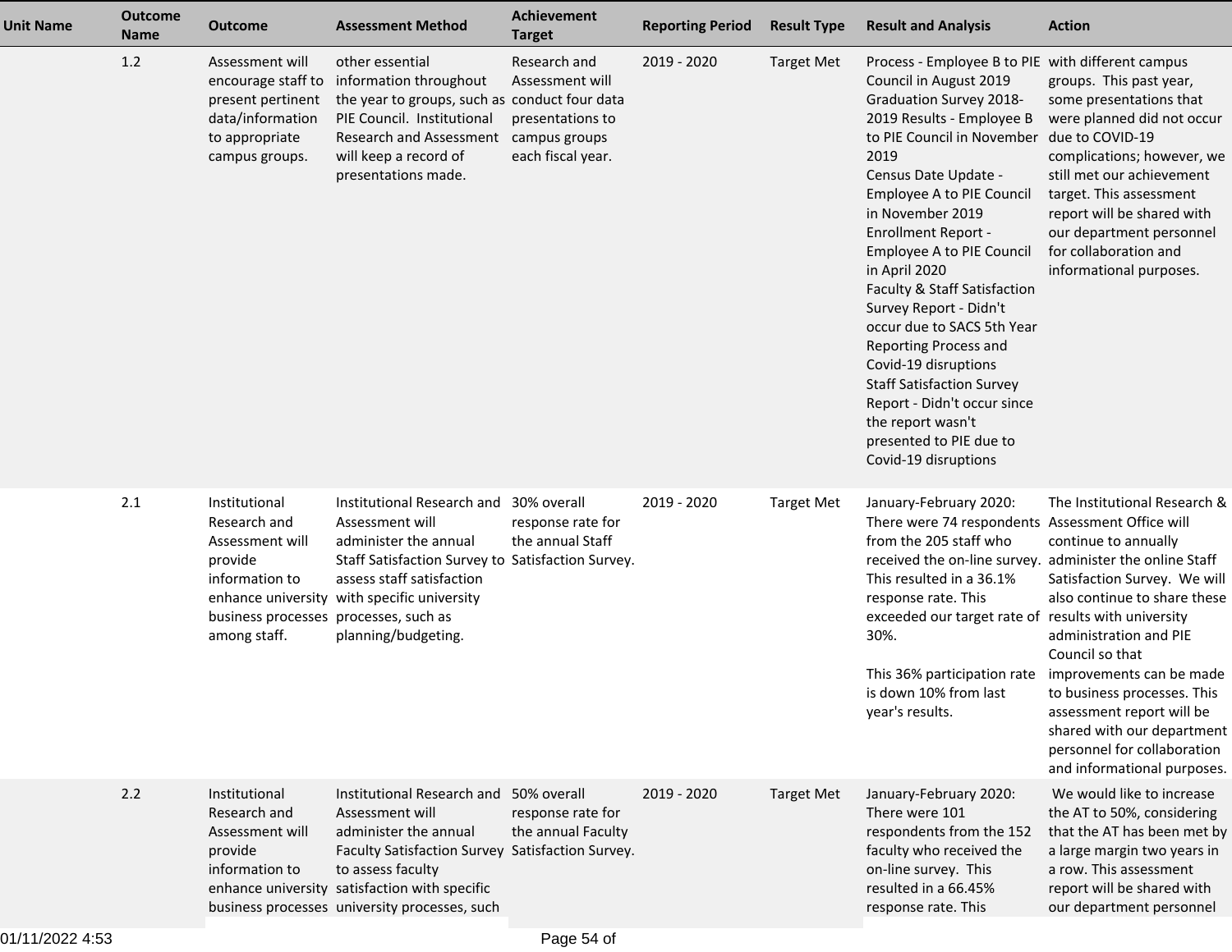| Unit Name | Outcome Name | Outcome | Assessment Method | Achievement Target | Reporting Period | Result Type | Result and Analysis | Action |
|---|---|---|---|---|---|---|---|---|
| | 1.2 | Assessment will encourage staff to present pertinent data/information to appropriate campus groups. | other essential information throughout the year to groups, such as PIE Council. Institutional Research and Assessment will keep a record of presentations made. | Research and Assessment will conduct four data presentations to campus groups each fiscal year. | 2019 - 2020 | Target Met | Process - Employee B to PIE Council in August 2019<br>Graduation Survey 2018-2019 Results - Employee B to PIE Council in November 2019<br>Census Date Update - Employee A to PIE Council in November 2019<br>Enrollment Report - Employee A to PIE Council in April 2020<br>Faculty & Staff Satisfaction Survey Report - Didn't occur due to SACS 5th Year Reporting Process and Covid-19 disruptions<br>Staff Satisfaction Survey Report - Didn't occur since the report wasn't presented to PIE due to Covid-19 disruptions | with different campus groups. This past year, some presentations that were planned did not occur due to COVID-19 complications; however, we still met our achievement target. This assessment report will be shared with our department personnel for collaboration and informational purposes. |
| | 2.1 | Institutional Research and Assessment will provide information to enhance university business processes among staff. | Institutional Research and Assessment will administer the annual Staff Satisfaction Survey to assess staff satisfaction with specific university processes, such as planning/budgeting. | 30% overall response rate for the annual Staff Satisfaction Survey. | 2019 - 2020 | Target Met | January-February 2020: There were 74 respondents from the 205 staff who received the on-line survey. This resulted in a 36.1% response rate. This exceeded our target rate of 30%.<br><br>This 36% participation rate is down 10% from last year's results. | The Institutional Research & Assessment Office will continue to annually administer the online Staff Satisfaction Survey. We will also continue to share these results with university administration and PIE Council so that improvements can be made to business processes. This assessment report will be shared with our department personnel for collaboration and informational purposes. |
| | 2.2 | Institutional Research and Assessment will provide information to enhance university business processes | Institutional Research and Assessment will administer the annual Faculty Satisfaction Survey to assess faculty satisfaction with specific university processes, such | 50% overall response rate for the annual Faculty Satisfaction Survey. | 2019 - 2020 | Target Met | January-February 2020: There were 101 respondents from the 152 faculty who received the on-line survey. This resulted in a 66.45% response rate. This | We would like to increase the AT to 50%, considering that the AT has been met by a large margin two years in a row. This assessment report will be shared with our department personnel |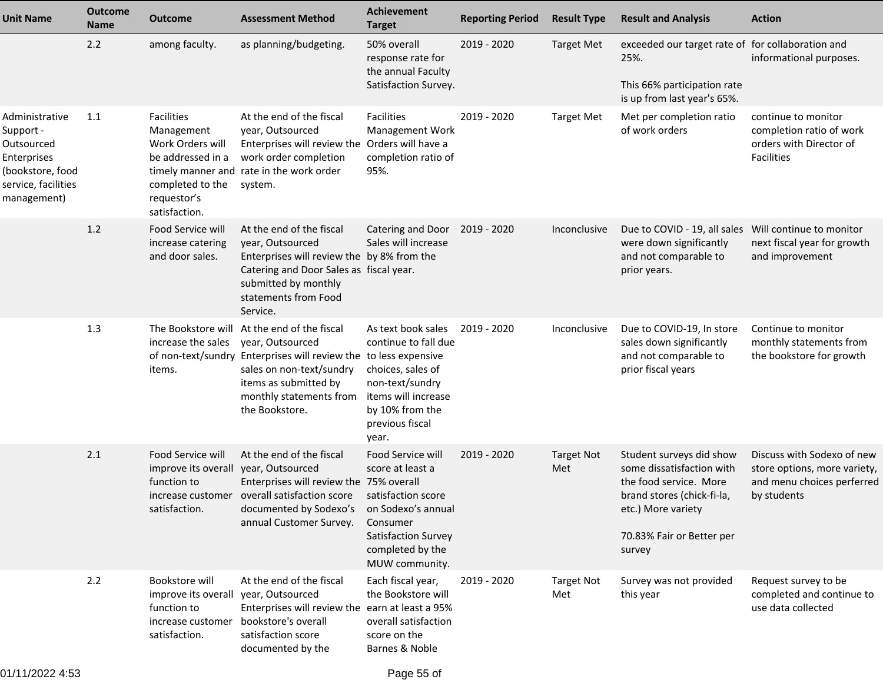| Unit Name | Outcome Name | Outcome | Assessment Method | Achievement Target | Reporting Period | Result Type | Result and Analysis | Action |
|---|---|---|---|---|---|---|---|---|
| | 2.2 | among faculty. | as planning/budgeting. | 50% overall response rate for the annual Faculty Satisfaction Survey. | 2019 - 2020 | Target Met | exceeded our target rate of 25%.<br><br>This 66% participation rate is up from last year's 65%. | for collaboration and informational purposes. |
| Administrative Support - Outsourced Enterprises (bookstore, food service, facilities management) | 1.1 | Facilities Management Work Orders will be addressed in a timely manner and completed to the requestor's satisfaction. | At the end of the fiscal year, Outsourced Enterprises will review the work order completion rate in the work order system. | Facilities Management Work Orders will have a completion ratio of 95%. | 2019 - 2020 | Target Met | Met per completion ratio of work orders | continue to monitor completion ratio of work orders with Director of Facilities |
| | 1.2 | Food Service will increase catering and door sales. | At the end of the fiscal year, Outsourced Enterprises will review the Catering and Door Sales as submitted by monthly statements from Food Service. | Catering and Door Sales will increase by 8% from the fiscal year. | 2019 - 2020 | Inconclusive | Due to COVID - 19, all sales were down significantly and not comparable to prior years. | Will continue to monitor next fiscal year for growth and improvement |
| | 1.3 | The Bookstore will increase the sales of non-text/sundry items. | At the end of the fiscal year, Outsourced Enterprises will review the sales on non-text/sundry items as submitted by monthly statements from the Bookstore. | As text book sales continue to fall due to less expensive choices, sales of non-text/sundry items will increase by 10% from the previous fiscal year. | 2019 - 2020 | Inconclusive | Due to COVID-19, In store sales down significantly and not comparable to prior fiscal years | Continue to monitor monthly statements from the bookstore for growth |
| | 2.1 | Food Service will improve its overall function to increase customer satisfaction. | At the end of the fiscal year, Outsourced Enterprises will review the overall satisfaction score documented by Sodexo's annual Customer Survey. | Food Service will score at least a 75% overall satisfaction score on Sodexo's annual Consumer Satisfaction Survey completed by the MUW community. | 2019 - 2020 | Target Not Met | Student surveys did show some dissatisfaction with the food service. More brand stores (chick-fi-la, etc.) More variety<br><br>70.83% Fair or Better per survey | Discuss with Sodexo of new store options, more variety, and menu choices perferred by students |
| | 2.2 | Bookstore will improve its overall function to increase customer satisfaction. | At the end of the fiscal year, Outsourced Enterprises will review the bookstore's overall satisfaction score documented by the | Each fiscal year, the Bookstore will earn at least a 95% overall satisfaction score on the Barnes & Noble | 2019 - 2020 | Target Not Met | Survey was not provided this year | Request survey to be completed and continue to use data collected |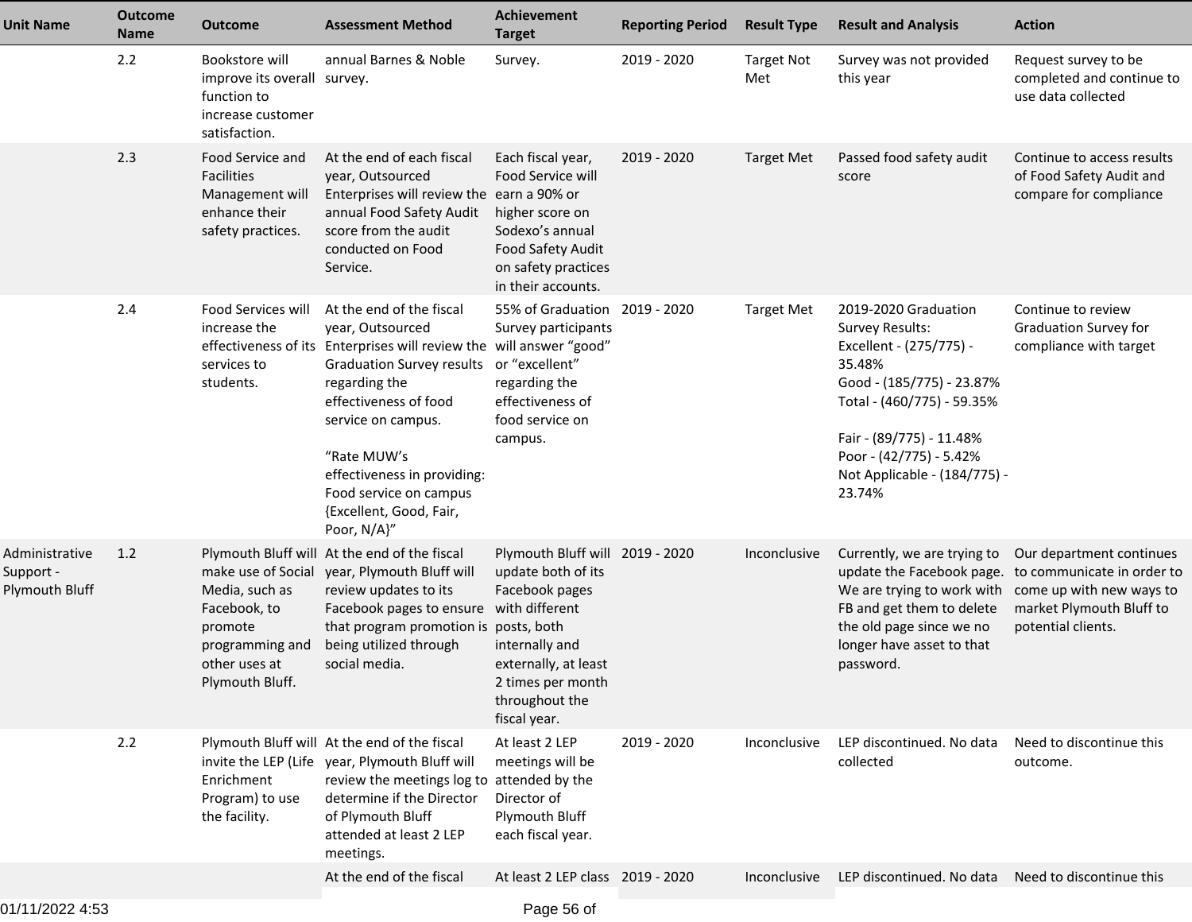| Unit Name | Outcome Name | Outcome | Assessment Method | Achievement Target | Reporting Period | Result Type | Result and Analysis | Action |
|---|---|---|---|---|---|---|---|---|
| | 2.2 | Bookstore will improve its overall function to increase customer satisfaction. | annual Barnes & Noble survey. | Survey. | 2019 - 2020 | Target Not Met | Survey was not provided this year | Request survey to be completed and continue to use data collected |
| | 2.3 | Food Service and Facilities Management will enhance their safety practices. | At the end of each fiscal year, Outsourced Enterprises will review the annual Food Safety Audit score from the audit conducted on Food Service. | Each fiscal year, Food Service will earn a 90% or higher score on Sodexo's annual Food Safety Audit on safety practices in their accounts. | 2019 - 2020 | Target Met | Passed food safety audit score | Continue to access results of Food Safety Audit and compare for compliance |
| | 2.4 | Food Services will increase the effectiveness of its services to students. | At the end of the fiscal year, Outsourced Enterprises will review the Graduation Survey results regarding the effectiveness of food service on campus.<br><br>"Rate MUW's effectiveness in providing: Food service on campus {Excellent, Good, Fair, Poor, N/A}" | 55% of Graduation Survey participants will answer "good" or "excellent" regarding the effectiveness of food service on campus. | 2019 - 2020 | Target Met | 2019-2020 Graduation Survey Results:<br>Excellent - (275/775) - 35.48%<br>Good - (185/775) - 23.87%<br>Total - (460/775) - 59.35%<br><br>Fair - (89/775) - 11.48%<br>Poor - (42/775) - 5.42%<br>Not Applicable - (184/775) - 23.74% | Continue to review Graduation Survey for compliance with target |
| Administrative Support - Plymouth Bluff | 1.2 | Plymouth Bluff will make use of Social Media, such as Facebook, to promote programming and other uses at Plymouth Bluff. | At the end of the fiscal year, Plymouth Bluff will review updates to its Facebook pages to ensure that program promotion is being utilized through social media. | Plymouth Bluff will update both of its Facebook pages with different posts, both internally and externally, at least 2 times per month throughout the fiscal year. | 2019 - 2020 | Inconclusive | Currently, we are trying to update the Facebook page. We are trying to work with FB and get them to delete the old page since we no longer have asset to that password. | Our department continues to communicate in order to come up with new ways to market Plymouth Bluff to potential clients. |
| | 2.2 | Plymouth Bluff will invite the LEP (Life Enrichment Program) to use the facility. | At the end of the fiscal year, Plymouth Bluff will review the meetings log to determine if the Director of Plymouth Bluff attended at least 2 LEP meetings. | At least 2 LEP meetings will be attended by the Director of Plymouth Bluff each fiscal year. | 2019 - 2020 | Inconclusive | LEP discontinued. No data collected | Need to discontinue this outcome. |
| | | | At the end of the fiscal | At least 2 LEP class | 2019 - 2020 | Inconclusive | LEP discontinued. No data | Need to discontinue this |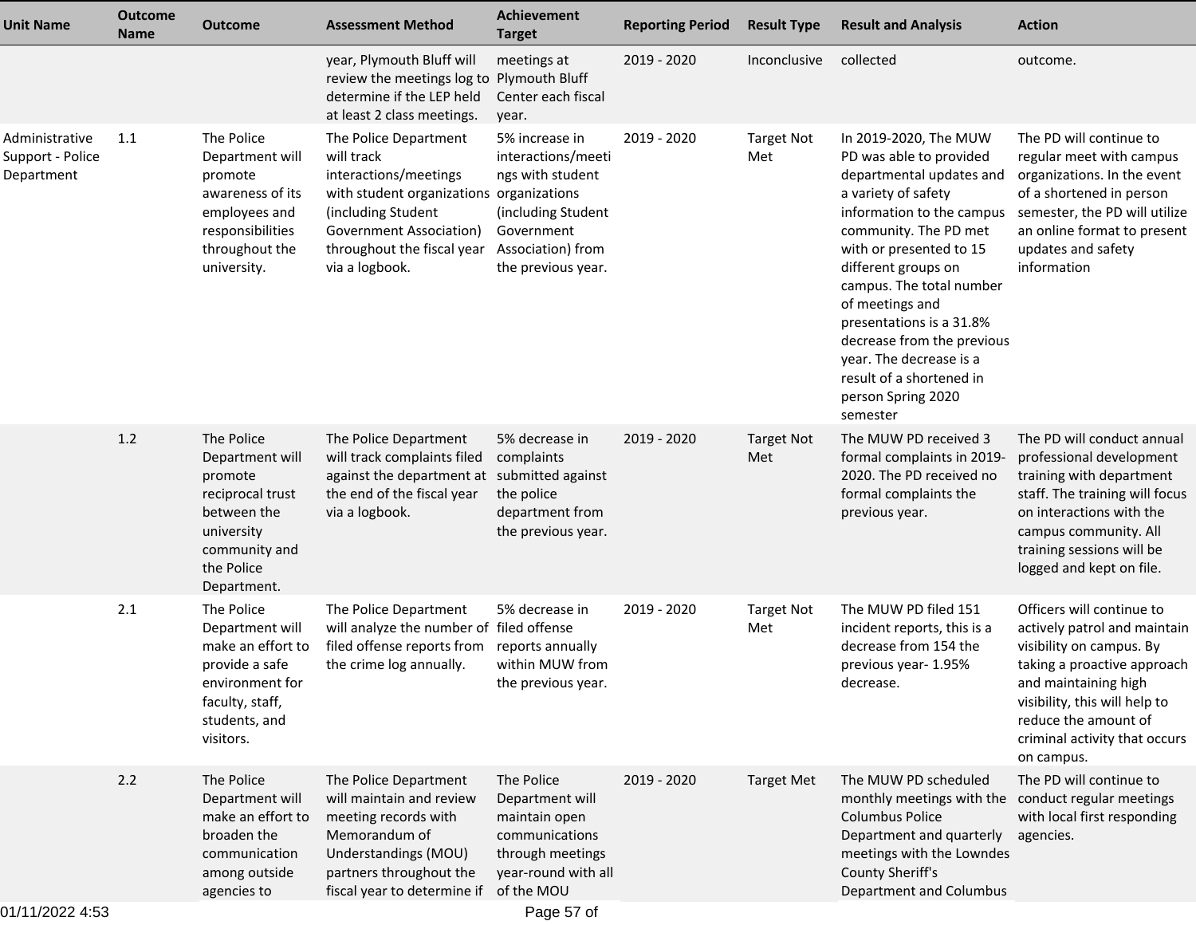| Unit Name | Outcome Name | Outcome | Assessment Method | Achievement Target | Reporting Period | Result Type | Result and Analysis | Action |
|---|---|---|---|---|---|---|---|---|
| | | | year, Plymouth Bluff will review the meetings log to determine if the LEP held at least 2 class meetings. | meetings at Plymouth Bluff Center each fiscal year. | 2019 - 2020 | Inconclusive | collected | outcome. |
| Administrative Support - Police Department | 1.1 | The Police Department will promote awareness of its employees and responsibilities throughout the university. | The Police Department will track interactions/meetings with student organizations (including Student Government Association) throughout the fiscal year via a logbook. | 5% increase in interactions/meetings with student organizations (including Student Government Association) from the previous year. | 2019 - 2020 | Target Not Met | In 2019-2020, The MUW PD was able to provided departmental updates and a variety of safety information to the campus community. The PD met with or presented to 15 different groups on campus. The total number of meetings and presentations is a 31.8% decrease from the previous year. The decrease is a result of a shortened in person Spring 2020 semester | The PD will continue to regular meet with campus organizations. In the event of a shortened in person semester, the PD will utilize an online format to present updates and safety information |
| | 1.2 | The Police Department will promote reciprocal trust between the university community and the Police Department. | The Police Department will track complaints filed against the department at the end of the fiscal year via a logbook. | 5% decrease in complaints submitted against the police department from the previous year. | 2019 - 2020 | Target Not Met | The MUW PD received 3 formal complaints in 2019-2020. The PD received no formal complaints the previous year. | The PD will conduct annual professional development training with department staff. The training will focus on interactions with the campus community. All training sessions will be logged and kept on file. |
| | 2.1 | The Police Department will make an effort to provide a safe environment for faculty, staff, students, and visitors. | The Police Department will analyze the number of filed offense reports from the crime log annually. | 5% decrease in filed offense reports annually within MUW from the previous year. | 2019 - 2020 | Target Not Met | The MUW PD filed 151 incident reports, this is a decrease from 154 the previous year- 1.95% decrease. | Officers will continue to actively patrol and maintain visibility on campus. By taking a proactive approach and maintaining high visibility, this will help to reduce the amount of criminal activity that occurs on campus. |
| | 2.2 | The Police Department will make an effort to broaden the communication among outside agencies to | The Police Department will maintain and review meeting records with Memorandum of Understandings (MOU) partners throughout the fiscal year to determine if | The Police Department will maintain open communications through meetings year-round with all of the MOU | 2019 - 2020 | Target Met | The MUW PD scheduled monthly meetings with the Columbus Police Department and quarterly meetings with the Lowndes County Sheriff's Department and Columbus | The PD will continue to conduct regular meetings with local first responding agencies. |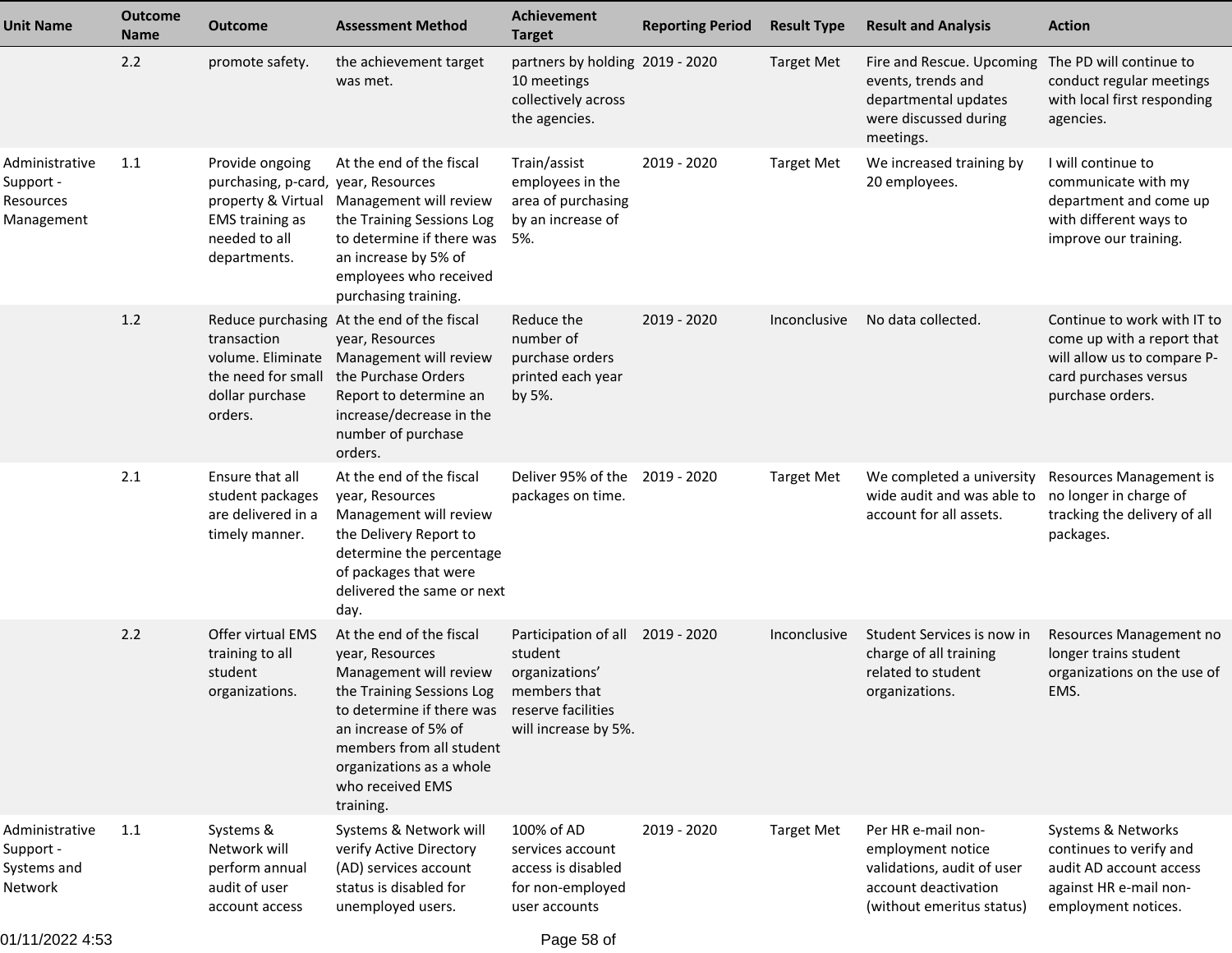| Unit Name | Outcome Name | Outcome | Assessment Method | Achievement Target | Reporting Period | Result Type | Result and Analysis | Action |
|---|---|---|---|---|---|---|---|---|
| | 2.2 | promote safety. | the achievement target was met. | partners by holding 10 meetings collectively across the agencies. | 2019 - 2020 | Target Met | Fire and Rescue. Upcoming events, trends and departmental updates were discussed during meetings. | The PD will continue to conduct regular meetings with local first responding agencies. |
| Administrative Support - Resources Management | 1.1 | Provide ongoing purchasing, p-card, property & Virtual EMS training as needed to all departments. | At the end of the fiscal year, Resources Management will review the Training Sessions Log to determine if there was an increase by 5% of employees who received purchasing training. | Train/assist employees in the area of purchasing by an increase of 5%. | 2019 - 2020 | Target Met | We increased training by 20 employees. | I will continue to communicate with my department and come up with different ways to improve our training. |
| | 1.2 | Reduce purchasing transaction volume. Eliminate the need for small dollar purchase orders. | At the end of the fiscal year, Resources Management will review the Purchase Orders Report to determine an increase/decrease in the number of purchase orders. | Reduce the number of purchase orders printed each year by 5%. | 2019 - 2020 | Inconclusive | No data collected. | Continue to work with IT to come up with a report that will allow us to compare P-card purchases versus purchase orders. |
| | 2.1 | Ensure that all student packages are delivered in a timely manner. | At the end of the fiscal year, Resources Management will review the Delivery Report to determine the percentage of packages that were delivered the same or next day. | Deliver 95% of the packages on time. | 2019 - 2020 | Target Met | We completed a university wide audit and was able to account for all assets. | Resources Management is no longer in charge of tracking the delivery of all packages. |
| | 2.2 | Offer virtual EMS training to all student organizations. | At the end of the fiscal year, Resources Management will review the Training Sessions Log to determine if there was an increase of 5% of members from all student organizations as a whole who received EMS training. | Participation of all student organizations' members that reserve facilities will increase by 5%. | 2019 - 2020 | Inconclusive | Student Services is now in charge of all training related to student organizations. | Resources Management no longer trains student organizations on the use of EMS. |
| Administrative Support - Systems and Network | 1.1 | Systems & Network will perform annual audit of user account access | Systems & Network will verify Active Directory (AD) services account status is disabled for unemployed users. | 100% of AD services account access is disabled for non-employed user accounts | 2019 - 2020 | Target Met | Per HR e-mail non-employment notice validations, audit of user account deactivation (without emeritus status) | Systems & Networks continues to verify and audit AD account access against HR e-mail non-employment notices. |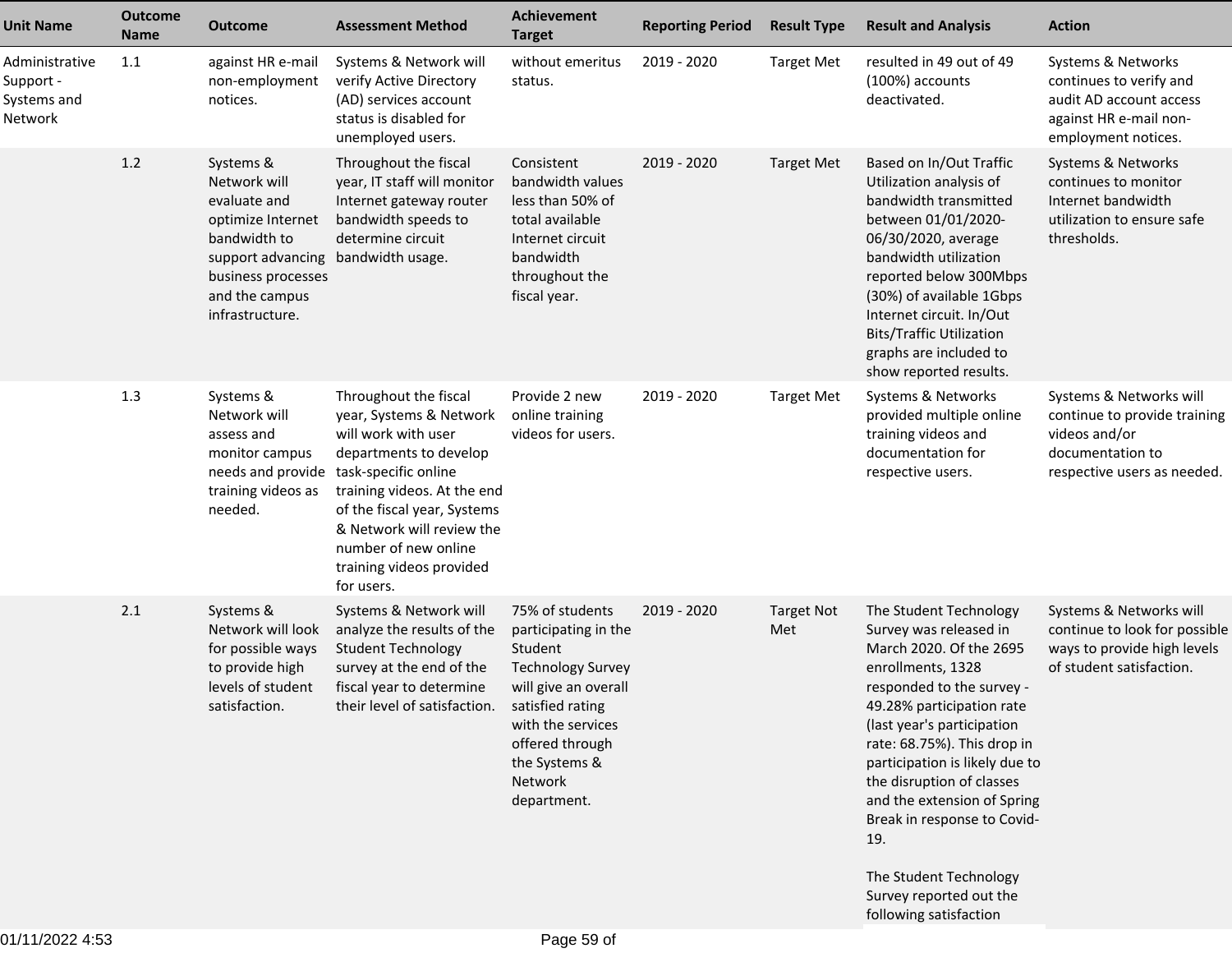| Unit Name | Outcome Name | Outcome | Assessment Method | Achievement Target | Reporting Period | Result Type | Result and Analysis | Action |
|---|---|---|---|---|---|---|---|---|
| Administrative Support - Systems and Network | 1.1 | against HR e-mail non-employment notices. | Systems & Network will verify Active Directory (AD) services account status is disabled for unemployed users. | without emeritus status. | 2019 - 2020 | Target Met | resulted in 49 out of 49 (100%) accounts deactivated. | Systems & Networks continues to verify and audit AD account access against HR e-mail non-employment notices. |
| | 1.2 | Systems & Network will evaluate and optimize Internet bandwidth to support advancing business processes and the campus infrastructure. | Throughout the fiscal year, IT staff will monitor Internet gateway router bandwidth speeds to determine circuit bandwidth usage. | Consistent bandwidth values less than 50% of total available Internet circuit bandwidth throughout the fiscal year. | 2019 - 2020 | Target Met | Based on In/Out Traffic Utilization analysis of bandwidth transmitted between 01/01/2020-06/30/2020, average bandwidth utilization reported below 300Mbps (30%) of available 1Gbps Internet circuit. In/Out Bits/Traffic Utilization graphs are included to show reported results. | Systems & Networks continues to monitor Internet bandwidth utilization to ensure safe thresholds. |
| | 1.3 | Systems & Network will assess and monitor campus needs and provide training videos as needed. | Throughout the fiscal year, Systems & Network will work with user departments to develop task-specific online training videos. At the end of the fiscal year, Systems & Network will review the number of new online training videos provided for users. | Provide 2 new online training videos for users. | 2019 - 2020 | Target Met | Systems & Networks provided multiple online training videos and documentation for respective users. | Systems & Networks will continue to provide training videos and/or documentation to respective users as needed. |
| | 2.1 | Systems & Network will look for possible ways to provide high levels of student satisfaction. | Systems & Network will analyze the results of the Student Technology survey at the end of the fiscal year to determine their level of satisfaction. | 75% of students participating in the Student Technology Survey will give an overall satisfied rating with the services offered through the Systems & Network department. | 2019 - 2020 | Target Not Met | The Student Technology Survey was released in March 2020. Of the 2695 enrollments, 1328 responded to the survey - 49.28% participation rate (last year's participation rate: 68.75%). This drop in participation is likely due to the disruption of classes and the extension of Spring Break in response to Covid-19.<br><br>The Student Technology Survey reported out the following satisfaction | Systems & Networks will continue to look for possible ways to provide high levels of student satisfaction. |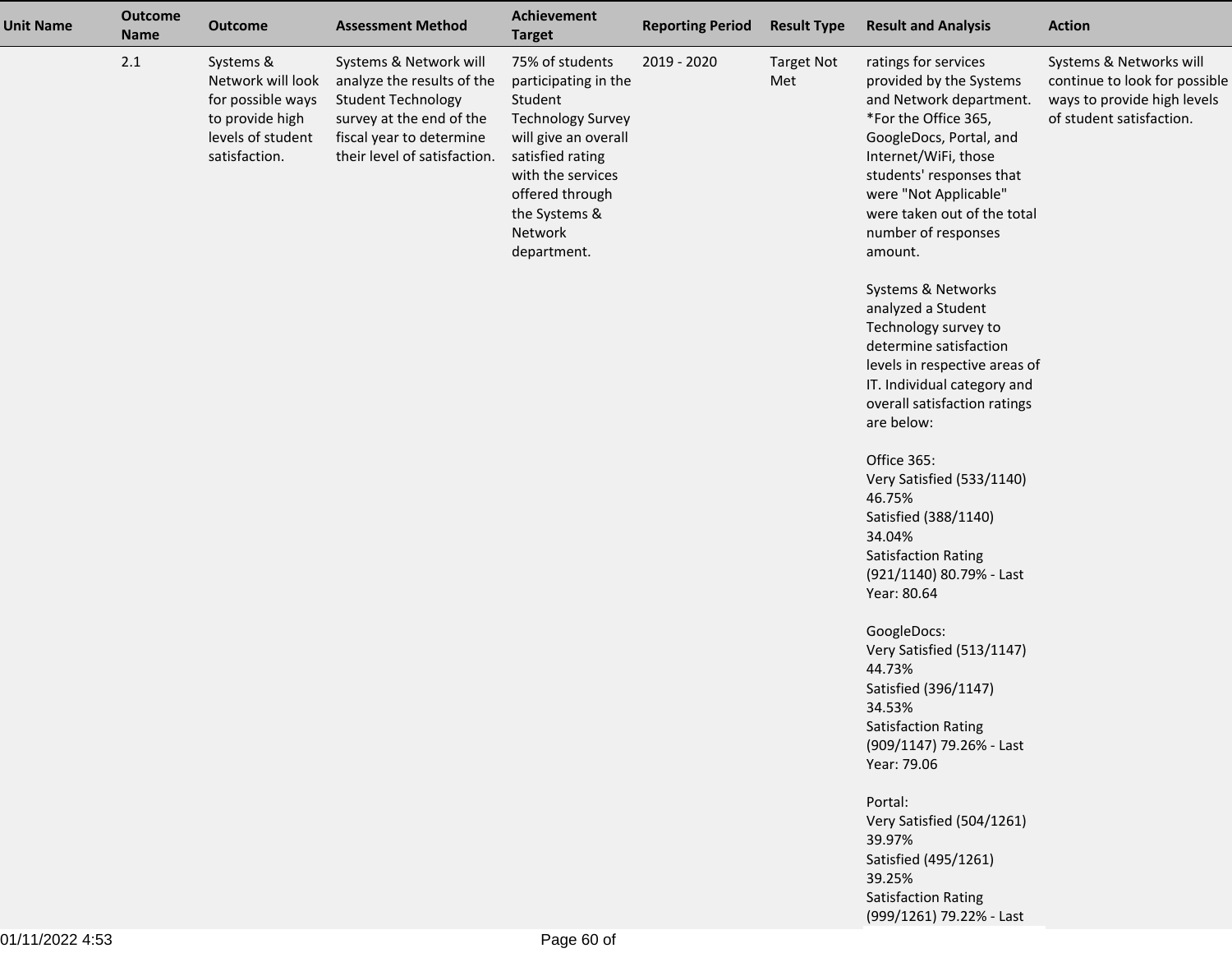| Unit Name | Outcome Name | Outcome | Assessment Method | Achievement Target | Reporting Period | Result Type | Result and Analysis | Action |
|---|---|---|---|---|---|---|---|---|
| | 2.1 | Systems & Network will look for possible ways to provide high levels of student satisfaction. | Systems & Network will analyze the results of the Student Technology survey at the end of the fiscal year to determine their level of satisfaction. | 75% of students participating in the Student Technology Survey will give an overall satisfied rating with the services offered through the Systems & Network department. | 2019 - 2020 | Target Not Met | ratings for services provided by the Systems and Network department. *For the Office 365, GoogleDocs, Portal, and Internet/WiFi, those students' responses that were "Not Applicable" were taken out of the total number of responses amount.<br><br>Systems & Networks analyzed a Student Technology survey to determine satisfaction levels in respective areas of IT. Individual category and overall satisfaction ratings are below:<br><br>Office 365:<br>Very Satisfied (533/1140) 46.75%<br>Satisfied (388/1140) 34.04%<br>Satisfaction Rating (921/1140) 80.79% - Last Year: 80.64<br><br>GoogleDocs:<br>Very Satisfied (513/1147) 44.73%<br>Satisfied (396/1147) 34.53%<br>Satisfaction Rating (909/1147) 79.26% - Last Year: 79.06<br><br>Portal:<br>Very Satisfied (504/1261) 39.97%<br>Satisfied (495/1261) 39.25%<br>Satisfaction Rating (999/1261) 79.22% - Last | Systems & Networks will continue to look for possible ways to provide high levels of student satisfaction. |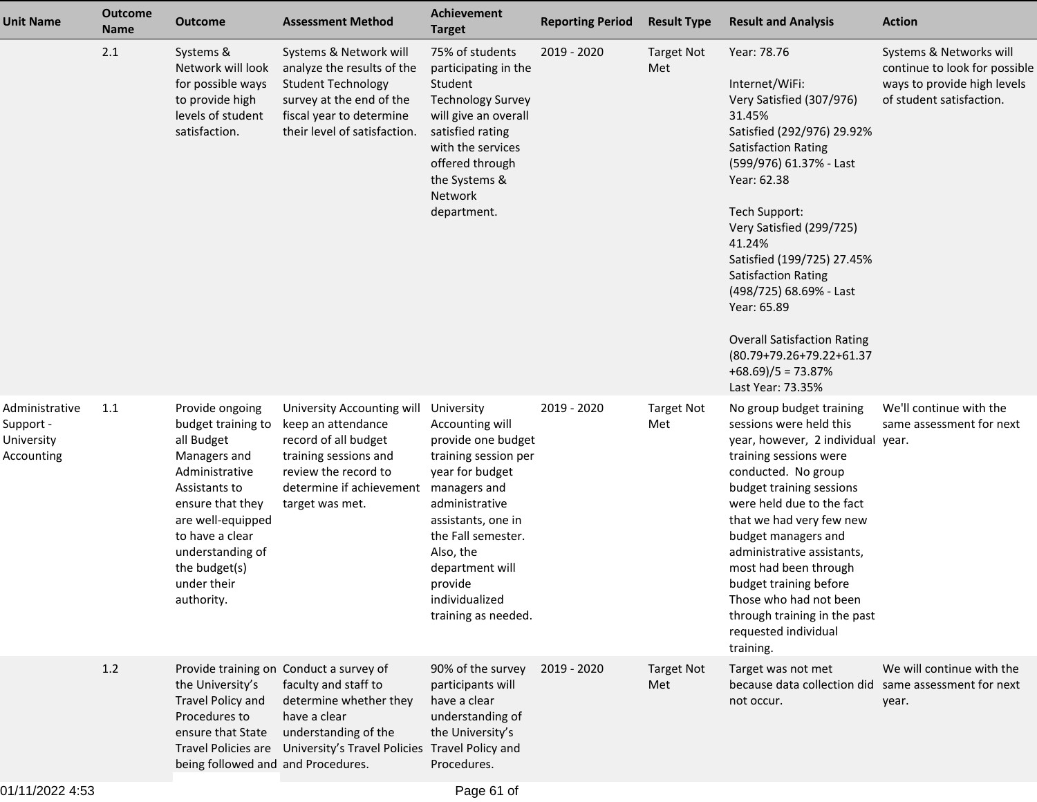| Unit Name | Outcome Name | Outcome | Assessment Method | Achievement Target | Reporting Period | Result Type | Result and Analysis | Action |
|---|---|---|---|---|---|---|---|---|
| | 2.1 | Systems & Network will look for possible ways to provide high levels of student satisfaction. | Systems & Network will analyze the results of the Student Technology survey at the end of the fiscal year to determine their level of satisfaction. | 75% of students participating in the Student Technology Survey will give an overall satisfied rating with the services offered through the Systems & Network department. | 2019 - 2020 | Target Not Met | Year: 78.76<br><br>Internet/WiFi:<br>Very Satisfied (307/976) 31.45%<br>Satisfied (292/976) 29.92%<br>Satisfaction Rating (599/976) 61.37% - Last Year: 62.38<br><br>Tech Support:<br>Very Satisfied (299/725) 41.24%<br>Satisfied (199/725) 27.45%<br>Satisfaction Rating (498/725) 68.69% - Last Year: 65.89<br><br>Overall Satisfaction Rating (80.79+79.26+79.22+61.37 +68.69)/5 = 73.87%<br>Last Year: 73.35% | Systems & Networks will continue to look for possible ways to provide high levels of student satisfaction. |
| Administrative Support - University Accounting | 1.1 | Provide ongoing budget training to all Budget Managers and Administrative Assistants to ensure that they are well-equipped to have a clear understanding of the budget(s) under their authority. | University Accounting will keep an attendance record of all budget training sessions and review the record to determine if achievement target was met. | University Accounting will provide one budget training session per year for budget managers and administrative assistants, one in the Fall semester. Also, the department will provide individualized training as needed. | 2019 - 2020 | Target Not Met | No group budget training sessions were held this year, however, 2 individual training sessions were conducted. No group budget training sessions were held due to the fact that we had very few new budget managers and administrative assistants, most had been through budget training before Those who had not been through training in the past requested individual training. | We'll continue with the same assessment for next year. |
| | 1.2 | Provide training on the University's Travel Policy and Procedures to ensure that State Travel Policies are being followed and | Conduct a survey of faculty and staff to determine whether they have a clear understanding of the University's Travel Policies and Procedures. | 90% of the survey participants will have a clear understanding of the University's Travel Policy and Procedures. | 2019 - 2020 | Target Not Met | Target was not met because data collection did not occur. | We will continue with the same assessment for next year. |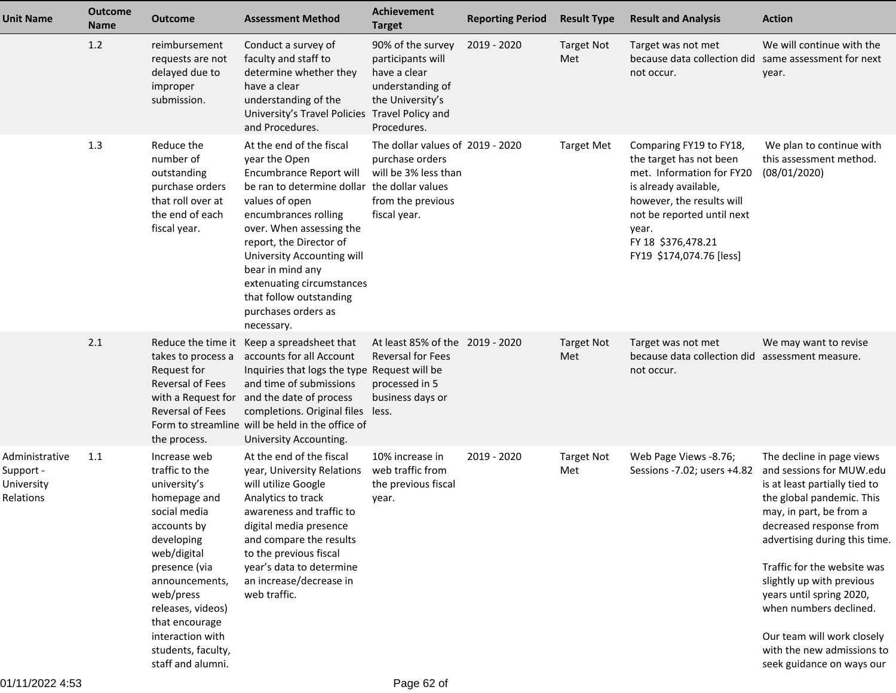| Unit Name | Outcome Name | Outcome | Assessment Method | Achievement Target | Reporting Period | Result Type | Result and Analysis | Action |
|---|---|---|---|---|---|---|---|---|
| | 1.2 | reimbursement requests are not delayed due to improper submission. | Conduct a survey of faculty and staff to determine whether they have a clear understanding of the University's Travel Policies and Procedures. | 90% of the survey participants will have a clear understanding of the University's Travel Policy and Procedures. | 2019 - 2020 | Target Not Met | Target was not met because data collection did not occur. | We will continue with the same assessment for next year. |
| | 1.3 | Reduce the number of outstanding purchase orders that roll over at the end of each fiscal year. | At the end of the fiscal year the Open Encumbrance Report will be ran to determine dollar values of open encumbrances rolling over. When assessing the report, the Director of University Accounting will bear in mind any extenuating circumstances that follow outstanding purchases orders as necessary. | The dollar values of purchase orders will be 3% less than the dollar values from the previous fiscal year. | 2019 - 2020 | Target Met | Comparing FY19 to FY18, the target has not been met. Information for FY20 is already available, however, the results will not be reported until next year.<br>FY 18 $376,478.21<br>FY19 $174,074.76 [less] | We plan to continue with this assessment method. (08/01/2020) |
| | 2.1 | Reduce the time it takes to process a Request for Reversal of Fees with a Request for Reversal of Fees Form to streamline the process. | Keep a spreadsheet that accounts for all Account Inquiries that logs the type and time of submissions and the date of process completions. Original files will be held in the office of University Accounting. | At least 85% of the Reversal for Fees Request will be processed in 5 business days or less. | 2019 - 2020 | Target Not Met | Target was not met because data collection did not occur. | We may want to revise assessment measure. |
| Administrative Support - University Relations | 1.1 | Increase web traffic to the university's homepage and social media accounts by developing web/digital presence (via announcements, web/press releases, videos) that encourage interaction with students, faculty, staff and alumni. | At the end of the fiscal year, University Relations will utilize Google Analytics to track awareness and traffic to digital media presence and compare the results to the previous fiscal year's data to determine an increase/decrease in web traffic. | 10% increase in web traffic from the previous fiscal year. | 2019 - 2020 | Target Not Met | Web Page Views -8.76; Sessions -7.02; users +4.82 | The decline in page views and sessions for MUW.edu is at least partially tied to the global pandemic. This may, in part, be from a decreased response from advertising during this time.<br><br>Traffic for the website was slightly up with previous years until spring 2020, when numbers declined.<br><br>Our team will work closely with the new admissions to seek guidance on ways our |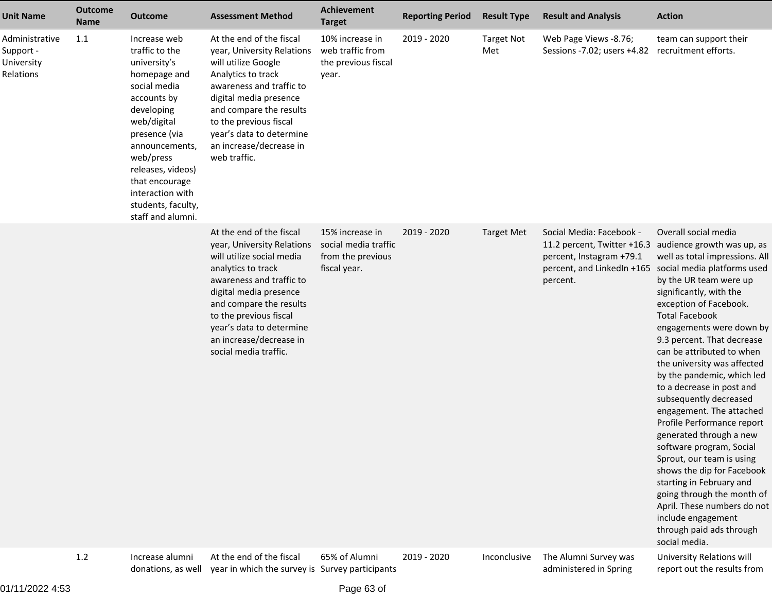| Unit Name | Outcome Name | Outcome | Assessment Method | Achievement Target | Reporting Period | Result Type | Result and Analysis | Action |
|---|---|---|---|---|---|---|---|---|
| Administrative Support - University Relations | 1.1 | Increase web traffic to the university's homepage and social media accounts by developing web/digital presence (via announcements, web/press releases, videos) that encourage interaction with students, faculty, staff and alumni. | At the end of the fiscal year, University Relations will utilize Google Analytics to track awareness and traffic to digital media presence and compare the results to the previous fiscal year's data to determine an increase/decrease in web traffic. | 10% increase in web traffic from the previous fiscal year. | 2019 - 2020 | Target Not Met | Web Page Views -8.76; Sessions -7.02; users +4.82 | team can support their recruitment efforts. |
| | | | At the end of the fiscal year, University Relations will utilize social media analytics to track awareness and traffic to digital media presence and compare the results to the previous fiscal year's data to determine an increase/decrease in social media traffic. | 15% increase in social media traffic from the previous fiscal year. | 2019 - 2020 | Target Met | Social Media: Facebook - 11.2 percent, Twitter +16.3 percent, Instagram +79.1 percent, and LinkedIn +165 percent. | Overall social media audience growth was up, as well as total impressions. All social media platforms used by the UR team were up significantly, with the exception of Facebook. Total Facebook engagements were down by 9.3 percent. That decrease can be attributed to when the university was affected by the pandemic, which led to a decrease in post and subsequently decreased engagement. The attached Profile Performance report generated through a new software program, Social Sprout, our team is using shows the dip for Facebook starting in February and going through the month of April. These numbers do not include engagement through paid ads through social media. |
| | 1.2 | Increase alumni donations, as well | At the end of the fiscal year in which the survey is | 65% of Alumni Survey participants | 2019 - 2020 | Inconclusive | The Alumni Survey was administered in Spring | University Relations will report out the results from |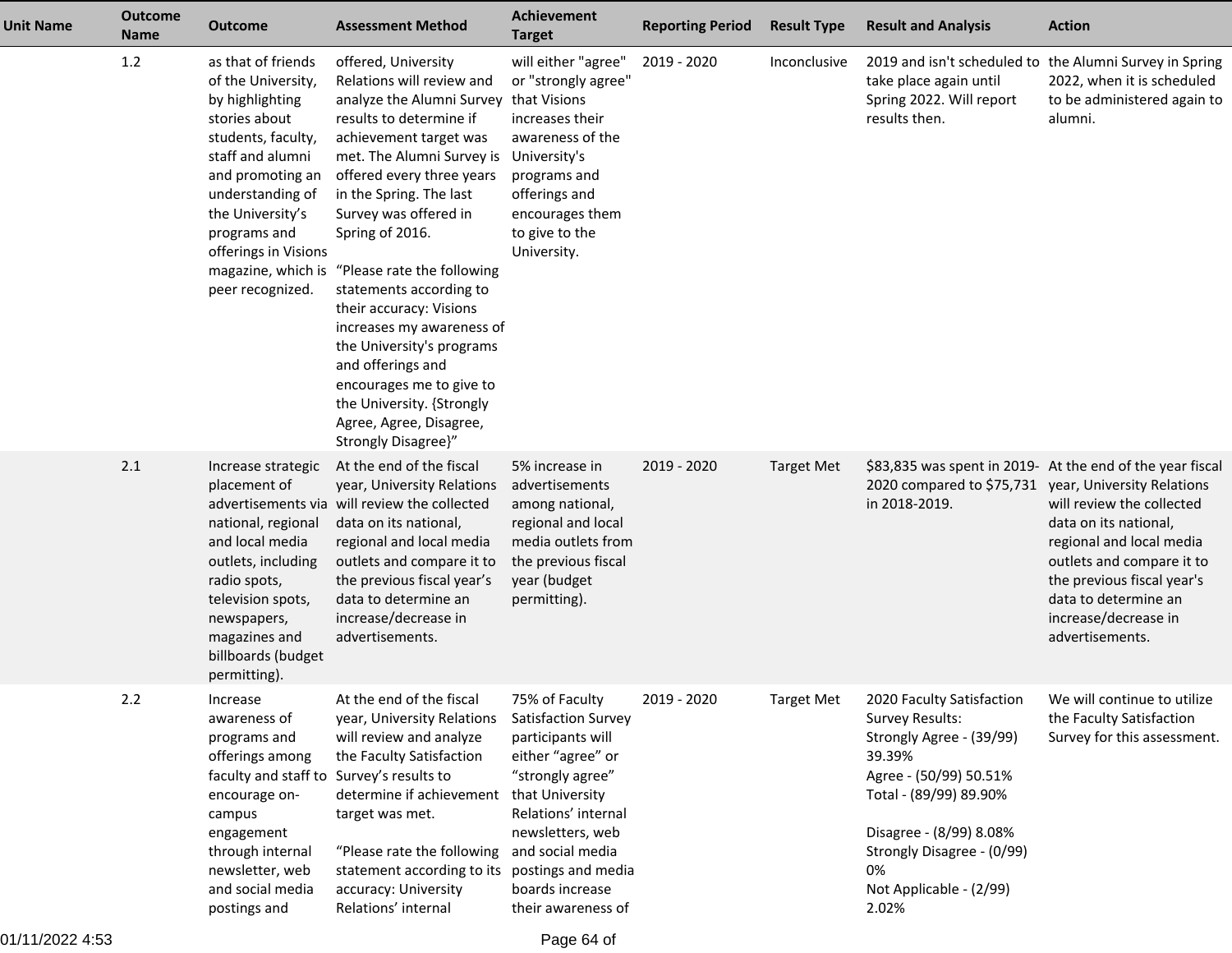| Unit Name | Outcome Name | Outcome | Assessment Method | Achievement Target | Reporting Period | Result Type | Result and Analysis | Action |
|---|---|---|---|---|---|---|---|---|
| | 1.2 | as that of friends of the University, by highlighting stories about students, faculty, staff and alumni and promoting an understanding of the University's programs and offerings in Visions magazine, which is peer recognized. | offered, University Relations will review and analyze the Alumni Survey results to determine if achievement target was met. The Alumni Survey is offered every three years in the Spring. The last Survey was offered in Spring of 2016.<br><br>"Please rate the following statements according to their accuracy: Visions increases my awareness of the University's programs and offerings and encourages me to give to the University. {Strongly Agree, Agree, Disagree, Strongly Disagree}" | will either "agree" or "strongly agree" that Visions increases their awareness of the University's programs and offerings and encourages them to give to the University. | 2019 - 2020 | Inconclusive | 2019 and isn't scheduled to take place again until Spring 2022. Will report results then. | the Alumni Survey in Spring 2022, when it is scheduled to be administered again to alumni. |
| | 2.1 | Increase strategic placement of advertisements via national, regional and local media outlets, including radio spots, television spots, newspapers, magazines and billboards (budget permitting). | At the end of the fiscal year, University Relations will review the collected data on its national, regional and local media outlets and compare it to the previous fiscal year's data to determine an increase/decrease in advertisements. | 5% increase in advertisements among national, regional and local media outlets from the previous fiscal year (budget permitting). | 2019 - 2020 | Target Met | $83,835 was spent in 2019-2020 compared to $75,731 in 2018-2019. | At the end of the year fiscal year, University Relations will review the collected data on its national, regional and local media outlets and compare it to the previous fiscal year's data to determine an increase/decrease in advertisements. |
| | 2.2 | Increase awareness of programs and offerings among faculty and staff to encourage on-campus engagement through internal newsletter, web and social media postings and | At the end of the fiscal year, University Relations will review and analyze the Faculty Satisfaction Survey's results to determine if achievement target was met.<br><br>"Please rate the following statement according to its accuracy: University Relations' internal | 75% of Faculty Satisfaction Survey participants will either "agree" or "strongly agree" that University Relations' internal newsletters, web and social media postings and media boards increase their awareness of | 2019 - 2020 | Target Met | 2020 Faculty Satisfaction Survey Results:<br>Strongly Agree - (39/99) 39.39%<br>Agree - (50/99) 50.51%<br>Total - (89/99) 89.90%<br><br>Disagree - (8/99) 8.08%<br>Strongly Disagree - (0/99) 0%<br>Not Applicable - (2/99) 2.02% | We will continue to utilize the Faculty Satisfaction Survey for this assessment. |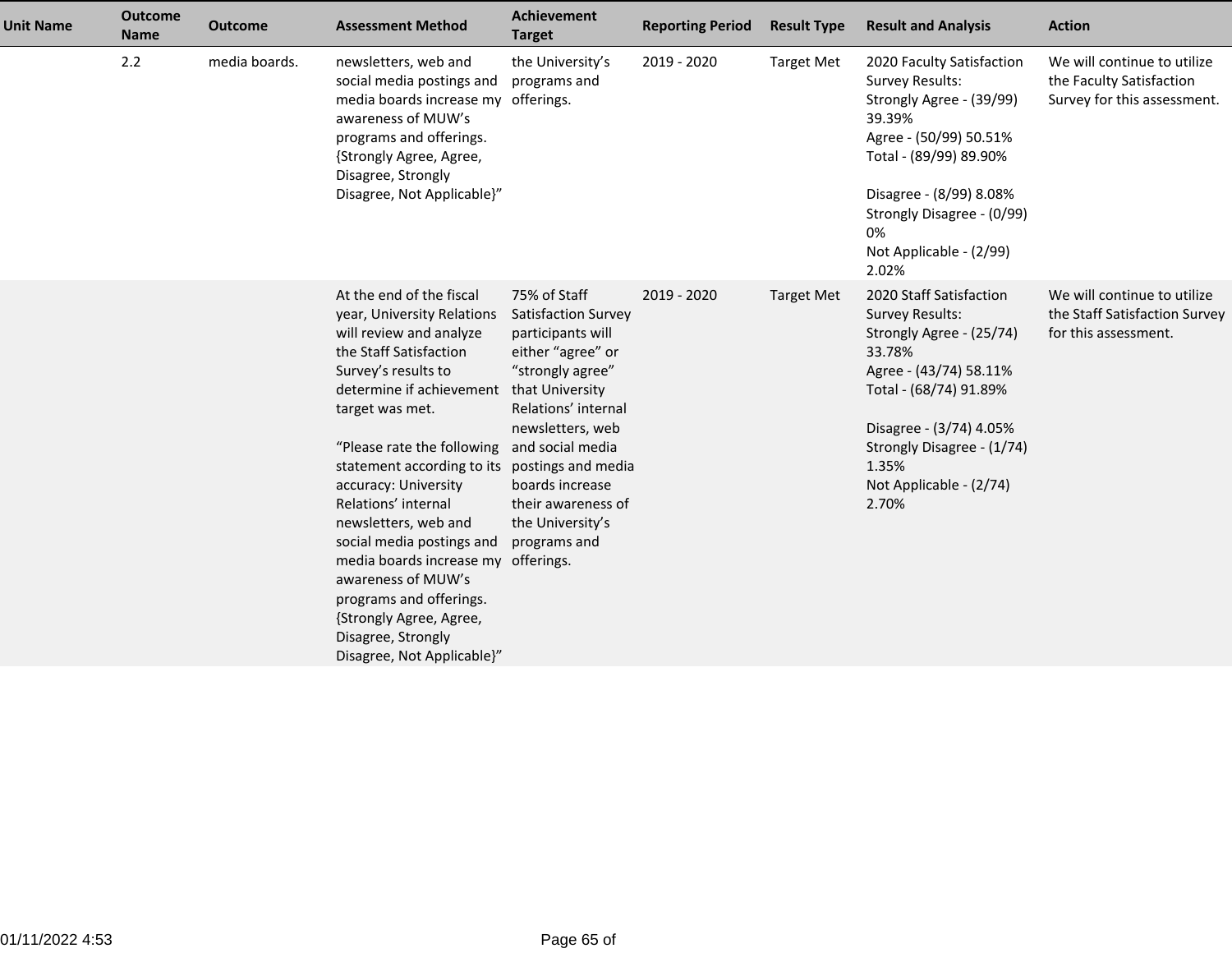| Unit Name | Outcome Name | Outcome | Assessment Method | Achievement Target | Reporting Period | Result Type | Result and Analysis | Action |
|---|---|---|---|---|---|---|---|---|
| | 2.2 | media boards. | newsletters, web and social media postings and media boards increase my awareness of MUW's programs and offerings. {Strongly Agree, Agree, Disagree, Strongly Disagree, Not Applicable}" | the University's programs and offerings. | 2019 - 2020 | Target Met | 2020 Faculty Satisfaction Survey Results:<br>Strongly Agree - (39/99) 39.39%<br>Agree - (50/99) 50.51%<br>Total - (89/99) 89.90%<br><br>Disagree - (8/99) 8.08%<br>Strongly Disagree - (0/99) 0%<br>Not Applicable - (2/99) 2.02% | We will continue to utilize the Faculty Satisfaction Survey for this assessment. |
| | | | At the end of the fiscal year, University Relations will review and analyze the Staff Satisfaction Survey's results to determine if achievement target was met.<br><br>"Please rate the following statement according to its accuracy: University Relations' internal newsletters, web and social media postings and media boards increase my awareness of MUW's programs and offerings. {Strongly Agree, Agree, Disagree, Strongly Disagree, Not Applicable}" | 75% of Staff Satisfaction Survey participants will either "agree" or "strongly agree" that University Relations' internal newsletters, web and social media postings and media boards increase their awareness of the University's programs and offerings. | 2019 - 2020 | Target Met | 2020 Staff Satisfaction Survey Results:<br>Strongly Agree - (25/74) 33.78%<br>Agree - (43/74) 58.11%<br>Total - (68/74) 91.89%<br><br>Disagree - (3/74) 4.05%<br>Strongly Disagree - (1/74) 1.35%<br>Not Applicable - (2/74) 2.70% | We will continue to utilize the Staff Satisfaction Survey for this assessment. |

01/11/2022 4:53